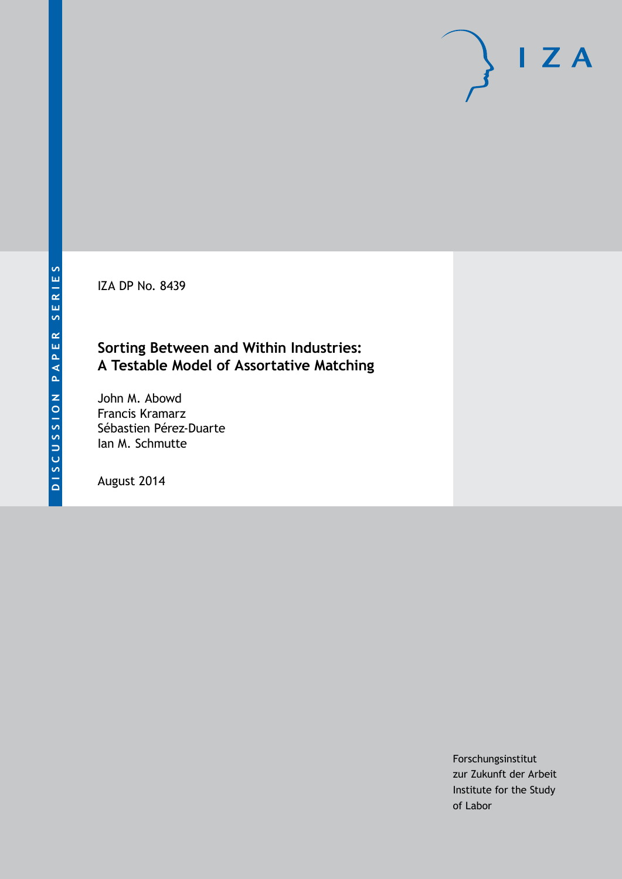DISCUSSION PAPER SERIES

IZA DP No. 8439

# Sorting Between and Within Industries: A Testable Model of Assortative Matching

John M. Abowd
Francis Kramarz
Sébastien Pérez-Duarte
Ian M. Schmutte

August 2014

Forschungsinstitut
zur Zukunft der Arbeit
Institute for the Study
of Labor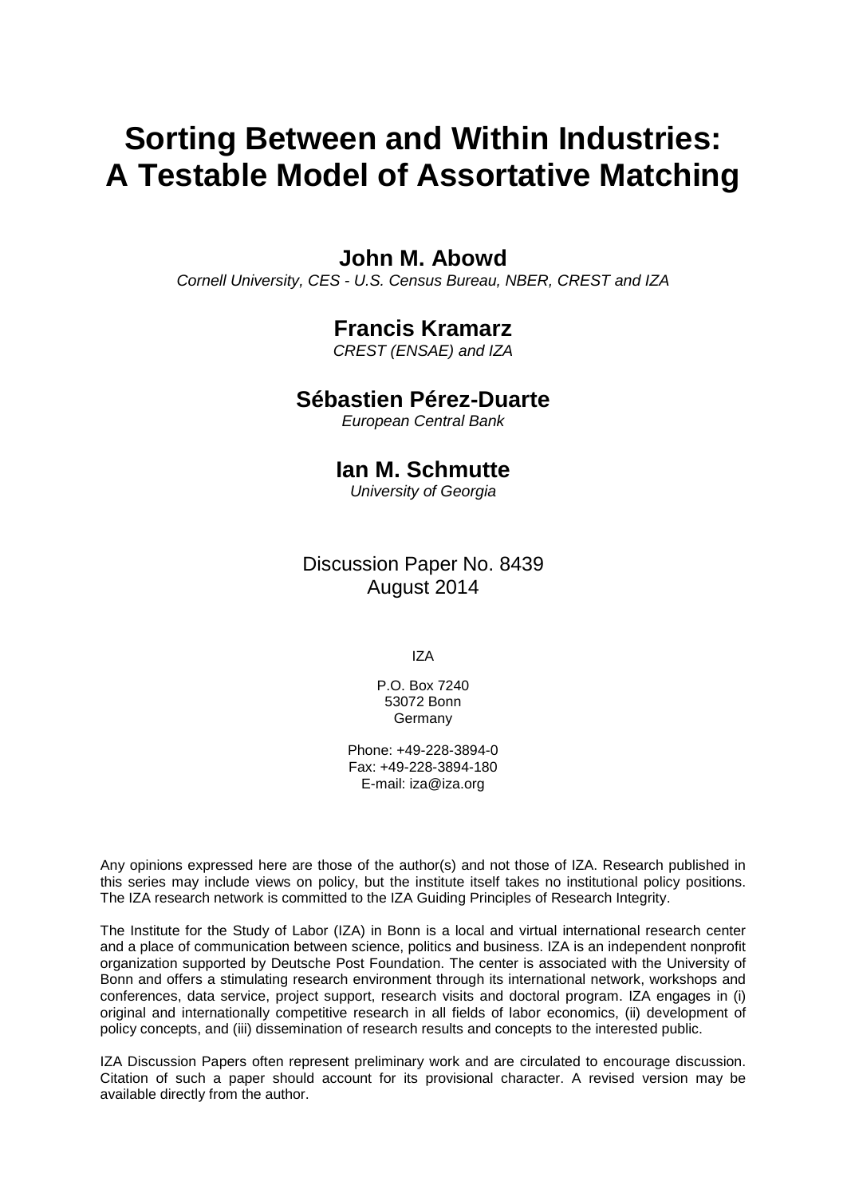# Sorting Between and Within Industries: A Testable Model of Assortative Matching

**John M. Abowd**

*Cornell University, CES - U.S. Census Bureau, NBER, CREST and IZA*

**Francis Kramarz**

*CREST (ENSAE) and IZA*

**Sébastien Pérez-Duarte**

*European Central Bank*

**Ian M. Schmutte**

*University of Georgia*

Discussion Paper No. 8439
August 2014

IZA

P.O. Box 7240
53072 Bonn
Germany

Phone: +49-228-3894-0
Fax: +49-228-3894-180
E-mail: iza@iza.org

Any opinions expressed here are those of the author(s) and not those of IZA. Research published in this series may include views on policy, but the institute itself takes no institutional policy positions. The IZA research network is committed to the IZA Guiding Principles of Research Integrity.

The Institute for the Study of Labor (IZA) in Bonn is a local and virtual international research center and a place of communication between science, politics and business. IZA is an independent nonprofit organization supported by Deutsche Post Foundation. The center is associated with the University of Bonn and offers a stimulating research environment through its international network, workshops and conferences, data service, project support, research visits and doctoral program. IZA engages in (i) original and internationally competitive research in all fields of labor economics, (ii) development of policy concepts, and (iii) dissemination of research results and concepts to the interested public.

IZA Discussion Papers often represent preliminary work and are circulated to encourage discussion. Citation of such a paper should account for its provisional character. A revised version may be available directly from the author.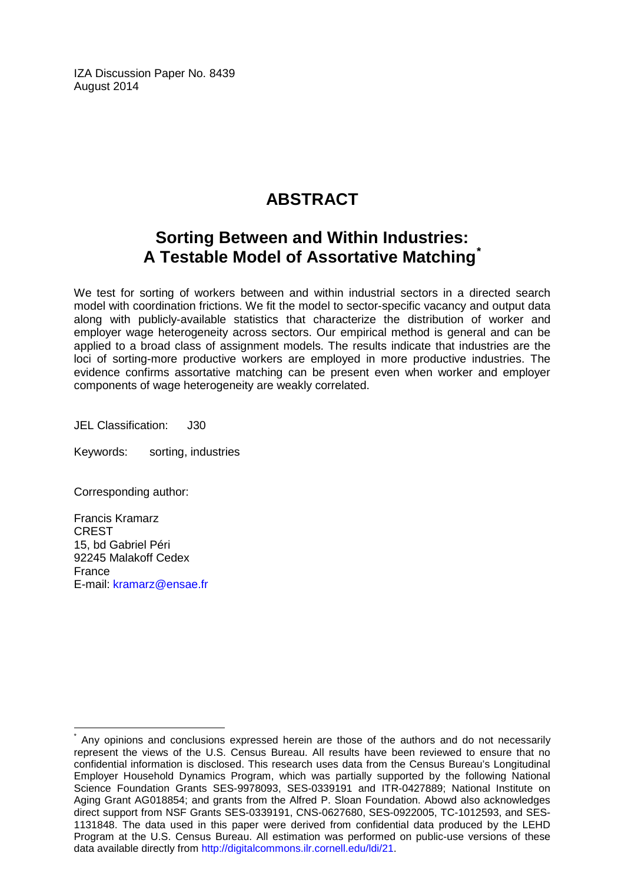IZA Discussion Paper No. 8439
August 2014

# ABSTRACT

## Sorting Between and Within Industries: A Testable Model of Assortative Matching[*]

We test for sorting of workers between and within industrial sectors in a directed search model with coordination frictions. We fit the model to sector-specific vacancy and output data along with publicly-available statistics that characterize the distribution of worker and employer wage heterogeneity across sectors. Our empirical method is general and can be applied to a broad class of assignment models. The results indicate that industries are the loci of sorting-more productive workers are employed in more productive industries. The evidence confirms assortative matching can be present even when worker and employer components of wage heterogeneity are weakly correlated.

JEL Classification: J30

Keywords: sorting, industries

Corresponding author:

Francis Kramarz
CREST
15, bd Gabriel Péri
92245 Malakoff Cedex
France
E-mail: kramarz@ensae.fr

---

[*] Any opinions and conclusions expressed herein are those of the authors and do not necessarily represent the views of the U.S. Census Bureau. All results have been reviewed to ensure that no confidential information is disclosed. This research uses data from the Census Bureau's Longitudinal Employer Household Dynamics Program, which was partially supported by the following National Science Foundation Grants SES-9978093, SES-0339191 and ITR-0427889; National Institute on Aging Grant AG018854; and grants from the Alfred P. Sloan Foundation. Abowd also acknowledges direct support from NSF Grants SES-0339191, CNS-0627680, SES-0922005, TC-1012593, and SES-1131848. The data used in this paper were derived from confidential data produced by the LEHD Program at the U.S. Census Bureau. All estimation was performed on public-use versions of these data available directly from http://digitalcommons.ilr.cornell.edu/ldi/21.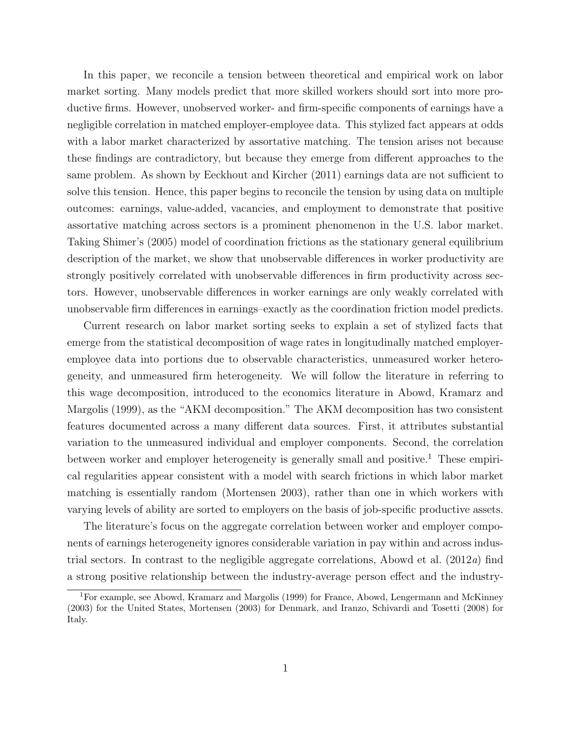In this paper, we reconcile a tension between theoretical and empirical work on labor market sorting. Many models predict that more skilled workers should sort into more productive firms. However, unobserved worker- and firm-specific components of earnings have a negligible correlation in matched employer-employee data. This stylized fact appears at odds with a labor market characterized by assortative matching. The tension arises not because these findings are contradictory, but because they emerge from different approaches to the same problem. As shown by Eeckhout and Kircher (2011) earnings data are not sufficient to solve this tension. Hence, this paper begins to reconcile the tension by using data on multiple outcomes: earnings, value-added, vacancies, and employment to demonstrate that positive assortative matching across sectors is a prominent phenomenon in the U.S. labor market. Taking Shimer's (2005) model of coordination frictions as the stationary general equilibrium description of the market, we show that unobservable differences in worker productivity are strongly positively correlated with unobservable differences in firm productivity across sectors. However, unobservable differences in worker earnings are only weakly correlated with unobservable firm differences in earnings–exactly as the coordination friction model predicts.

Current research on labor market sorting seeks to explain a set of stylized facts that emerge from the statistical decomposition of wage rates in longitudinally matched employer-employee data into portions due to observable characteristics, unmeasured worker heterogeneity, and unmeasured firm heterogeneity. We will follow the literature in referring to this wage decomposition, introduced to the economics literature in Abowd, Kramarz and Margolis (1999), as the "AKM decomposition." The AKM decomposition has two consistent features documented across a many different data sources. First, it attributes substantial variation to the unmeasured individual and employer components. Second, the correlation between worker and employer heterogeneity is generally small and positive.[1] These empirical regularities appear consistent with a model with search frictions in which labor market matching is essentially random (Mortensen 2003), rather than one in which workers with varying levels of ability are sorted to employers on the basis of job-specific productive assets.

The literature's focus on the aggregate correlation between worker and employer components of earnings heterogeneity ignores considerable variation in pay within and across industrial sectors. In contrast to the negligible aggregate correlations, Abowd et al. (2012*a*) find a strong positive relationship between the industry-average person effect and the industry-

[1] For example, see Abowd, Kramarz and Margolis (1999) for France, Abowd, Lengermann and McKinney (2003) for the United States, Mortensen (2003) for Denmark, and Iranzo, Schivardi and Tosetti (2008) for Italy.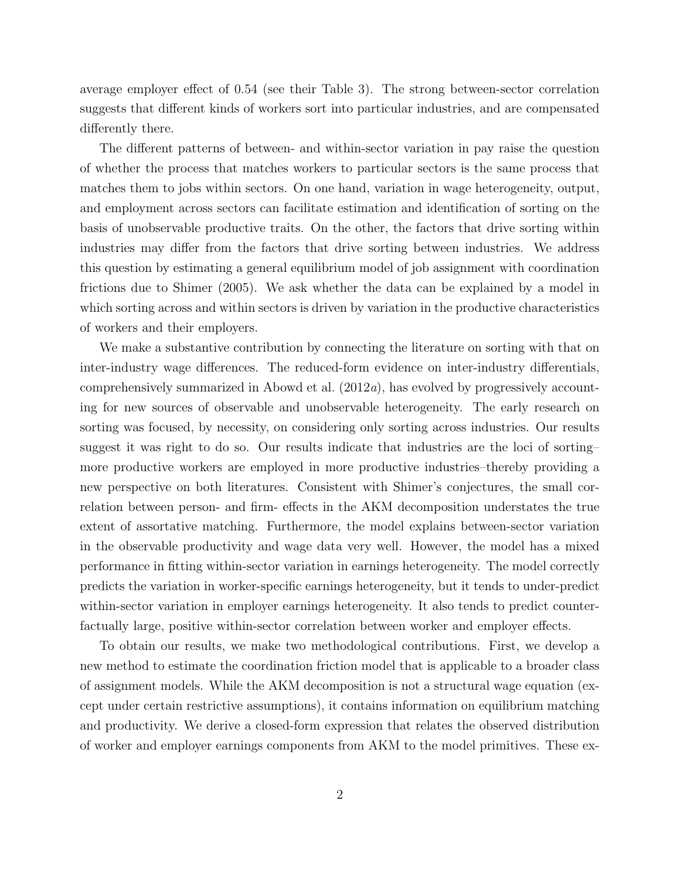average employer effect of 0.54 (see their Table 3). The strong between-sector correlation suggests that different kinds of workers sort into particular industries, and are compensated differently there.

The different patterns of between- and within-sector variation in pay raise the question of whether the process that matches workers to particular sectors is the same process that matches them to jobs within sectors. On one hand, variation in wage heterogeneity, output, and employment across sectors can facilitate estimation and identification of sorting on the basis of unobservable productive traits. On the other, the factors that drive sorting within industries may differ from the factors that drive sorting between industries. We address this question by estimating a general equilibrium model of job assignment with coordination frictions due to Shimer (2005). We ask whether the data can be explained by a model in which sorting across and within sectors is driven by variation in the productive characteristics of workers and their employers.

We make a substantive contribution by connecting the literature on sorting with that on inter-industry wage differences. The reduced-form evidence on inter-industry differentials, comprehensively summarized in Abowd et al. (2012*a*), has evolved by progressively accounting for new sources of observable and unobservable heterogeneity. The early research on sorting was focused, by necessity, on considering only sorting across industries. Our results suggest it was right to do so. Our results indicate that industries are the loci of sorting–more productive workers are employed in more productive industries–thereby providing a new perspective on both literatures. Consistent with Shimer's conjectures, the small correlation between person- and firm- effects in the AKM decomposition understates the true extent of assortative matching. Furthermore, the model explains between-sector variation in the observable productivity and wage data very well. However, the model has a mixed performance in fitting within-sector variation in earnings heterogeneity. The model correctly predicts the variation in worker-specific earnings heterogeneity, but it tends to under-predict within-sector variation in employer earnings heterogeneity. It also tends to predict counterfactually large, positive within-sector correlation between worker and employer effects.

To obtain our results, we make two methodological contributions. First, we develop a new method to estimate the coordination friction model that is applicable to a broader class of assignment models. While the AKM decomposition is not a structural wage equation (except under certain restrictive assumptions), it contains information on equilibrium matching and productivity. We derive a closed-form expression that relates the observed distribution of worker and employer earnings components from AKM to the model primitives. These ex-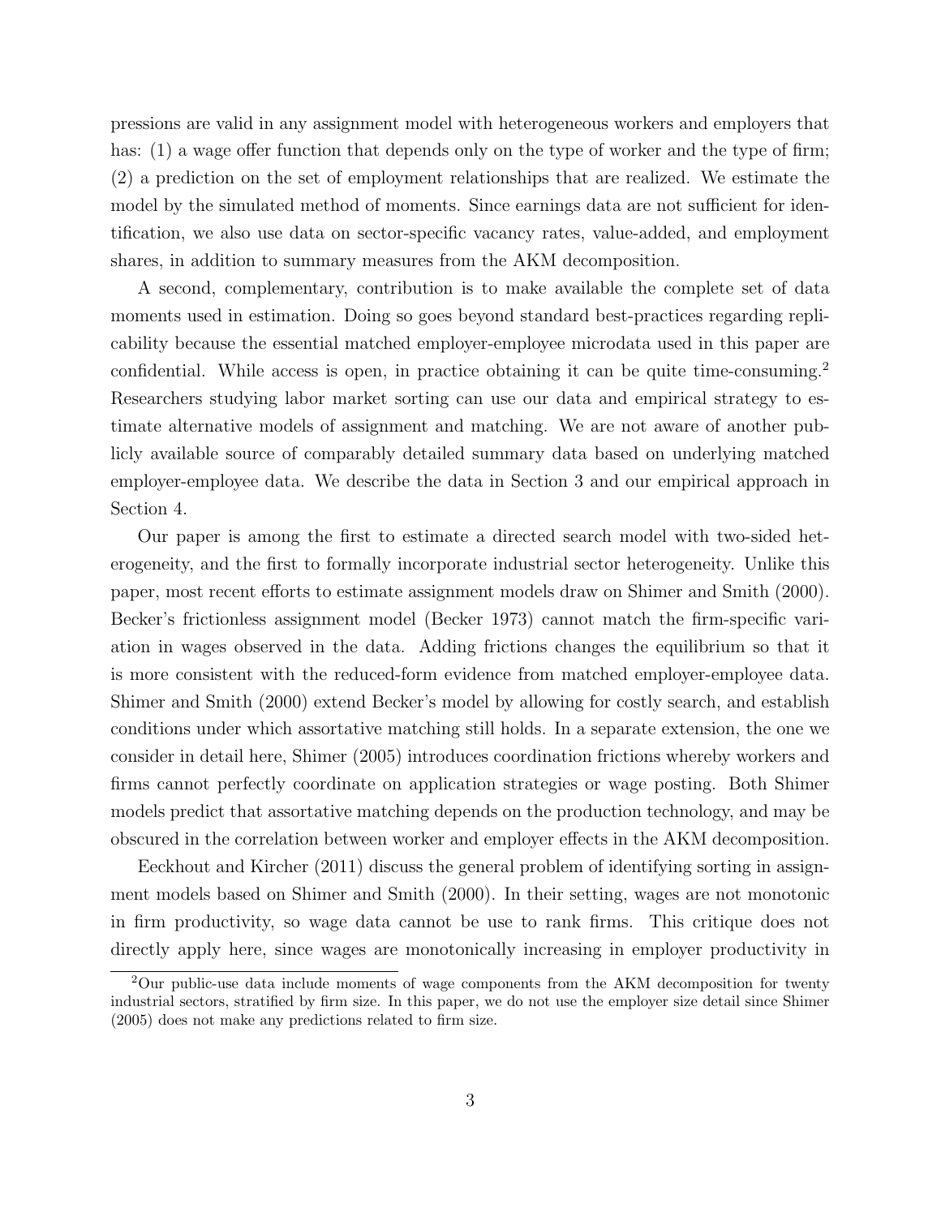pressions are valid in any assignment model with heterogeneous workers and employers that has: (1) a wage offer function that depends only on the type of worker and the type of firm; (2) a prediction on the set of employment relationships that are realized. We estimate the model by the simulated method of moments. Since earnings data are not sufficient for identification, we also use data on sector-specific vacancy rates, value-added, and employment shares, in addition to summary measures from the AKM decomposition.

A second, complementary, contribution is to make available the complete set of data moments used in estimation. Doing so goes beyond standard best-practices regarding replicability because the essential matched employer-employee microdata used in this paper are confidential. While access is open, in practice obtaining it can be quite time-consuming.[2] Researchers studying labor market sorting can use our data and empirical strategy to estimate alternative models of assignment and matching. We are not aware of another publicly available source of comparably detailed summary data based on underlying matched employer-employee data. We describe the data in Section 3 and our empirical approach in Section 4.

Our paper is among the first to estimate a directed search model with two-sided heterogeneity, and the first to formally incorporate industrial sector heterogeneity. Unlike this paper, most recent efforts to estimate assignment models draw on Shimer and Smith (2000). Becker's frictionless assignment model (Becker 1973) cannot match the firm-specific variation in wages observed in the data. Adding frictions changes the equilibrium so that it is more consistent with the reduced-form evidence from matched employer-employee data. Shimer and Smith (2000) extend Becker's model by allowing for costly search, and establish conditions under which assortative matching still holds. In a separate extension, the one we consider in detail here, Shimer (2005) introduces coordination frictions whereby workers and firms cannot perfectly coordinate on application strategies or wage posting. Both Shimer models predict that assortative matching depends on the production technology, and may be obscured in the correlation between worker and employer effects in the AKM decomposition.

Eeckhout and Kircher (2011) discuss the general problem of identifying sorting in assignment models based on Shimer and Smith (2000). In their setting, wages are not monotonic in firm productivity, so wage data cannot be use to rank firms. This critique does not directly apply here, since wages are monotonically increasing in employer productivity in

[2] Our public-use data include moments of wage components from the AKM decomposition for twenty industrial sectors, stratified by firm size. In this paper, we do not use the employer size detail since Shimer (2005) does not make any predictions related to firm size.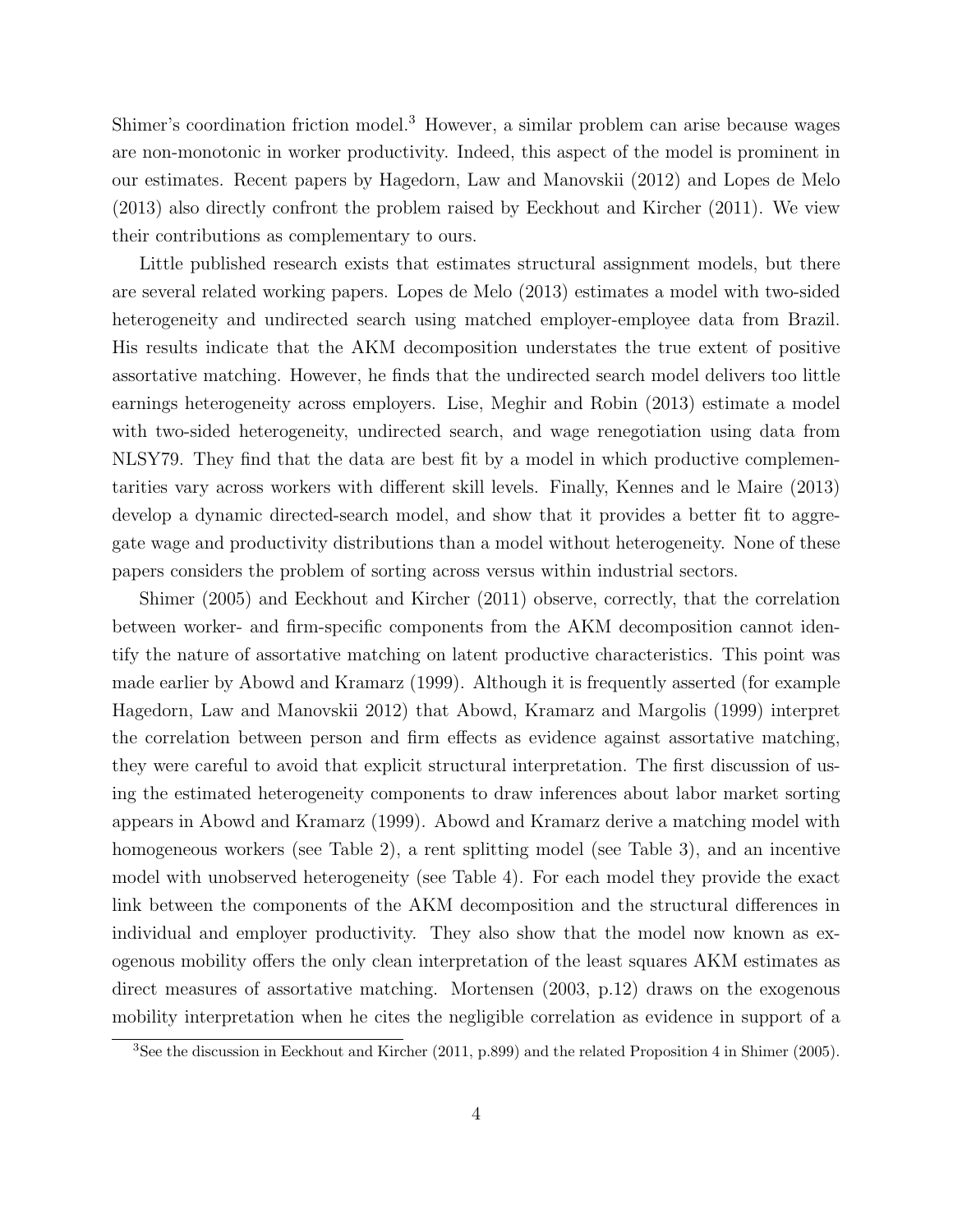Shimer's coordination friction model.[3] However, a similar problem can arise because wages are non-monotonic in worker productivity. Indeed, this aspect of the model is prominent in our estimates. Recent papers by Hagedorn, Law and Manovskii (2012) and Lopes de Melo (2013) also directly confront the problem raised by Eeckhout and Kircher (2011). We view their contributions as complementary to ours.

Little published research exists that estimates structural assignment models, but there are several related working papers. Lopes de Melo (2013) estimates a model with two-sided heterogeneity and undirected search using matched employer-employee data from Brazil. His results indicate that the AKM decomposition understates the true extent of positive assortative matching. However, he finds that the undirected search model delivers too little earnings heterogeneity across employers. Lise, Meghir and Robin (2013) estimate a model with two-sided heterogeneity, undirected search, and wage renegotiation using data from NLSY79. They find that the data are best fit by a model in which productive complementarities vary across workers with different skill levels. Finally, Kennes and le Maire (2013) develop a dynamic directed-search model, and show that it provides a better fit to aggregate wage and productivity distributions than a model without heterogeneity. None of these papers considers the problem of sorting across versus within industrial sectors.

Shimer (2005) and Eeckhout and Kircher (2011) observe, correctly, that the correlation between worker- and firm-specific components from the AKM decomposition cannot identify the nature of assortative matching on latent productive characteristics. This point was made earlier by Abowd and Kramarz (1999). Although it is frequently asserted (for example Hagedorn, Law and Manovskii 2012) that Abowd, Kramarz and Margolis (1999) interpret the correlation between person and firm effects as evidence against assortative matching, they were careful to avoid that explicit structural interpretation. The first discussion of using the estimated heterogeneity components to draw inferences about labor market sorting appears in Abowd and Kramarz (1999). Abowd and Kramarz derive a matching model with homogeneous workers (see Table 2), a rent splitting model (see Table 3), and an incentive model with unobserved heterogeneity (see Table 4). For each model they provide the exact link between the components of the AKM decomposition and the structural differences in individual and employer productivity. They also show that the model now known as exogenous mobility offers the only clean interpretation of the least squares AKM estimates as direct measures of assortative matching. Mortensen (2003, p.12) draws on the exogenous mobility interpretation when he cites the negligible correlation as evidence in support of a

[3] See the discussion in Eeckhout and Kircher (2011, p.899) and the related Proposition 4 in Shimer (2005).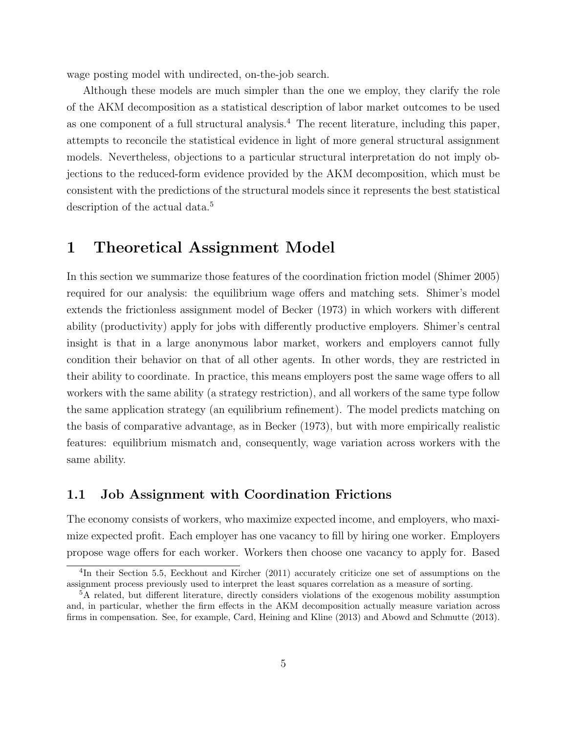wage posting model with undirected, on-the-job search.

Although these models are much simpler than the one we employ, they clarify the role of the AKM decomposition as a statistical description of labor market outcomes to be used as one component of a full structural analysis.[4] The recent literature, including this paper, attempts to reconcile the statistical evidence in light of more general structural assignment models. Nevertheless, objections to a particular structural interpretation do not imply objections to the reduced-form evidence provided by the AKM decomposition, which must be consistent with the predictions of the structural models since it represents the best statistical description of the actual data.[5]

# 1 Theoretical Assignment Model

In this section we summarize those features of the coordination friction model (Shimer 2005) required for our analysis: the equilibrium wage offers and matching sets. Shimer's model extends the frictionless assignment model of Becker (1973) in which workers with different ability (productivity) apply for jobs with differently productive employers. Shimer's central insight is that in a large anonymous labor market, workers and employers cannot fully condition their behavior on that of all other agents. In other words, they are restricted in their ability to coordinate. In practice, this means employers post the same wage offers to all workers with the same ability (a strategy restriction), and all workers of the same type follow the same application strategy (an equilibrium refinement). The model predicts matching on the basis of comparative advantage, as in Becker (1973), but with more empirically realistic features: equilibrium mismatch and, consequently, wage variation across workers with the same ability.

## 1.1 Job Assignment with Coordination Frictions

The economy consists of workers, who maximize expected income, and employers, who maximize expected profit. Each employer has one vacancy to fill by hiring one worker. Employers propose wage offers for each worker. Workers then choose one vacancy to apply for. Based

[4] In their Section 5.5, Eeckhout and Kircher (2011) accurately criticize one set of assumptions on the assignment process previously used to interpret the least squares correlation as a measure of sorting.

[5] A related, but different literature, directly considers violations of the exogenous mobility assumption and, in particular, whether the firm effects in the AKM decomposition actually measure variation across firms in compensation. See, for example, Card, Heining and Kline (2013) and Abowd and Schmutte (2013).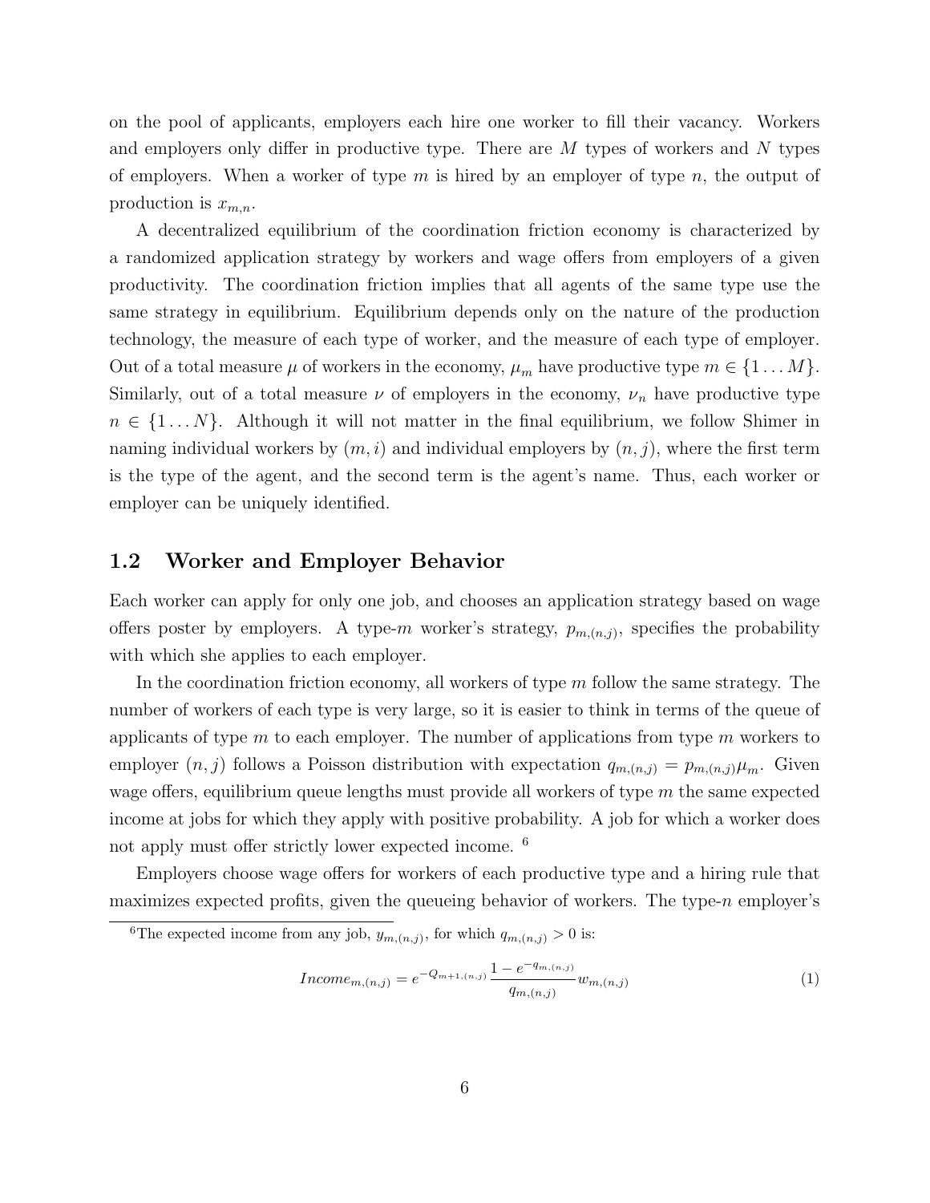on the pool of applicants, employers each hire one worker to fill their vacancy. Workers and employers only differ in productive type. There are $M$ types of workers and $N$ types of employers. When a worker of type $m$ is hired by an employer of type $n$, the output of production is $x_{m,n}$.

A decentralized equilibrium of the coordination friction economy is characterized by a randomized application strategy by workers and wage offers from employers of a given productivity. The coordination friction implies that all agents of the same type use the same strategy in equilibrium. Equilibrium depends only on the nature of the production technology, the measure of each type of worker, and the measure of each type of employer. Out of a total measure $\mu$ of workers in the economy, $\mu_m$ have productive type $m \in \{1 \dots M\}$. Similarly, out of a total measure $\nu$ of employers in the economy, $\nu_n$ have productive type $n \in \{1 \dots N\}$. Although it will not matter in the final equilibrium, we follow Shimer in naming individual workers by $(m, i)$ and individual employers by $(n, j)$, where the first term is the type of the agent, and the second term is the agent's name. Thus, each worker or employer can be uniquely identified.

## 1.2 Worker and Employer Behavior

Each worker can apply for only one job, and chooses an application strategy based on wage offers poster by employers. A type-$m$ worker's strategy, $p_{m,(n,j)}$, specifies the probability with which she applies to each employer.

In the coordination friction economy, all workers of type $m$ follow the same strategy. The number of workers of each type is very large, so it is easier to think in terms of the queue of applicants of type $m$ to each employer. The number of applications from type $m$ workers to employer $(n, j)$ follows a Poisson distribution with expectation $q_{m,(n,j)} = p_{m,(n,j)}\mu_m$. Given wage offers, equilibrium queue lengths must provide all workers of type $m$ the same expected income at jobs for which they apply with positive probability. A job for which a worker does not apply must offer strictly lower expected income. [6]

Employers choose wage offers for workers of each productive type and a hiring rule that maximizes expected profits, given the queueing behavior of workers. The type-$n$ employer's

[6] The expected income from any job, $y_{m,(n,j)}$, for which $q_{m,(n,j)} > 0$ is:

$$Income_{m,(n,j)} = e^{-Q_{m+1,(n,j)}} \frac{1 - e^{-q_{m,(n,j)}}}{q_{m,(n,j)}} w_{m,(n,j)} \tag{1}$$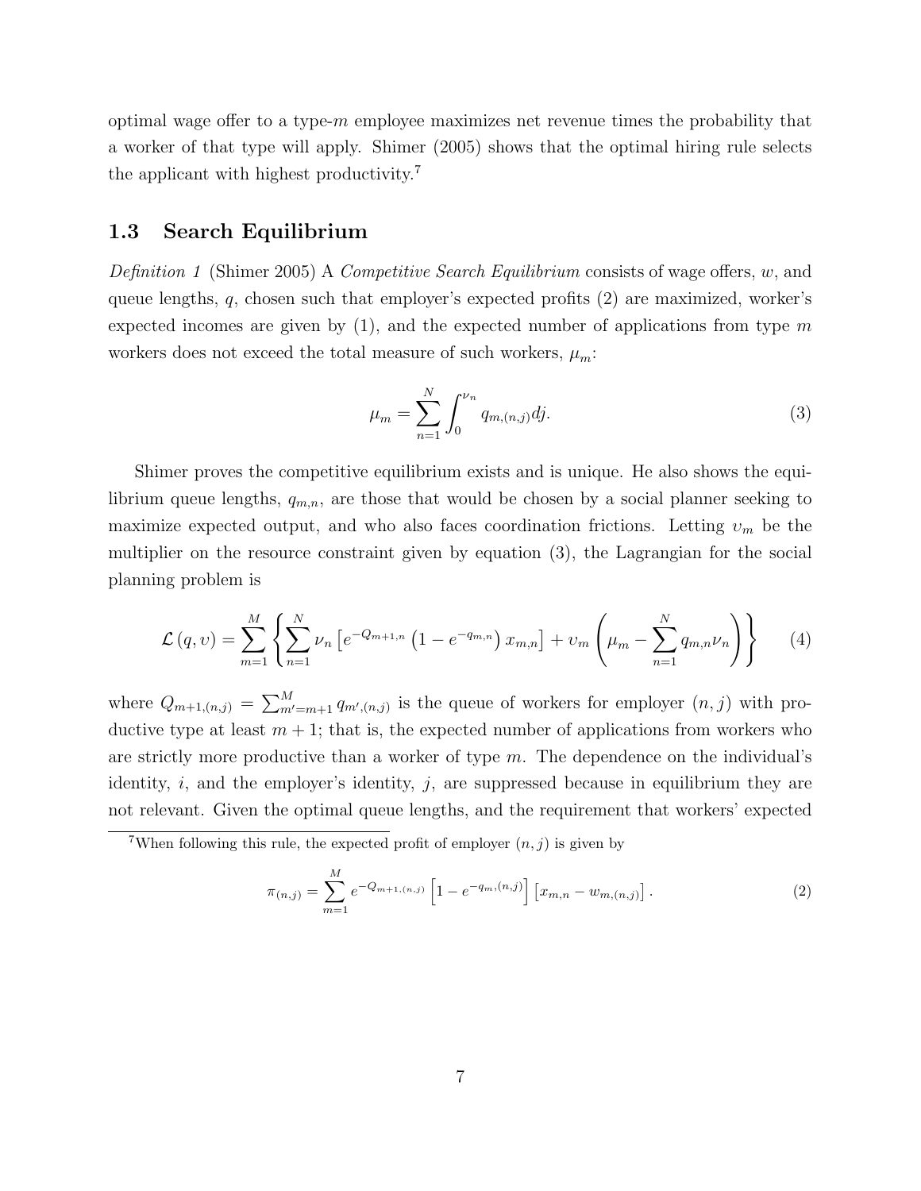optimal wage offer to a type-$m$ employee maximizes net revenue times the probability that a worker of that type will apply. Shimer (2005) shows that the optimal hiring rule selects the applicant with highest productivity.[7]

## 1.3 Search Equilibrium

*Definition 1* (Shimer 2005) A *Competitive Search Equilibrium* consists of wage offers, $w$, and queue lengths, $q$, chosen such that employer's expected profits (2) are maximized, worker's expected incomes are given by (1), and the expected number of applications from type $m$ workers does not exceed the total measure of such workers, $\mu_m$:

$$\mu_m = \sum_{n=1}^{N} \int_0^{\nu_n} q_{m,(n,j)} dj. \tag{3}$$

Shimer proves the competitive equilibrium exists and is unique. He also shows the equilibrium queue lengths, $q_{m,n}$, are those that would be chosen by a social planner seeking to maximize expected output, and who also faces coordination frictions. Letting $\upsilon_m$ be the multiplier on the resource constraint given by equation (3), the Lagrangian for the social planning problem is

$$\mathcal{L}(q, \upsilon) = \sum_{m=1}^{M} \left\{ \sum_{n=1}^{N} \nu_n \left[ e^{-Q_{m+1,n}} \left(1 - e^{-q_{m,n}}\right) x_{m,n} \right] + \upsilon_m \left( \mu_m - \sum_{n=1}^{N} q_{m,n} \nu_n \right) \right\} \tag{4}$$

where $Q_{m+1,(n,j)} = \sum_{m'=m+1}^{M} q_{m',(n,j)}$ is the queue of workers for employer $(n, j)$ with productive type at least $m + 1$; that is, the expected number of applications from workers who are strictly more productive than a worker of type $m$. The dependence on the individual's identity, $i$, and the employer's identity, $j$, are suppressed because in equilibrium they are not relevant. Given the optimal queue lengths, and the requirement that workers' expected

[7] When following this rule, the expected profit of employer $(n, j)$ is given by

$$\pi_{(n,j)} = \sum_{m=1}^{M} e^{-Q_{m+1,(n,j)}} \left[ 1 - e^{-q_{m,(n,j)}} \right] \left[ x_{m,n} - w_{m,(n,j)} \right]. \tag{2}$$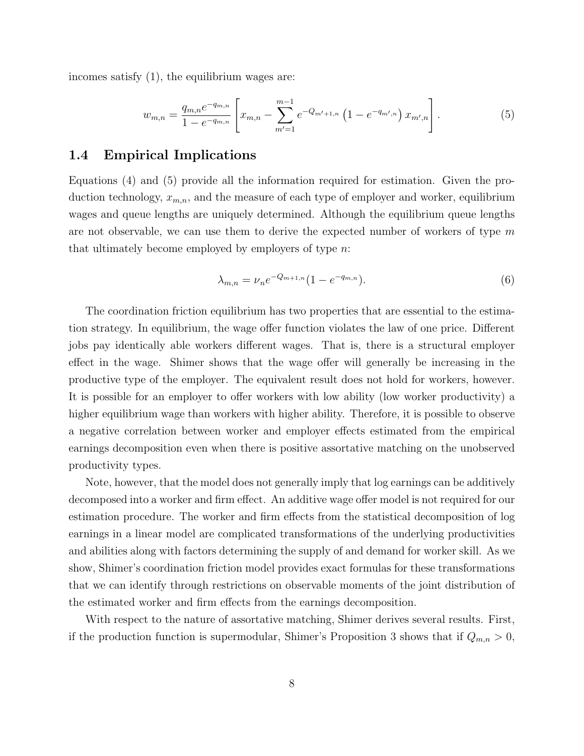incomes satisfy (1), the equilibrium wages are:

$$w_{m,n} = \frac{q_{m,n} e^{-q_{m,n}}}{1 - e^{-q_{m,n}}} \left[ x_{m,n} - \sum_{m'=1}^{m-1} e^{-Q_{m'+1,n}} \left( 1 - e^{-q_{m',n}} \right) x_{m',n} \right]. \tag{5}$$

### 1.4 Empirical Implications

Equations (4) and (5) provide all the information required for estimation. Given the production technology, $x_{m,n}$, and the measure of each type of employer and worker, equilibrium wages and queue lengths are uniquely determined. Although the equilibrium queue lengths are not observable, we can use them to derive the expected number of workers of type $m$ that ultimately become employed by employers of type $n$:

$$\lambda_{m,n} = \nu_n e^{-Q_{m+1,n}} (1 - e^{-q_{m,n}}). \tag{6}$$

The coordination friction equilibrium has two properties that are essential to the estimation strategy. In equilibrium, the wage offer function violates the law of one price. Different jobs pay identically able workers different wages. That is, there is a structural employer effect in the wage. Shimer shows that the wage offer will generally be increasing in the productive type of the employer. The equivalent result does not hold for workers, however. It is possible for an employer to offer workers with low ability (low worker productivity) a higher equilibrium wage than workers with higher ability. Therefore, it is possible to observe a negative correlation between worker and employer effects estimated from the empirical earnings decomposition even when there is positive assortative matching on the unobserved productivity types.

Note, however, that the model does not generally imply that log earnings can be additively decomposed into a worker and firm effect. An additive wage offer model is not required for our estimation procedure. The worker and firm effects from the statistical decomposition of log earnings in a linear model are complicated transformations of the underlying productivities and abilities along with factors determining the supply of and demand for worker skill. As we show, Shimer's coordination friction model provides exact formulas for these transformations that we can identify through restrictions on observable moments of the joint distribution of the estimated worker and firm effects from the earnings decomposition.

With respect to the nature of assortative matching, Shimer derives several results. First, if the production function is supermodular, Shimer's Proposition 3 shows that if $Q_{m,n} > 0$,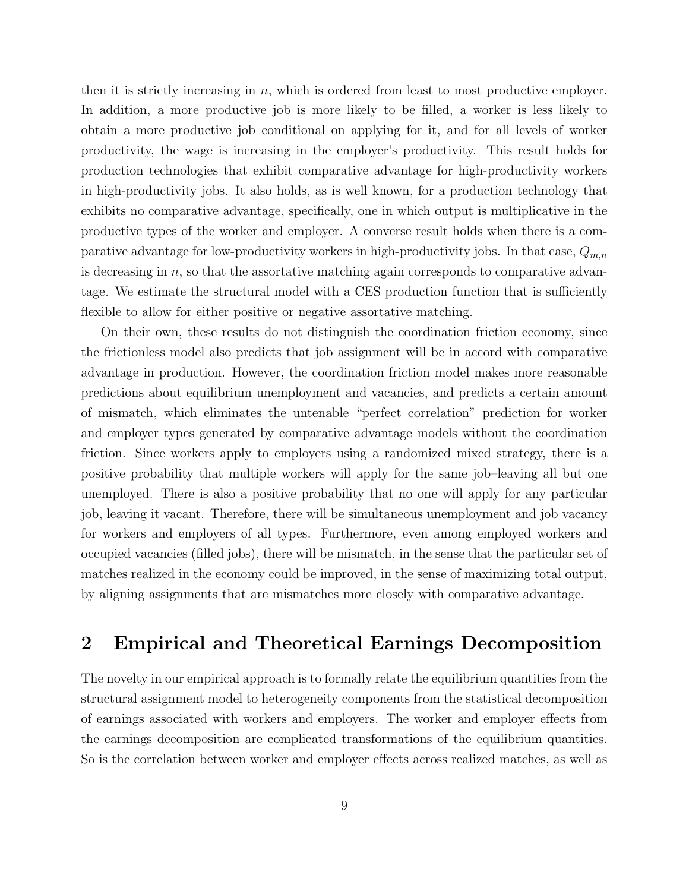then it is strictly increasing in $n$, which is ordered from least to most productive employer. In addition, a more productive job is more likely to be filled, a worker is less likely to obtain a more productive job conditional on applying for it, and for all levels of worker productivity, the wage is increasing in the employer's productivity. This result holds for production technologies that exhibit comparative advantage for high-productivity workers in high-productivity jobs. It also holds, as is well known, for a production technology that exhibits no comparative advantage, specifically, one in which output is multiplicative in the productive types of the worker and employer. A converse result holds when there is a comparative advantage for low-productivity workers in high-productivity jobs. In that case, $Q_{m,n}$ is decreasing in $n$, so that the assortative matching again corresponds to comparative advantage. We estimate the structural model with a CES production function that is sufficiently flexible to allow for either positive or negative assortative matching.

On their own, these results do not distinguish the coordination friction economy, since the frictionless model also predicts that job assignment will be in accord with comparative advantage in production. However, the coordination friction model makes more reasonable predictions about equilibrium unemployment and vacancies, and predicts a certain amount of mismatch, which eliminates the untenable "perfect correlation" prediction for worker and employer types generated by comparative advantage models without the coordination friction. Since workers apply to employers using a randomized mixed strategy, there is a positive probability that multiple workers will apply for the same job–leaving all but one unemployed. There is also a positive probability that no one will apply for any particular job, leaving it vacant. Therefore, there will be simultaneous unemployment and job vacancy for workers and employers of all types. Furthermore, even among employed workers and occupied vacancies (filled jobs), there will be mismatch, in the sense that the particular set of matches realized in the economy could be improved, in the sense of maximizing total output, by aligning assignments that are mismatches more closely with comparative advantage.

## 2 Empirical and Theoretical Earnings Decomposition

The novelty in our empirical approach is to formally relate the equilibrium quantities from the structural assignment model to heterogeneity components from the statistical decomposition of earnings associated with workers and employers. The worker and employer effects from the earnings decomposition are complicated transformations of the equilibrium quantities. So is the correlation between worker and employer effects across realized matches, as well as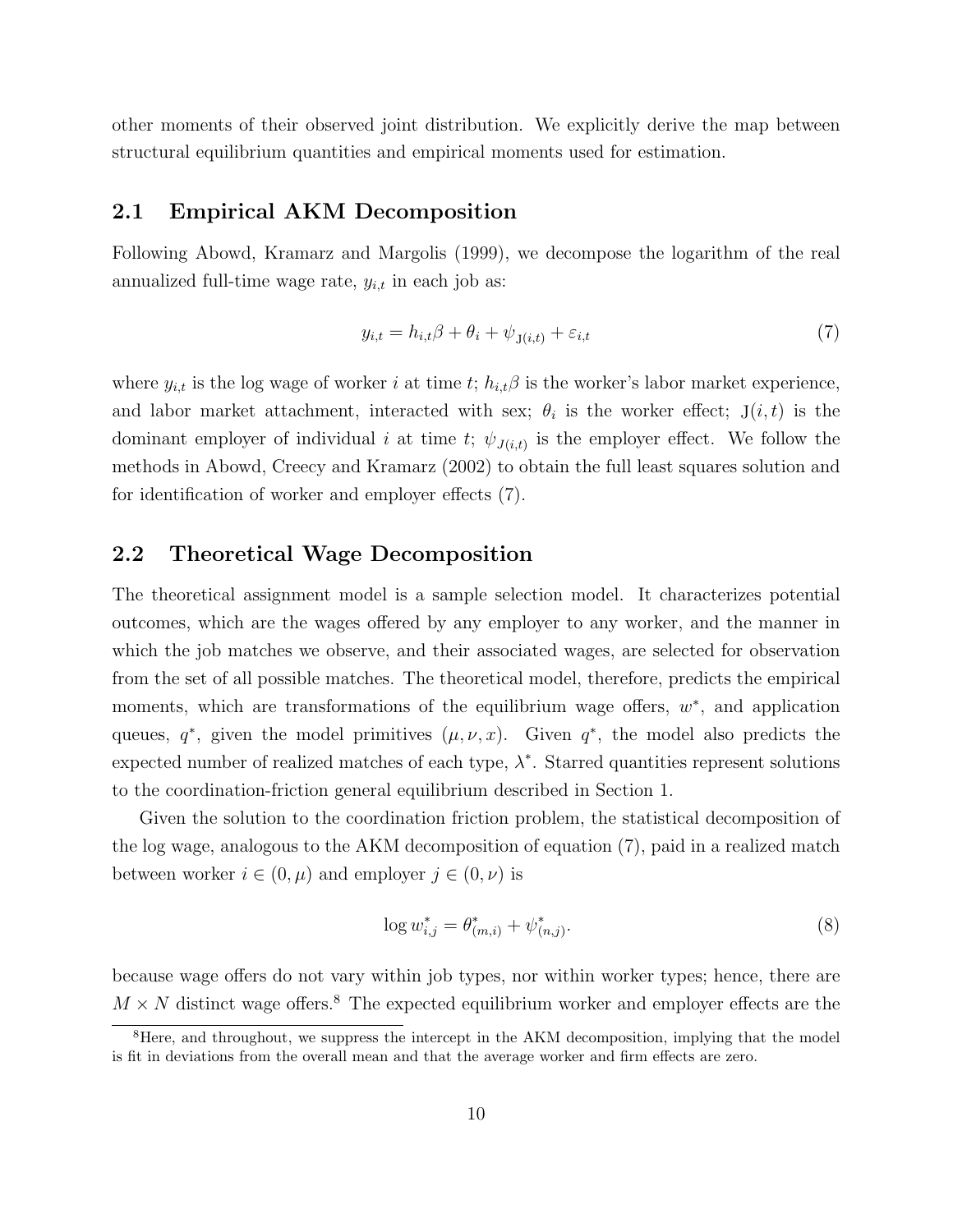other moments of their observed joint distribution. We explicitly derive the map between structural equilibrium quantities and empirical moments used for estimation.

## 2.1 Empirical AKM Decomposition

Following Abowd, Kramarz and Margolis (1999), we decompose the logarithm of the real annualized full-time wage rate, $y_{i,t}$ in each job as:

$$y_{i,t} = h_{i,t}\beta + \theta_i + \psi_{\mathrm{J}(i,t)} + \varepsilon_{i,t} \tag{7}$$

where $y_{i,t}$ is the log wage of worker $i$ at time $t$; $h_{i,t}\beta$ is the worker's labor market experience, and labor market attachment, interacted with sex; $\theta_i$ is the worker effect; $\mathrm{J}(i,t)$ is the dominant employer of individual $i$ at time $t$; $\psi_{J(i,t)}$ is the employer effect. We follow the methods in Abowd, Creecy and Kramarz (2002) to obtain the full least squares solution and for identification of worker and employer effects (7).

## 2.2 Theoretical Wage Decomposition

The theoretical assignment model is a sample selection model. It characterizes potential outcomes, which are the wages offered by any employer to any worker, and the manner in which the job matches we observe, and their associated wages, are selected for observation from the set of all possible matches. The theoretical model, therefore, predicts the empirical moments, which are transformations of the equilibrium wage offers, $w^*$, and application queues, $q^*$, given the model primitives $(\mu, \nu, x)$. Given $q^*$, the model also predicts the expected number of realized matches of each type, $\lambda^*$. Starred quantities represent solutions to the coordination-friction general equilibrium described in Section 1.

Given the solution to the coordination friction problem, the statistical decomposition of the log wage, analogous to the AKM decomposition of equation (7), paid in a realized match between worker $i \in (0, \mu)$ and employer $j \in (0, \nu)$ is

$$\log w^*_{i,j} = \theta^*_{(m,i)} + \psi^*_{(n,j)}. \tag{8}$$

because wage offers do not vary within job types, nor within worker types; hence, there are $M \times N$ distinct wage offers.[8] The expected equilibrium worker and employer effects are the

[8] Here, and throughout, we suppress the intercept in the AKM decomposition, implying that the model is fit in deviations from the overall mean and that the average worker and firm effects are zero.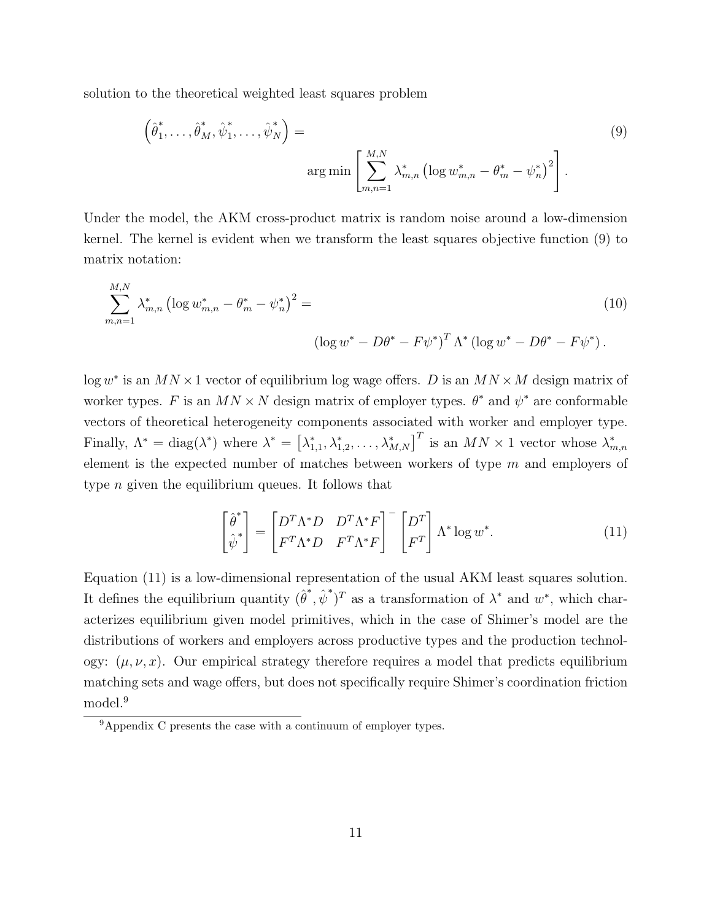solution to the theoretical weighted least squares problem

$$
\left(\hat{\theta}_1^*, \ldots, \hat{\theta}_M^*, \hat{\psi}_1^*, \ldots, \hat{\psi}_N^*\right) = \arg\min \left[ \sum_{m,n=1}^{M,N} \lambda_{m,n}^* \left( \log w_{m,n}^* - \theta_m^* - \psi_n^* \right)^2 \right]. \tag{9}
$$

Under the model, the AKM cross-product matrix is random noise around a low-dimension kernel. The kernel is evident when we transform the least squares objective function (9) to matrix notation:

$$
\sum_{m,n=1}^{M,N} \lambda_{m,n}^* \left( \log w_{m,n}^* - \theta_m^* - \psi_n^* \right)^2 = \left( \log w^* - D\theta^* - F\psi^* \right)^T \Lambda^* \left( \log w^* - D\theta^* - F\psi^* \right). \tag{10}
$$

$\log w^*$ is an $MN \times 1$ vector of equilibrium log wage offers. $D$ is an $MN \times M$ design matrix of worker types. $F$ is an $MN \times N$ design matrix of employer types. $\theta^*$ and $\psi^*$ are conformable vectors of theoretical heterogeneity components associated with worker and employer type. Finally, $\Lambda^* = \operatorname{diag}(\lambda^*)$ where $\lambda^* = \left[\lambda_{1,1}^*, \lambda_{1,2}^*, \ldots, \lambda_{M,N}^*\right]^T$ is an $MN \times 1$ vector whose $\lambda_{m,n}^*$ element is the expected number of matches between workers of type $m$ and employers of type $n$ given the equilibrium queues. It follows that

$$
\begin{bmatrix} \hat{\theta}^* \\ \hat{\psi}^* \end{bmatrix} = \begin{bmatrix} D^T \Lambda^* D & D^T \Lambda^* F \\ F^T \Lambda^* D & F^T \Lambda^* F \end{bmatrix}^- \begin{bmatrix} D^T \\ F^T \end{bmatrix} \Lambda^* \log w^*. \tag{11}
$$

Equation (11) is a low-dimensional representation of the usual AKM least squares solution. It defines the equilibrium quantity $(\hat{\theta}^*, \hat{\psi}^*)^T$ as a transformation of $\lambda^*$ and $w^*$, which characterizes equilibrium given model primitives, which in the case of Shimer's model are the distributions of workers and employers across productive types and the production technology: $(\mu, \nu, x)$. Our empirical strategy therefore requires a model that predicts equilibrium matching sets and wage offers, but does not specifically require Shimer's coordination friction model.[9]

[9] Appendix C presents the case with a continuum of employer types.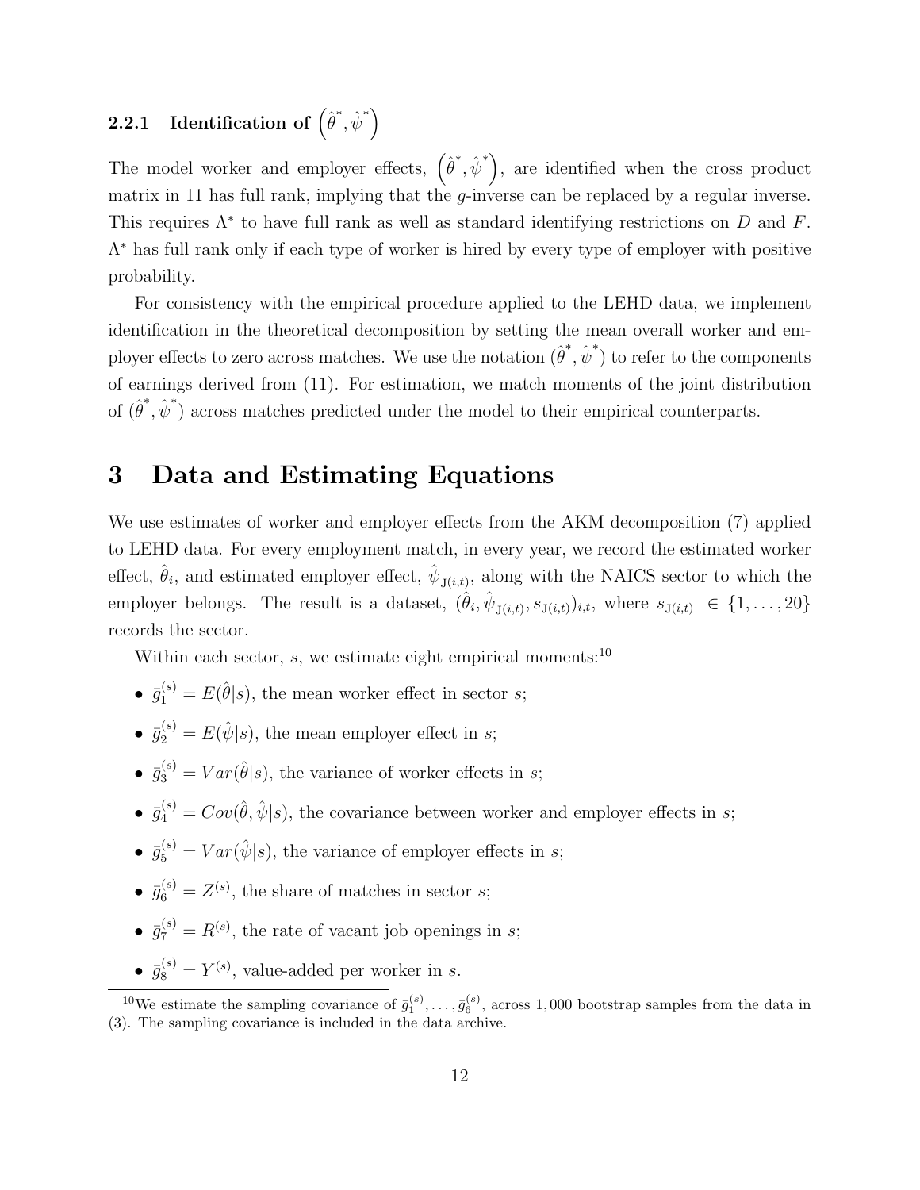### 2.2.1 Identification of $\left(\hat{\theta}^*, \hat{\psi}^*\right)$

The model worker and employer effects, $\left(\hat{\theta}^*, \hat{\psi}^*\right)$, are identified when the cross product matrix in 11 has full rank, implying that the $g$-inverse can be replaced by a regular inverse. This requires $\Lambda^*$ to have full rank as well as standard identifying restrictions on $D$ and $F$. $\Lambda^*$ has full rank only if each type of worker is hired by every type of employer with positive probability.

For consistency with the empirical procedure applied to the LEHD data, we implement identification in the theoretical decomposition by setting the mean overall worker and employer effects to zero across matches. We use the notation $(\hat{\theta}^*, \hat{\psi}^*)$ to refer to the components of earnings derived from (11). For estimation, we match moments of the joint distribution of $(\hat{\theta}^*, \hat{\psi}^*)$ across matches predicted under the model to their empirical counterparts.

# 3 Data and Estimating Equations

We use estimates of worker and employer effects from the AKM decomposition (7) applied to LEHD data. For every employment match, in every year, we record the estimated worker effect, $\hat{\theta}_i$, and estimated employer effect, $\hat{\psi}_{\text{J}(i,t)}$, along with the NAICS sector to which the employer belongs. The result is a dataset, $(\hat{\theta}_i, \hat{\psi}_{\text{J}(i,t)}, s_{\text{J}(i,t)})_{i,t}$, where $s_{\text{J}(i,t)} \in \{1, \ldots, 20\}$ records the sector.

Within each sector, $s$, we estimate eight empirical moments:[10]

- $\bar{g}_1^{(s)} = E(\hat{\theta}|s)$, the mean worker effect in sector $s$;
- $\bar{g}_2^{(s)} = E(\hat{\psi}|s)$, the mean employer effect in $s$;
- $\bar{g}_3^{(s)} = Var(\hat{\theta}|s)$, the variance of worker effects in $s$;
- $\bar{g}_4^{(s)} = Cov(\hat{\theta}, \hat{\psi}|s)$, the covariance between worker and employer effects in $s$;
- $\bar{g}_5^{(s)} = Var(\hat{\psi}|s)$, the variance of employer effects in $s$;
- $\bar{g}_6^{(s)} = Z^{(s)}$, the share of matches in sector $s$;
- $\bar{g}_7^{(s)} = R^{(s)}$, the rate of vacant job openings in $s$;
- $\bar{g}_8^{(s)} = Y^{(s)}$, value-added per worker in $s$.

[10] We estimate the sampling covariance of $\bar{g}_1^{(s)}, \ldots, \bar{g}_6^{(s)}$, across 1,000 bootstrap samples from the data in (3). The sampling covariance is included in the data archive.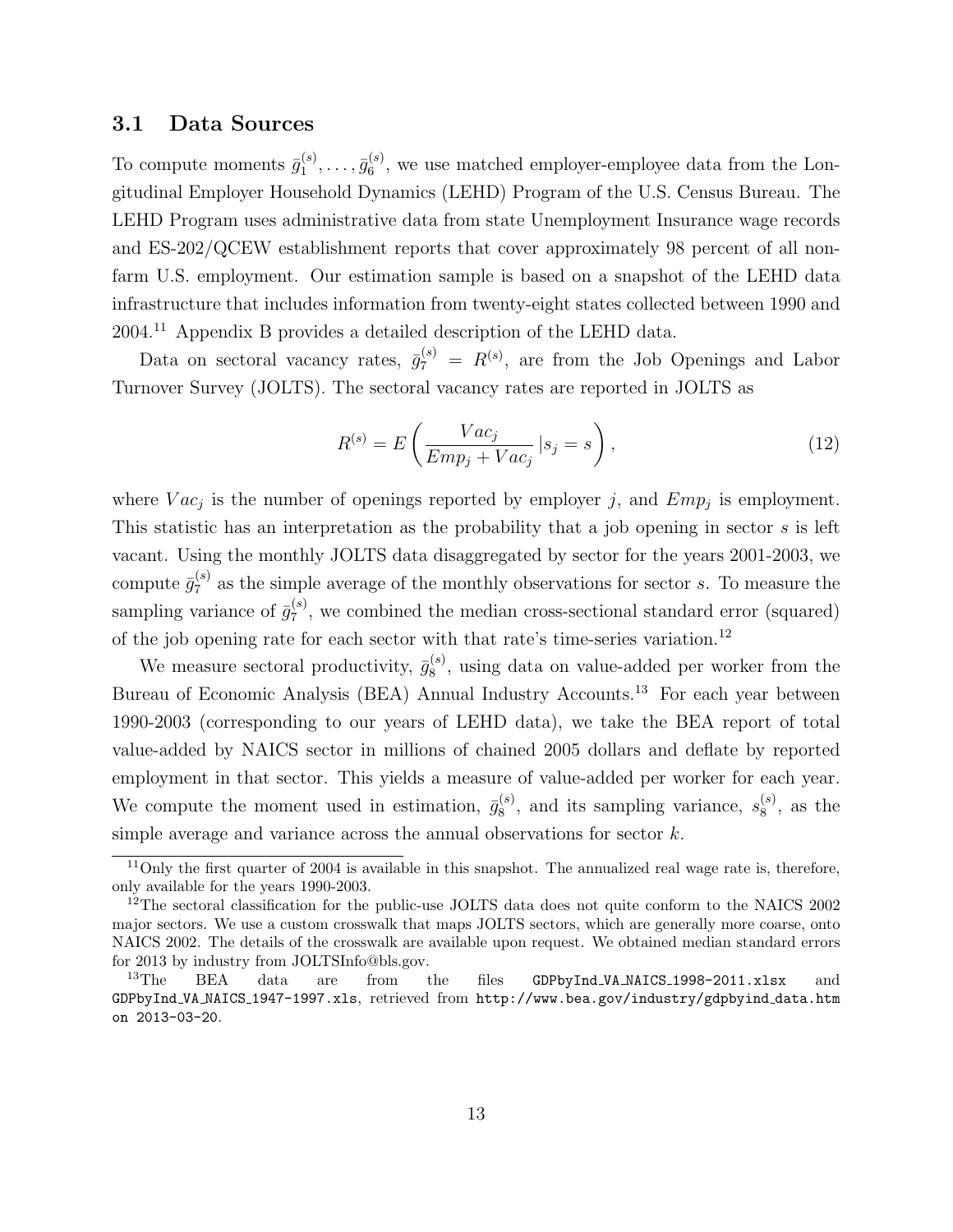### 3.1 Data Sources

To compute moments $\bar{g}_1^{(s)}, \ldots, \bar{g}_6^{(s)}$, we use matched employer-employee data from the Longitudinal Employer Household Dynamics (LEHD) Program of the U.S. Census Bureau. The LEHD Program uses administrative data from state Unemployment Insurance wage records and ES-202/QCEW establishment reports that cover approximately 98 percent of all non-farm U.S. employment. Our estimation sample is based on a snapshot of the LEHD data infrastructure that includes information from twenty-eight states collected between 1990 and 2004.[11] Appendix B provides a detailed description of the LEHD data.

Data on sectoral vacancy rates, $\bar{g}_7^{(s)} = R^{(s)}$, are from the Job Openings and Labor Turnover Survey (JOLTS). The sectoral vacancy rates are reported in JOLTS as

$$R^{(s)} = E\left(\frac{Vac_j}{Emp_j + Vac_j} \,|s_j = s\right), \tag{12}$$

where $Vac_j$ is the number of openings reported by employer $j$, and $Emp_j$ is employment. This statistic has an interpretation as the probability that a job opening in sector $s$ is left vacant. Using the monthly JOLTS data disaggregated by sector for the years 2001-2003, we compute $\bar{g}_7^{(s)}$ as the simple average of the monthly observations for sector $s$. To measure the sampling variance of $\bar{g}_7^{(s)}$, we combined the median cross-sectional standard error (squared) of the job opening rate for each sector with that rate's time-series variation.[12]

We measure sectoral productivity, $\bar{g}_8^{(s)}$, using data on value-added per worker from the Bureau of Economic Analysis (BEA) Annual Industry Accounts.[13] For each year between 1990-2003 (corresponding to our years of LEHD data), we take the BEA report of total value-added by NAICS sector in millions of chained 2005 dollars and deflate by reported employment in that sector. This yields a measure of value-added per worker for each year. We compute the moment used in estimation, $\bar{g}_8^{(s)}$, and its sampling variance, $s_8^{(s)}$, as the simple average and variance across the annual observations for sector $k$.

---

[11] Only the first quarter of 2004 is available in this snapshot. The annualized real wage rate is, therefore, only available for the years 1990-2003.

[12] The sectoral classification for the public-use JOLTS data does not quite conform to the NAICS 2002 major sectors. We use a custom crosswalk that maps JOLTS sectors, which are generally more coarse, onto NAICS 2002. The details of the crosswalk are available upon request. We obtained median standard errors for 2013 by industry from JOLTSInfo@bls.gov.

[13] The BEA data are from the files `GDPbyInd_VA_NAICS_1998-2011.xlsx` and `GDPbyInd_VA_NAICS_1947-1997.xls`, retrieved from `http://www.bea.gov/industry/gdpbyind_data.htm` on 2013-03-20.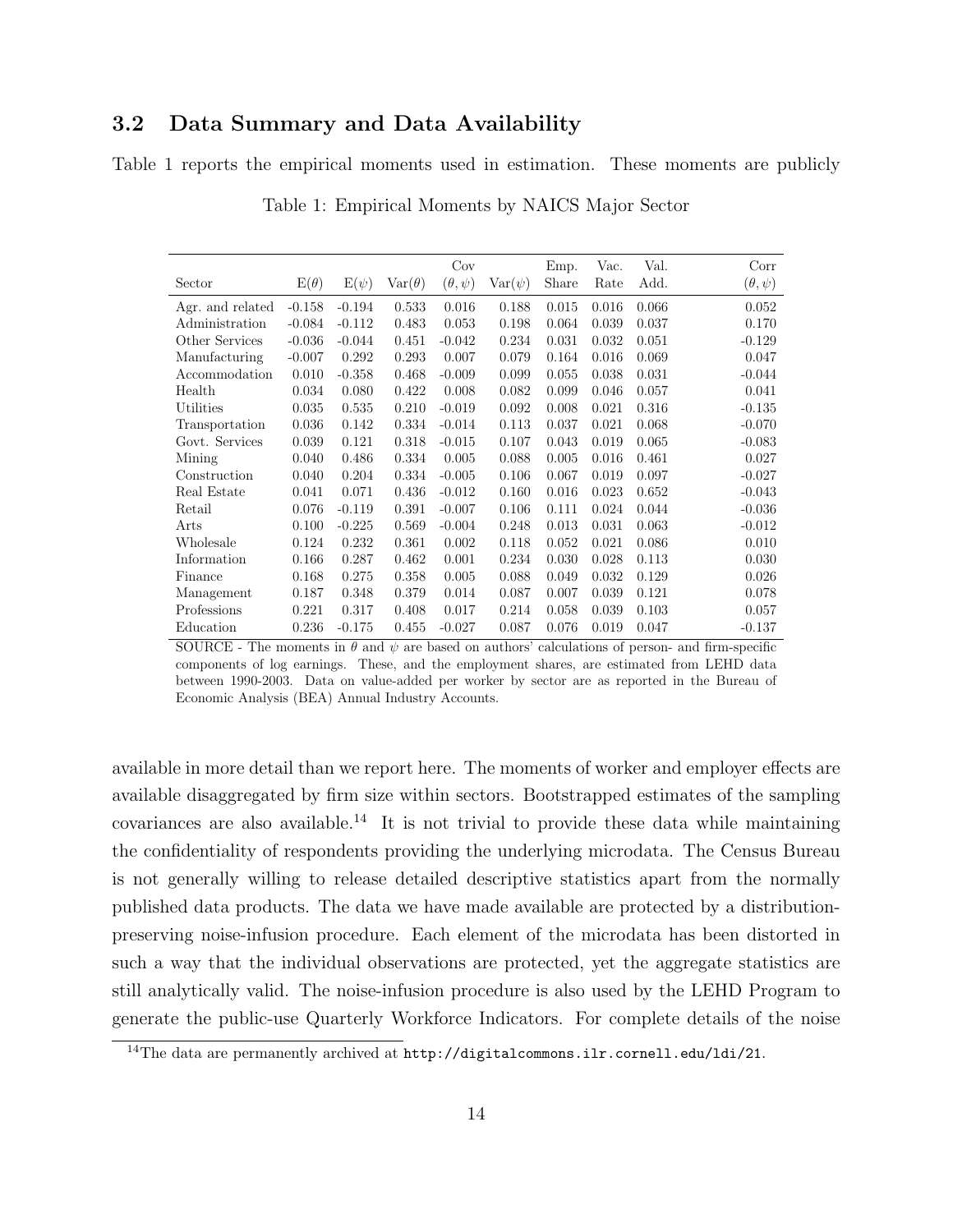### 3.2 Data Summary and Data Availability

Table 1 reports the empirical moments used in estimation. These moments are publicly

Table 1: Empirical Moments by NAICS Major Sector

| Sector | $E(\theta)$ | $E(\psi)$ | $Var(\theta)$ | Cov $(\theta, \psi)$ | $Var(\psi)$ | Emp. Share | Vac. Rate | Val. Add. | Corr $(\theta, \psi)$ |
|---|---|---|---|---|---|---|---|---|---|
| Agr. and related | -0.158 | -0.194 | 0.533 | 0.016 | 0.188 | 0.015 | 0.016 | 0.066 | 0.052 |
| Administration | -0.084 | -0.112 | 0.483 | 0.053 | 0.198 | 0.064 | 0.039 | 0.037 | 0.170 |
| Other Services | -0.036 | -0.044 | 0.451 | -0.042 | 0.234 | 0.031 | 0.032 | 0.051 | -0.129 |
| Manufacturing | -0.007 | 0.292 | 0.293 | 0.007 | 0.079 | 0.164 | 0.016 | 0.069 | 0.047 |
| Accommodation | 0.010 | -0.358 | 0.468 | -0.009 | 0.099 | 0.055 | 0.038 | 0.031 | -0.044 |
| Health | 0.034 | 0.080 | 0.422 | 0.008 | 0.082 | 0.099 | 0.046 | 0.057 | 0.041 |
| Utilities | 0.035 | 0.535 | 0.210 | -0.019 | 0.092 | 0.008 | 0.021 | 0.316 | -0.135 |
| Transportation | 0.036 | 0.142 | 0.334 | -0.014 | 0.113 | 0.037 | 0.021 | 0.068 | -0.070 |
| Govt. Services | 0.039 | 0.121 | 0.318 | -0.015 | 0.107 | 0.043 | 0.019 | 0.065 | -0.083 |
| Mining | 0.040 | 0.486 | 0.334 | 0.005 | 0.088 | 0.005 | 0.016 | 0.461 | 0.027 |
| Construction | 0.040 | 0.204 | 0.334 | -0.005 | 0.106 | 0.067 | 0.019 | 0.097 | -0.027 |
| Real Estate | 0.041 | 0.071 | 0.436 | -0.012 | 0.160 | 0.016 | 0.023 | 0.652 | -0.043 |
| Retail | 0.076 | -0.119 | 0.391 | -0.007 | 0.106 | 0.111 | 0.024 | 0.044 | -0.036 |
| Arts | 0.100 | -0.225 | 0.569 | -0.004 | 0.248 | 0.013 | 0.031 | 0.063 | -0.012 |
| Wholesale | 0.124 | 0.232 | 0.361 | 0.002 | 0.118 | 0.052 | 0.021 | 0.086 | 0.010 |
| Information | 0.166 | 0.287 | 0.462 | 0.001 | 0.234 | 0.030 | 0.028 | 0.113 | 0.030 |
| Finance | 0.168 | 0.275 | 0.358 | 0.005 | 0.088 | 0.049 | 0.032 | 0.129 | 0.026 |
| Management | 0.187 | 0.348 | 0.379 | 0.014 | 0.087 | 0.007 | 0.039 | 0.121 | 0.078 |
| Professions | 0.221 | 0.317 | 0.408 | 0.017 | 0.214 | 0.058 | 0.039 | 0.103 | 0.057 |
| Education | 0.236 | -0.175 | 0.455 | -0.027 | 0.087 | 0.076 | 0.019 | 0.047 | -0.137 |

SOURCE - The moments in $\theta$ and $\psi$ are based on authors' calculations of person- and firm-specific components of log earnings. These, and the employment shares, are estimated from LEHD data between 1990-2003. Data on value-added per worker by sector are as reported in the Bureau of Economic Analysis (BEA) Annual Industry Accounts.

available in more detail than we report here. The moments of worker and employer effects are available disaggregated by firm size within sectors. Bootstrapped estimates of the sampling covariances are also available.[14] It is not trivial to provide these data while maintaining the confidentiality of respondents providing the underlying microdata. The Census Bureau is not generally willing to release detailed descriptive statistics apart from the normally published data products. The data we have made available are protected by a distribution-preserving noise-infusion procedure. Each element of the microdata has been distorted in such a way that the individual observations are protected, yet the aggregate statistics are still analytically valid. The noise-infusion procedure is also used by the LEHD Program to generate the public-use Quarterly Workforce Indicators. For complete details of the noise

[14] The data are permanently archived at `http://digitalcommons.ilr.cornell.edu/ldi/21`.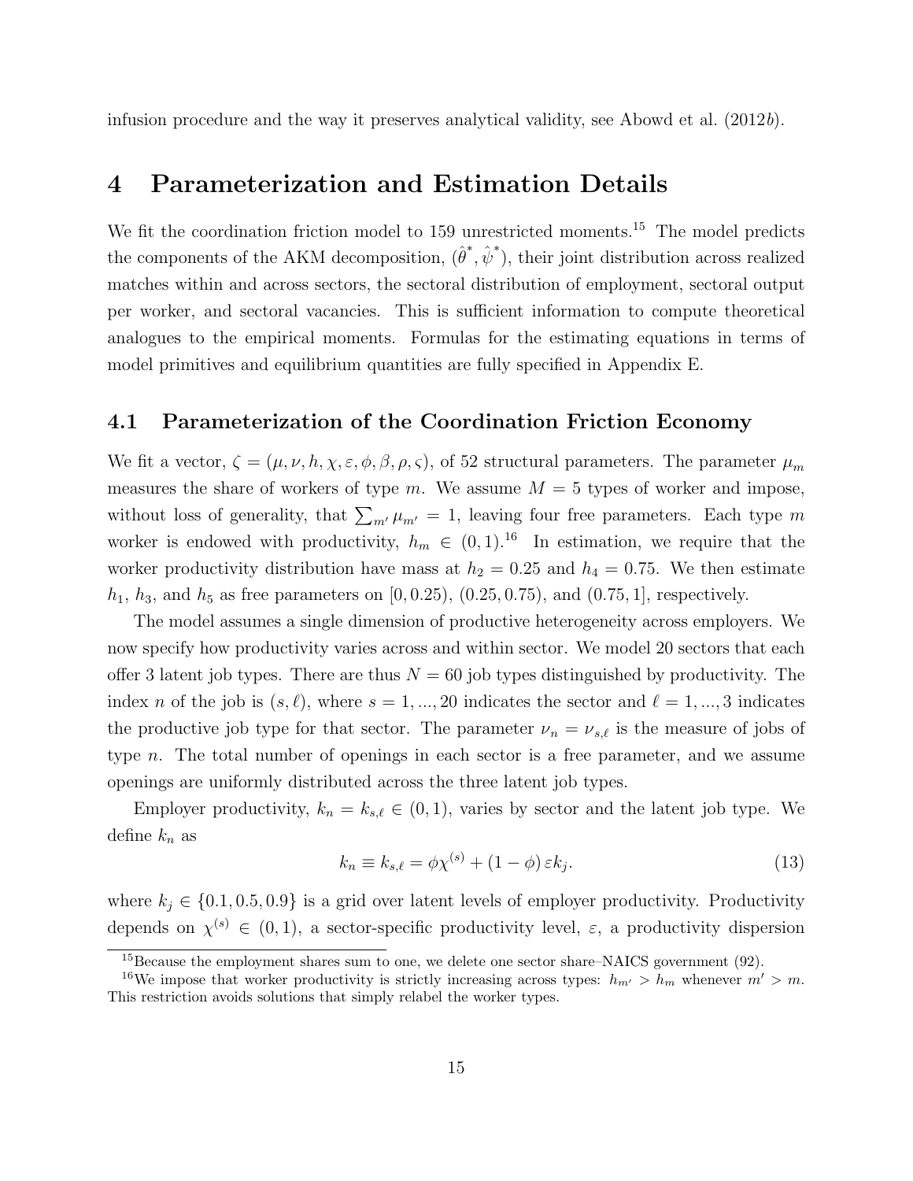infusion procedure and the way it preserves analytical validity, see Abowd et al. (2012*b*).

# 4 Parameterization and Estimation Details

We fit the coordination friction model to 159 unrestricted moments.[15] The model predicts the components of the AKM decomposition, $(\hat{\theta}^{*}, \hat{\psi}^{*})$, their joint distribution across realized matches within and across sectors, the sectoral distribution of employment, sectoral output per worker, and sectoral vacancies. This is sufficient information to compute theoretical analogues to the empirical moments. Formulas for the estimating equations in terms of model primitives and equilibrium quantities are fully specified in Appendix E.

## 4.1 Parameterization of the Coordination Friction Economy

We fit a vector, $\zeta = (\mu, \nu, h, \chi, \varepsilon, \phi, \beta, \rho, \varsigma)$, of 52 structural parameters. The parameter $\mu_m$ measures the share of workers of type $m$. We assume $M = 5$ types of worker and impose, without loss of generality, that $\sum_{m'} \mu_{m'} = 1$, leaving four free parameters. Each type $m$ worker is endowed with productivity, $h_m \in (0, 1)$.[16] In estimation, we require that the worker productivity distribution have mass at $h_2 = 0.25$ and $h_4 = 0.75$. We then estimate $h_1$, $h_3$, and $h_5$ as free parameters on $[0, 0.25)$, $(0.25, 0.75)$, and $(0.75, 1]$, respectively.

The model assumes a single dimension of productive heterogeneity across employers. We now specify how productivity varies across and within sector. We model 20 sectors that each offer 3 latent job types. There are thus $N = 60$ job types distinguished by productivity. The index $n$ of the job is $(s, \ell)$, where $s = 1, ..., 20$ indicates the sector and $\ell = 1, ..., 3$ indicates the productive job type for that sector. The parameter $\nu_n = \nu_{s,\ell}$ is the measure of jobs of type $n$. The total number of openings in each sector is a free parameter, and we assume openings are uniformly distributed across the three latent job types.

Employer productivity, $k_n = k_{s,\ell} \in (0, 1)$, varies by sector and the latent job type. We define $k_n$ as

$$k_n \equiv k_{s,\ell} = \phi \chi^{(s)} + (1 - \phi)\, \varepsilon k_j. \tag{13}$$

where $k_j \in \{0.1, 0.5, 0.9\}$ is a grid over latent levels of employer productivity. Productivity depends on $\chi^{(s)} \in (0, 1)$, a sector-specific productivity level, $\varepsilon$, a productivity dispersion

[15] Because the employment shares sum to one, we delete one sector share–NAICS government (92).

[16] We impose that worker productivity is strictly increasing across types: $h_{m'} > h_m$ whenever $m' > m$. This restriction avoids solutions that simply relabel the worker types.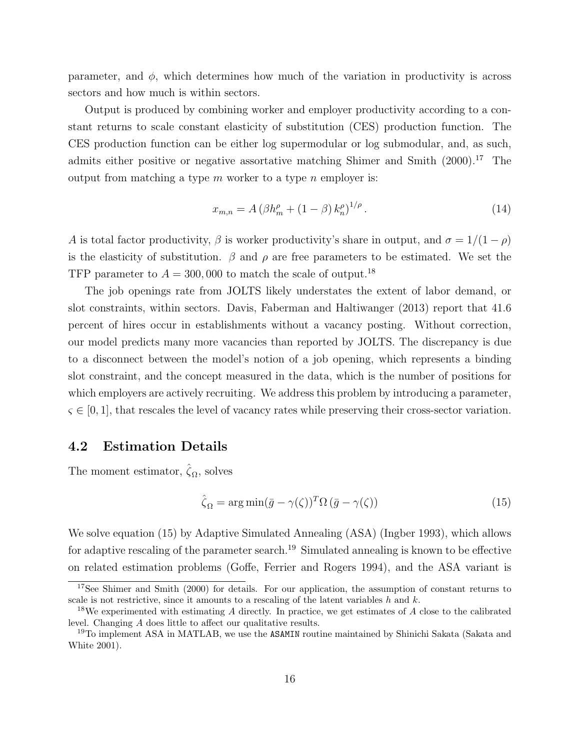parameter, and $\phi$, which determines how much of the variation in productivity is across sectors and how much is within sectors.

Output is produced by combining worker and employer productivity according to a constant returns to scale constant elasticity of substitution (CES) production function. The CES production function can be either log supermodular or log submodular, and, as such, admits either positive or negative assortative matching Shimer and Smith (2000).[17] The output from matching a type $m$ worker to a type $n$ employer is:

$$x_{m,n} = A \left( \beta h_m^{\rho} + (1 - \beta) \, k_n^{\rho} \right)^{1/\rho}. \tag{14}$$

$A$ is total factor productivity, $\beta$ is worker productivity's share in output, and $\sigma = 1/(1 - \rho)$ is the elasticity of substitution. $\beta$ and $\rho$ are free parameters to be estimated. We set the TFP parameter to $A = 300,000$ to match the scale of output.[18]

The job openings rate from JOLTS likely understates the extent of labor demand, or slot constraints, within sectors. Davis, Faberman and Haltiwanger (2013) report that 41.6 percent of hires occur in establishments without a vacancy posting. Without correction, our model predicts many more vacancies than reported by JOLTS. The discrepancy is due to a disconnect between the model's notion of a job opening, which represents a binding slot constraint, and the concept measured in the data, which is the number of positions for which employers are actively recruiting. We address this problem by introducing a parameter, $\varsigma \in [0, 1]$, that rescales the level of vacancy rates while preserving their cross-sector variation.

## 4.2 Estimation Details

The moment estimator, $\hat{\zeta}_{\Omega}$, solves

$$\hat{\zeta}_{\Omega} = \arg\min (\bar{g} - \gamma(\zeta))^T \Omega \, (\bar{g} - \gamma(\zeta)) \tag{15}$$

We solve equation (15) by Adaptive Simulated Annealing (ASA) (Ingber 1993), which allows for adaptive rescaling of the parameter search.[19] Simulated annealing is known to be effective on related estimation problems (Goffe, Ferrier and Rogers 1994), and the ASA variant is

---

[17] See Shimer and Smith (2000) for details. For our application, the assumption of constant returns to scale is not restrictive, since it amounts to a rescaling of the latent variables $h$ and $k$.

[18] We experimented with estimating $A$ directly. In practice, we get estimates of $A$ close to the calibrated level. Changing $A$ does little to affect our qualitative results.

[19] To implement ASA in MATLAB, we use the `ASAMIN` routine maintained by Shinichi Sakata (Sakata and White 2001).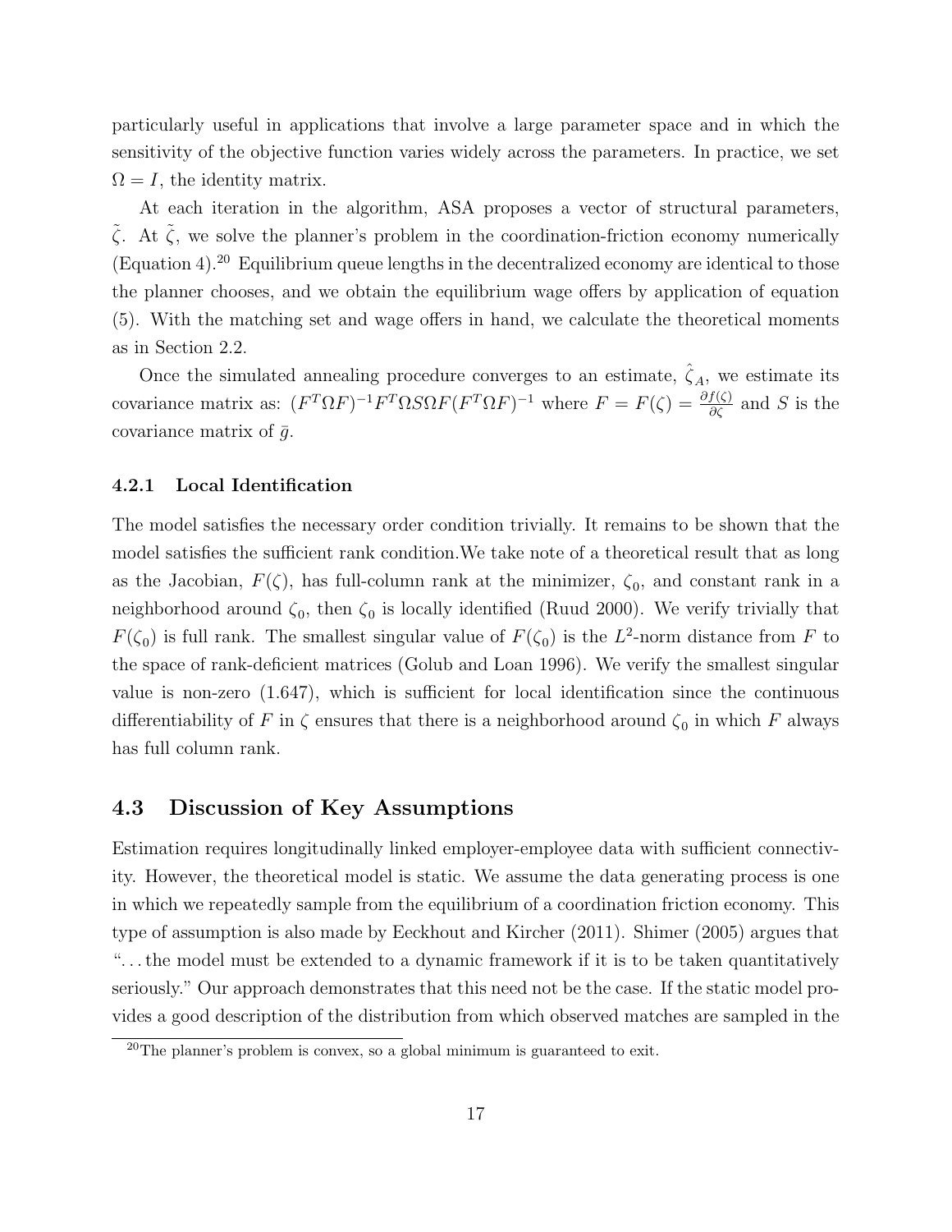particularly useful in applications that involve a large parameter space and in which the sensitivity of the objective function varies widely across the parameters. In practice, we set $\Omega = I$, the identity matrix.

At each iteration in the algorithm, ASA proposes a vector of structural parameters, $\tilde{\zeta}$. At $\tilde{\zeta}$, we solve the planner's problem in the coordination-friction economy numerically (Equation 4).[20] Equilibrium queue lengths in the decentralized economy are identical to those the planner chooses, and we obtain the equilibrium wage offers by application of equation (5). With the matching set and wage offers in hand, we calculate the theoretical moments as in Section 2.2.

Once the simulated annealing procedure converges to an estimate, $\hat{\zeta}_A$, we estimate its covariance matrix as: $(F^T \Omega F)^{-1} F^T \Omega S \Omega F (F^T \Omega F)^{-1}$ where $F = F(\zeta) = \frac{\partial f(\zeta)}{\partial \zeta}$ and $S$ is the covariance matrix of $\bar{g}$.

### 4.2.1 Local Identification

The model satisfies the necessary order condition trivially. It remains to be shown that the model satisfies the sufficient rank condition.We take note of a theoretical result that as long as the Jacobian, $F(\zeta)$, has full-column rank at the minimizer, $\zeta_0$, and constant rank in a neighborhood around $\zeta_0$, then $\zeta_0$ is locally identified (Ruud 2000). We verify trivially that $F(\zeta_0)$ is full rank. The smallest singular value of $F(\zeta_0)$ is the $L^2$-norm distance from $F$ to the space of rank-deficient matrices (Golub and Loan 1996). We verify the smallest singular value is non-zero (1.647), which is sufficient for local identification since the continuous differentiability of $F$ in $\zeta$ ensures that there is a neighborhood around $\zeta_0$ in which $F$ always has full column rank.

## 4.3 Discussion of Key Assumptions

Estimation requires longitudinally linked employer-employee data with sufficient connectivity. However, the theoretical model is static. We assume the data generating process is one in which we repeatedly sample from the equilibrium of a coordination friction economy. This type of assumption is also made by Eeckhout and Kircher (2011). Shimer (2005) argues that "...the model must be extended to a dynamic framework if it is to be taken quantitatively seriously." Our approach demonstrates that this need not be the case. If the static model provides a good description of the distribution from which observed matches are sampled in the

[20]The planner's problem is convex, so a global minimum is guaranteed to exit.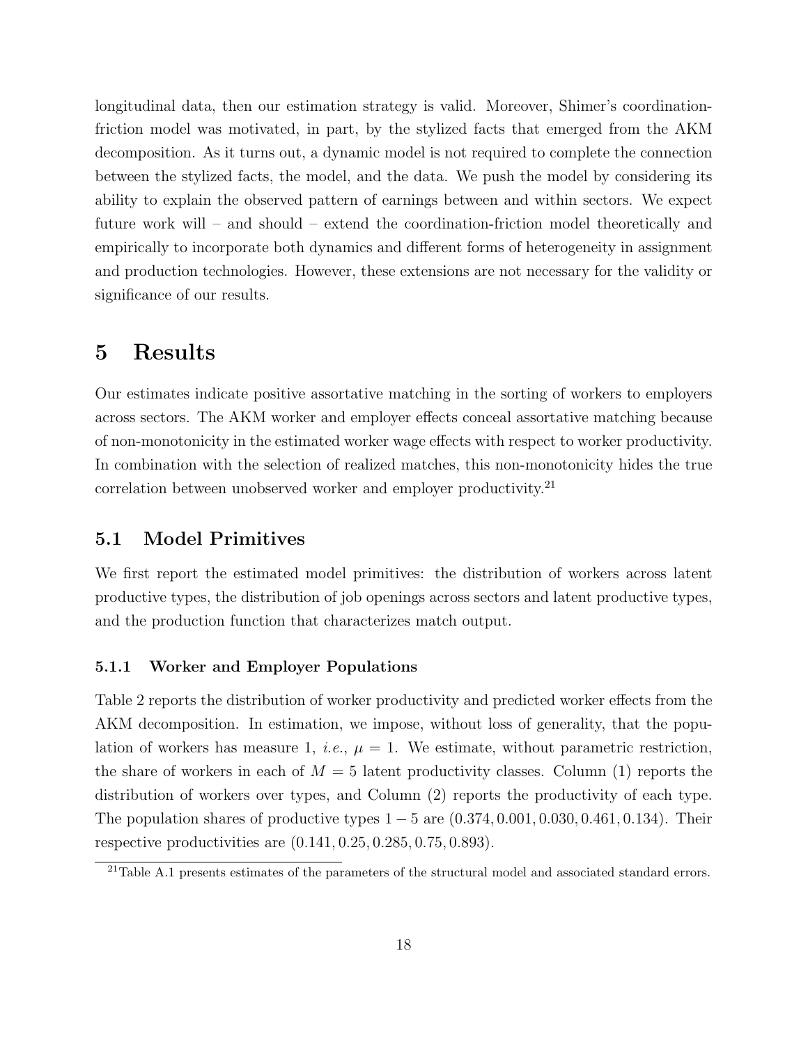longitudinal data, then our estimation strategy is valid. Moreover, Shimer's coordination-friction model was motivated, in part, by the stylized facts that emerged from the AKM decomposition. As it turns out, a dynamic model is not required to complete the connection between the stylized facts, the model, and the data. We push the model by considering its ability to explain the observed pattern of earnings between and within sectors. We expect future work will – and should – extend the coordination-friction model theoretically and empirically to incorporate both dynamics and different forms of heterogeneity in assignment and production technologies. However, these extensions are not necessary for the validity or significance of our results.

# 5 Results

Our estimates indicate positive assortative matching in the sorting of workers to employers across sectors. The AKM worker and employer effects conceal assortative matching because of non-monotonicity in the estimated worker wage effects with respect to worker productivity. In combination with the selection of realized matches, this non-monotonicity hides the true correlation between unobserved worker and employer productivity.[21]

## 5.1 Model Primitives

We first report the estimated model primitives: the distribution of workers across latent productive types, the distribution of job openings across sectors and latent productive types, and the production function that characterizes match output.

### 5.1.1 Worker and Employer Populations

Table 2 reports the distribution of worker productivity and predicted worker effects from the AKM decomposition. In estimation, we impose, without loss of generality, that the population of workers has measure 1, *i.e.*, $\mu = 1$. We estimate, without parametric restriction, the share of workers in each of $M = 5$ latent productivity classes. Column (1) reports the distribution of workers over types, and Column (2) reports the productivity of each type. The population shares of productive types $1-5$ are $(0.374, 0.001, 0.030, 0.461, 0.134)$. Their respective productivities are $(0.141, 0.25, 0.285, 0.75, 0.893)$.

[21] Table A.1 presents estimates of the parameters of the structural model and associated standard errors.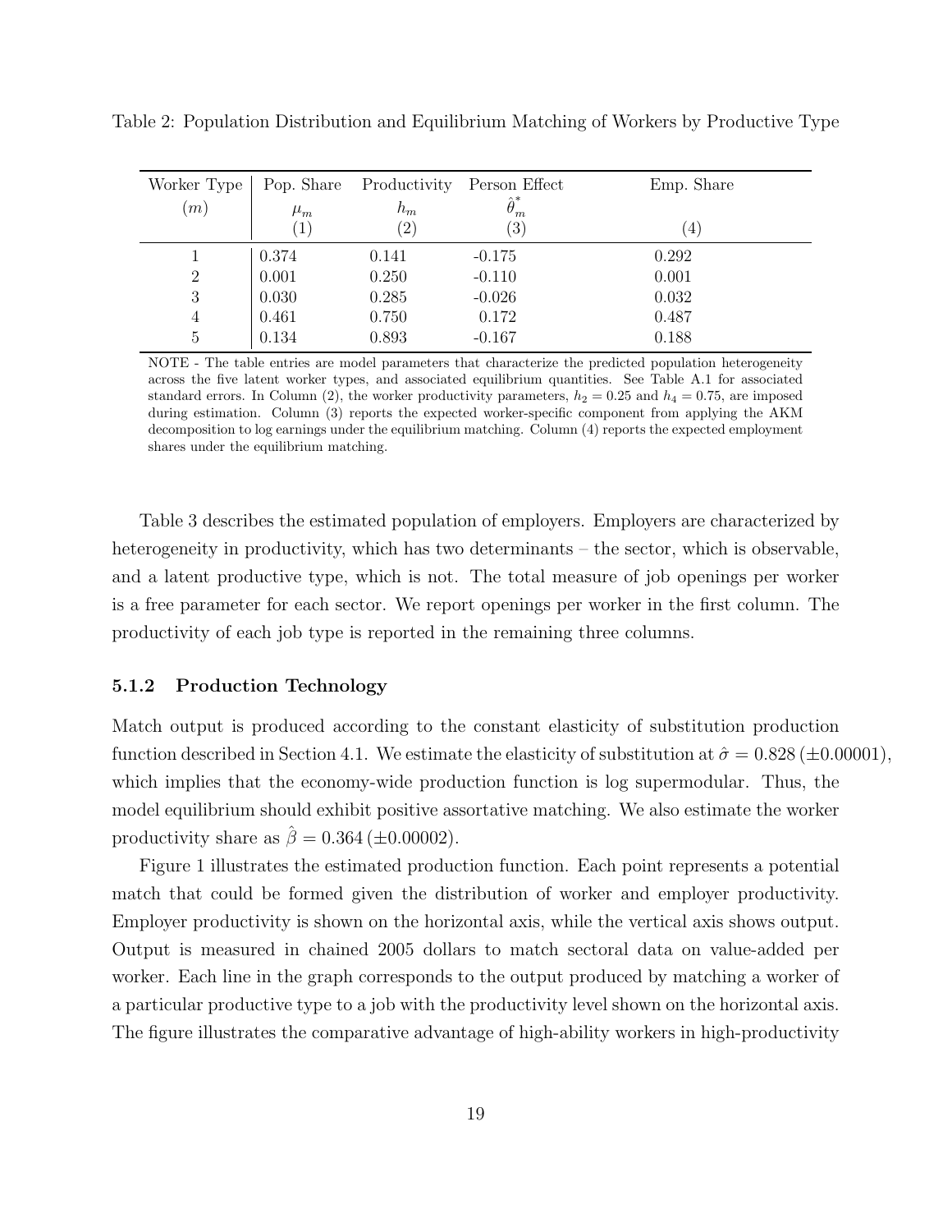Table 2: Population Distribution and Equilibrium Matching of Workers by Productive Type

| Worker Type ($m$) | Pop. Share $\mu_m$ (1) | Productivity $h_m$ (2) | Person Effect $\hat{\theta}^*_m$ (3) | Emp. Share (4) |
|---|---|---|---|---|
| 1 | 0.374 | 0.141 | -0.175 | 0.292 |
| 2 | 0.001 | 0.250 | -0.110 | 0.001 |
| 3 | 0.030 | 0.285 | -0.026 | 0.032 |
| 4 | 0.461 | 0.750 | 0.172 | 0.487 |
| 5 | 0.134 | 0.893 | -0.167 | 0.188 |

NOTE - The table entries are model parameters that characterize the predicted population heterogeneity across the five latent worker types, and associated equilibrium quantities. See Table A.1 for associated standard errors. In Column (2), the worker productivity parameters, $h_2 = 0.25$ and $h_4 = 0.75$, are imposed during estimation. Column (3) reports the expected worker-specific component from applying the AKM decomposition to log earnings under the equilibrium matching. Column (4) reports the expected employment shares under the equilibrium matching.

Table 3 describes the estimated population of employers. Employers are characterized by heterogeneity in productivity, which has two determinants – the sector, which is observable, and a latent productive type, which is not. The total measure of job openings per worker is a free parameter for each sector. We report openings per worker in the first column. The productivity of each job type is reported in the remaining three columns.

### 5.1.2 Production Technology

Match output is produced according to the constant elasticity of substitution production function described in Section 4.1. We estimate the elasticity of substitution at $\hat{\sigma} = 0.828\,(\pm 0.00001)$, which implies that the economy-wide production function is log supermodular. Thus, the model equilibrium should exhibit positive assortative matching. We also estimate the worker productivity share as $\hat{\beta} = 0.364\,(\pm 0.00002)$.

Figure 1 illustrates the estimated production function. Each point represents a potential match that could be formed given the distribution of worker and employer productivity. Employer productivity is shown on the horizontal axis, while the vertical axis shows output. Output is measured in chained 2005 dollars to match sectoral data on value-added per worker. Each line in the graph corresponds to the output produced by matching a worker of a particular productive type to a job with the productivity level shown on the horizontal axis. The figure illustrates the comparative advantage of high-ability workers in high-productivity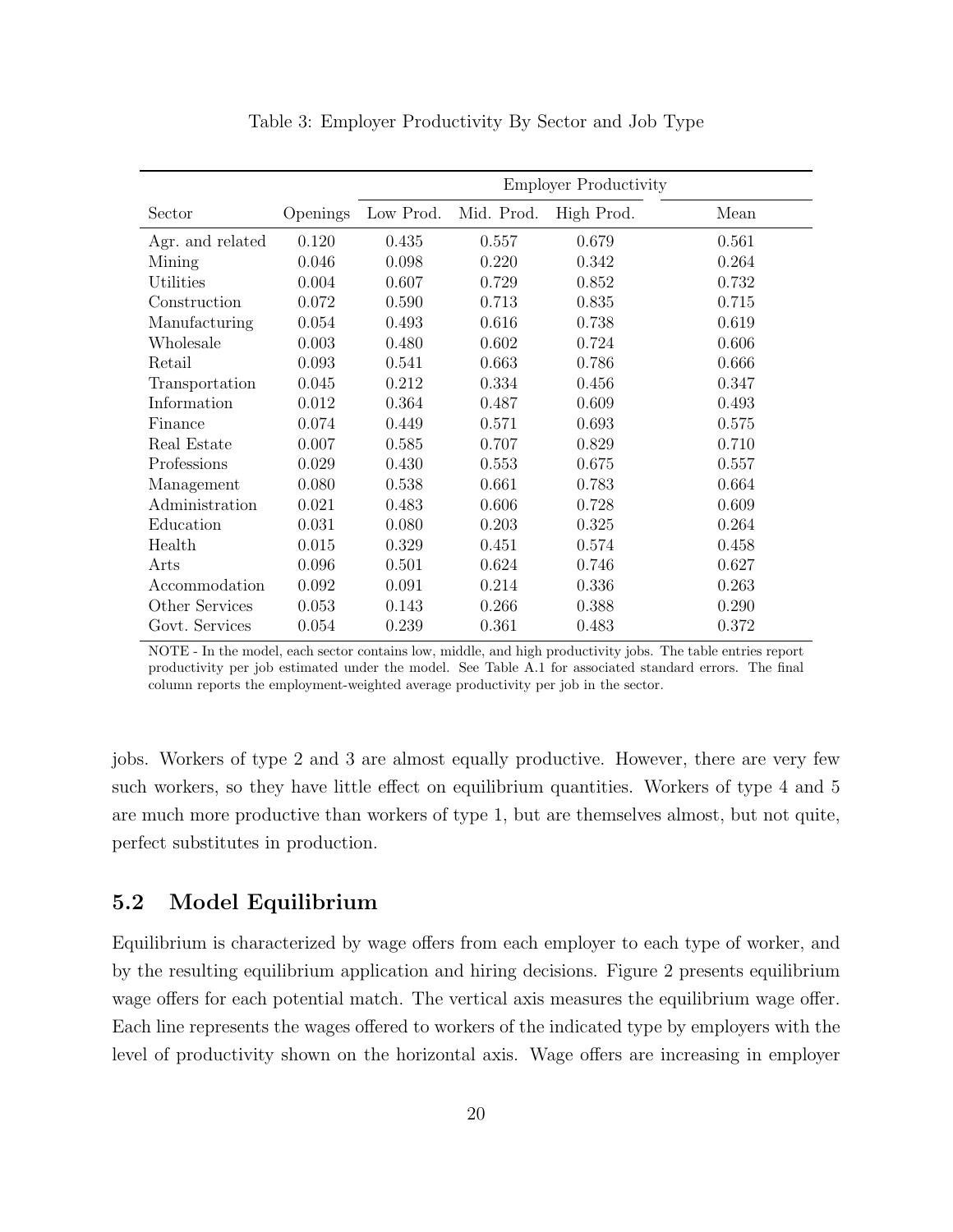Table 3: Employer Productivity By Sector and Job Type

| | | Employer Productivity | | | |
|---|---|---|---|---|---|
| Sector | Openings | Low Prod. | Mid. Prod. | High Prod. | Mean |
| Agr. and related | 0.120 | 0.435 | 0.557 | 0.679 | 0.561 |
| Mining | 0.046 | 0.098 | 0.220 | 0.342 | 0.264 |
| Utilities | 0.004 | 0.607 | 0.729 | 0.852 | 0.732 |
| Construction | 0.072 | 0.590 | 0.713 | 0.835 | 0.715 |
| Manufacturing | 0.054 | 0.493 | 0.616 | 0.738 | 0.619 |
| Wholesale | 0.003 | 0.480 | 0.602 | 0.724 | 0.606 |
| Retail | 0.093 | 0.541 | 0.663 | 0.786 | 0.666 |
| Transportation | 0.045 | 0.212 | 0.334 | 0.456 | 0.347 |
| Information | 0.012 | 0.364 | 0.487 | 0.609 | 0.493 |
| Finance | 0.074 | 0.449 | 0.571 | 0.693 | 0.575 |
| Real Estate | 0.007 | 0.585 | 0.707 | 0.829 | 0.710 |
| Professions | 0.029 | 0.430 | 0.553 | 0.675 | 0.557 |
| Management | 0.080 | 0.538 | 0.661 | 0.783 | 0.664 |
| Administration | 0.021 | 0.483 | 0.606 | 0.728 | 0.609 |
| Education | 0.031 | 0.080 | 0.203 | 0.325 | 0.264 |
| Health | 0.015 | 0.329 | 0.451 | 0.574 | 0.458 |
| Arts | 0.096 | 0.501 | 0.624 | 0.746 | 0.627 |
| Accommodation | 0.092 | 0.091 | 0.214 | 0.336 | 0.263 |
| Other Services | 0.053 | 0.143 | 0.266 | 0.388 | 0.290 |
| Govt. Services | 0.054 | 0.239 | 0.361 | 0.483 | 0.372 |

NOTE - In the model, each sector contains low, middle, and high productivity jobs. The table entries report productivity per job estimated under the model. See Table A.1 for associated standard errors. The final column reports the employment-weighted average productivity per job in the sector.

jobs. Workers of type 2 and 3 are almost equally productive. However, there are very few such workers, so they have little effect on equilibrium quantities. Workers of type 4 and 5 are much more productive than workers of type 1, but are themselves almost, but not quite, perfect substitutes in production.

## 5.2 Model Equilibrium

Equilibrium is characterized by wage offers from each employer to each type of worker, and by the resulting equilibrium application and hiring decisions. Figure 2 presents equilibrium wage offers for each potential match. The vertical axis measures the equilibrium wage offer. Each line represents the wages offered to workers of the indicated type by employers with the level of productivity shown on the horizontal axis. Wage offers are increasing in employer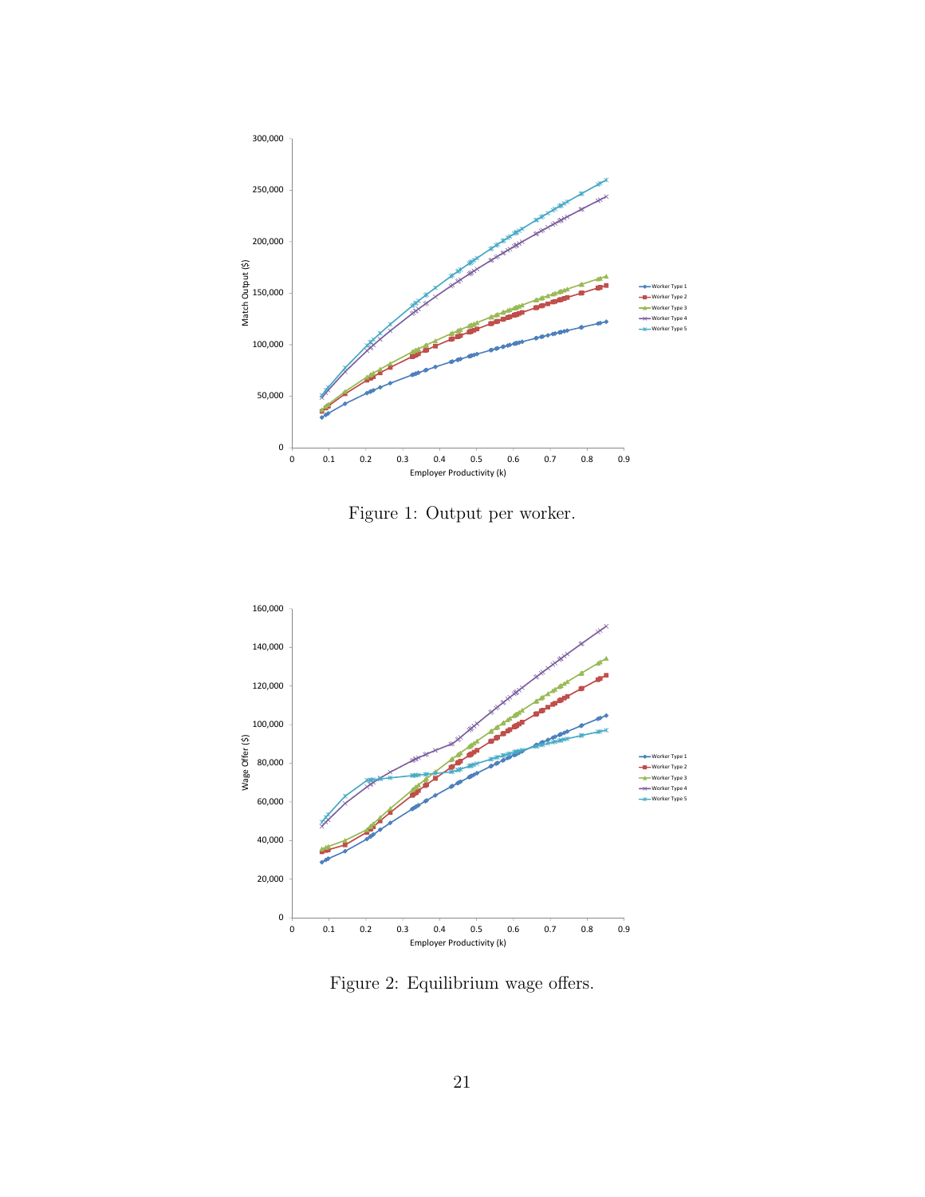Figure 1: Output per worker.

Figure 2: Equilibrium wage offers.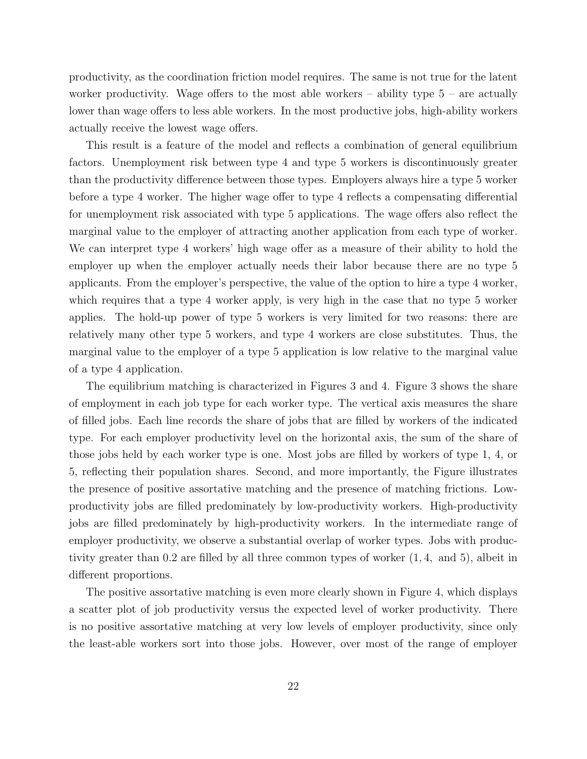productivity, as the coordination friction model requires. The same is not true for the latent worker productivity. Wage offers to the most able workers – ability type 5 – are actually lower than wage offers to less able workers. In the most productive jobs, high-ability workers actually receive the lowest wage offers.

This result is a feature of the model and reflects a combination of general equilibrium factors. Unemployment risk between type 4 and type 5 workers is discontinuously greater than the productivity difference between those types. Employers always hire a type 5 worker before a type 4 worker. The higher wage offer to type 4 reflects a compensating differential for unemployment risk associated with type 5 applications. The wage offers also reflect the marginal value to the employer of attracting another application from each type of worker. We can interpret type 4 workers' high wage offer as a measure of their ability to hold the employer up when the employer actually needs their labor because there are no type 5 applicants. From the employer's perspective, the value of the option to hire a type 4 worker, which requires that a type 4 worker apply, is very high in the case that no type 5 worker applies. The hold-up power of type 5 workers is very limited for two reasons: there are relatively many other type 5 workers, and type 4 workers are close substitutes. Thus, the marginal value to the employer of a type 5 application is low relative to the marginal value of a type 4 application.

The equilibrium matching is characterized in Figures 3 and 4. Figure 3 shows the share of employment in each job type for each worker type. The vertical axis measures the share of filled jobs. Each line records the share of jobs that are filled by workers of the indicated type. For each employer productivity level on the horizontal axis, the sum of the share of those jobs held by each worker type is one. Most jobs are filled by workers of type 1, 4, or 5, reflecting their population shares. Second, and more importantly, the Figure illustrates the presence of positive assortative matching and the presence of matching frictions. Low-productivity jobs are filled predominately by low-productivity workers. High-productivity jobs are filled predominately by high-productivity workers. In the intermediate range of employer productivity, we observe a substantial overlap of worker types. Jobs with productivity greater than 0.2 are filled by all three common types of worker $(1, 4,$ and $5)$, albeit in different proportions.

The positive assortative matching is even more clearly shown in Figure 4, which displays a scatter plot of job productivity versus the expected level of worker productivity. There is no positive assortative matching at very low levels of employer productivity, since only the least-able workers sort into those jobs. However, over most of the range of employer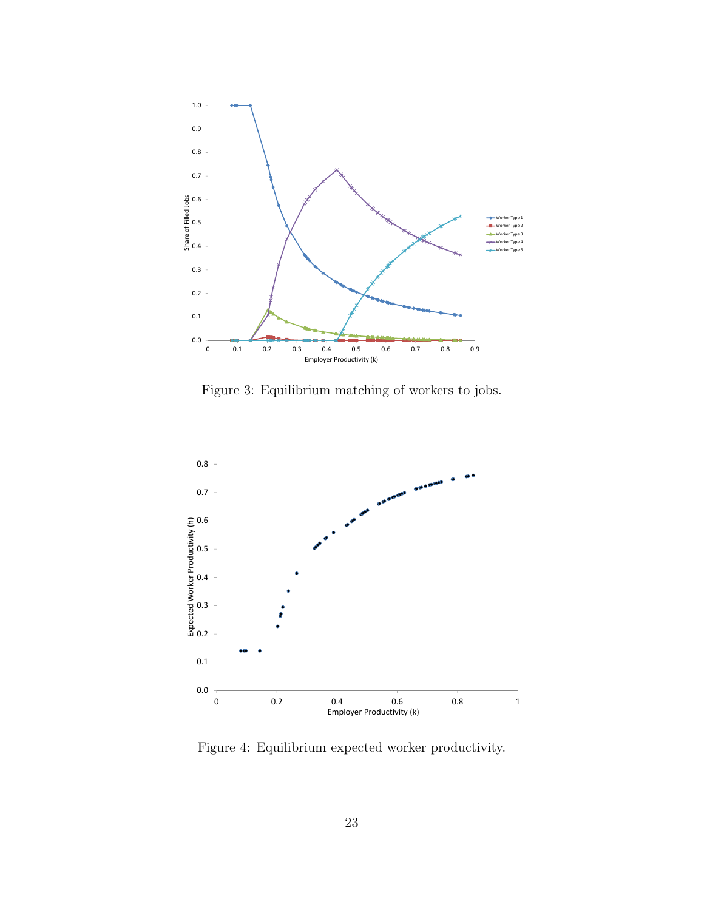Figure 3: Equilibrium matching of workers to jobs.

Figure 4: Equilibrium expected worker productivity.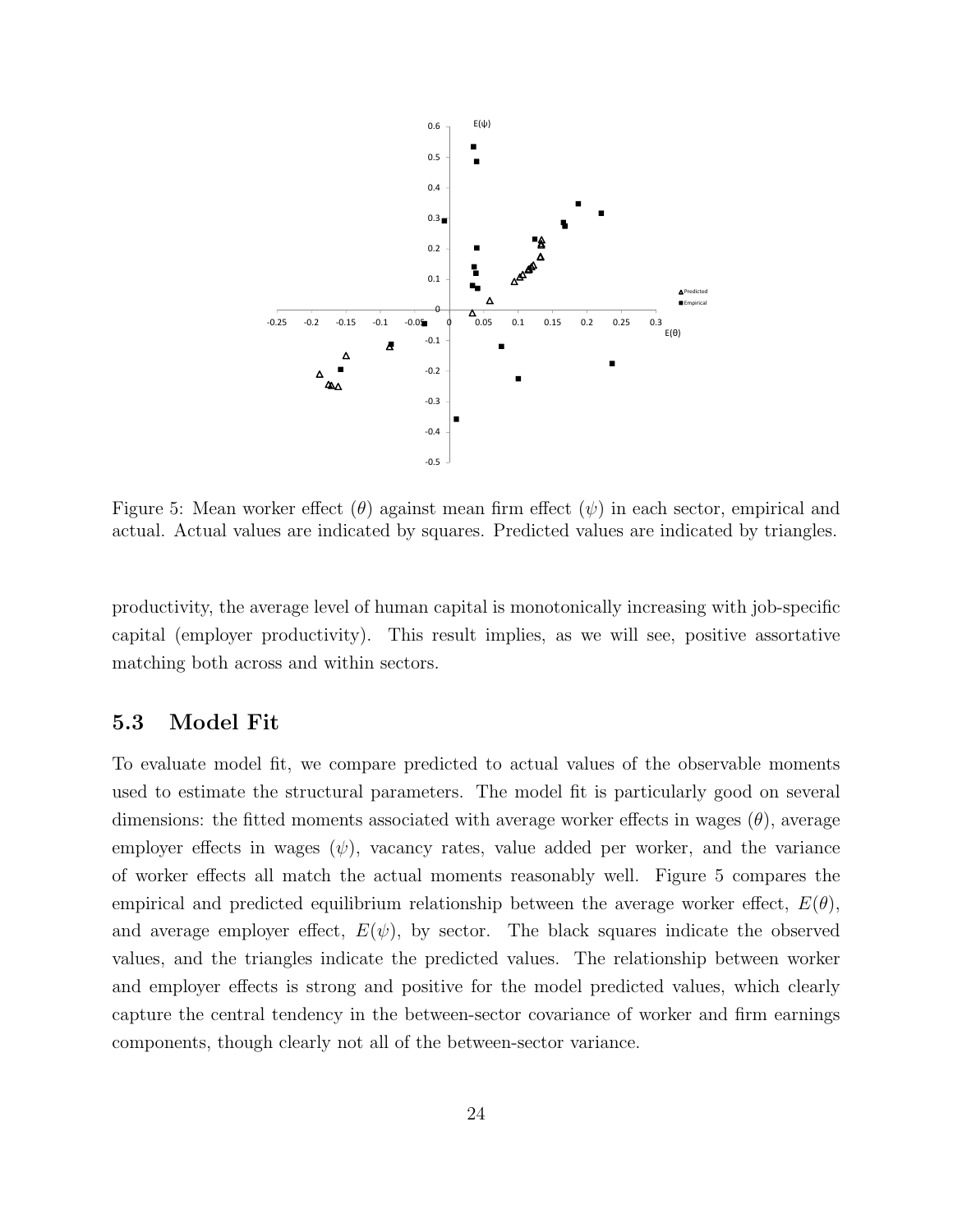Figure 5: Mean worker effect ($\theta$) against mean firm effect ($\psi$) in each sector, empirical and actual. Actual values are indicated by squares. Predicted values are indicated by triangles.

productivity, the average level of human capital is monotonically increasing with job-specific capital (employer productivity). This result implies, as we will see, positive assortative matching both across and within sectors.

## 5.3 Model Fit

To evaluate model fit, we compare predicted to actual values of the observable moments used to estimate the structural parameters. The model fit is particularly good on several dimensions: the fitted moments associated with average worker effects in wages ($\theta$), average employer effects in wages ($\psi$), vacancy rates, value added per worker, and the variance of worker effects all match the actual moments reasonably well. Figure 5 compares the empirical and predicted equilibrium relationship between the average worker effect, $E(\theta)$, and average employer effect, $E(\psi)$, by sector. The black squares indicate the observed values, and the triangles indicate the predicted values. The relationship between worker and employer effects is strong and positive for the model predicted values, which clearly capture the central tendency in the between-sector covariance of worker and firm earnings components, though clearly not all of the between-sector variance.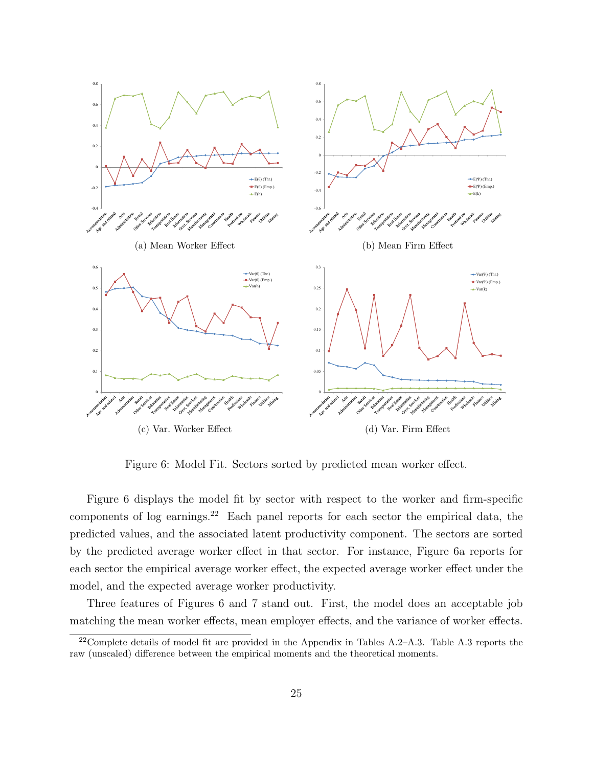(a) Mean Worker Effect

(b) Mean Firm Effect

(c) Var. Worker Effect

(d) Var. Firm Effect

Figure 6: Model Fit. Sectors sorted by predicted mean worker effect.

Figure 6 displays the model fit by sector with respect to the worker and firm-specific components of log earnings.[22] Each panel reports for each sector the empirical data, the predicted values, and the associated latent productivity component. The sectors are sorted by the predicted average worker effect in that sector. For instance, Figure 6a reports for each sector the empirical average worker effect, the expected average worker effect under the model, and the expected average worker productivity.

Three features of Figures 6 and 7 stand out. First, the model does an acceptable job matching the mean worker effects, mean employer effects, and the variance of worker effects.

[22] Complete details of model fit are provided in the Appendix in Tables A.2–A.3. Table A.3 reports the raw (unscaled) difference between the empirical moments and the theoretical moments.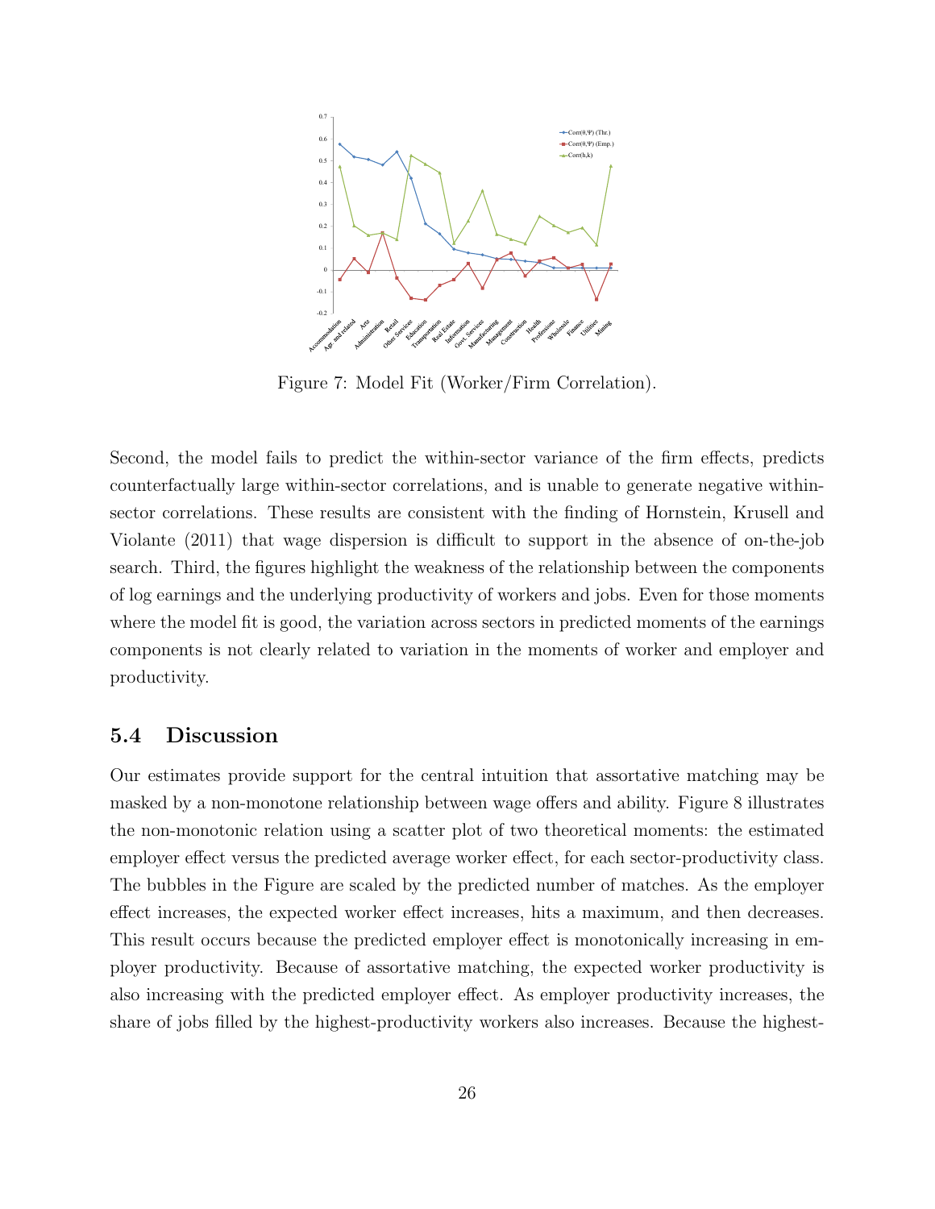Figure 7: Model Fit (Worker/Firm Correlation).

Second, the model fails to predict the within-sector variance of the firm effects, predicts counterfactually large within-sector correlations, and is unable to generate negative within-sector correlations. These results are consistent with the finding of Hornstein, Krusell and Violante (2011) that wage dispersion is difficult to support in the absence of on-the-job search. Third, the figures highlight the weakness of the relationship between the components of log earnings and the underlying productivity of workers and jobs. Even for those moments where the model fit is good, the variation across sectors in predicted moments of the earnings components is not clearly related to variation in the moments of worker and employer and productivity.

### 5.4 Discussion

Our estimates provide support for the central intuition that assortative matching may be masked by a non-monotone relationship between wage offers and ability. Figure 8 illustrates the non-monotonic relation using a scatter plot of two theoretical moments: the estimated employer effect versus the predicted average worker effect, for each sector-productivity class. The bubbles in the Figure are scaled by the predicted number of matches. As the employer effect increases, the expected worker effect increases, hits a maximum, and then decreases. This result occurs because the predicted employer effect is monotonically increasing in employer productivity. Because of assortative matching, the expected worker productivity is also increasing with the predicted employer effect. As employer productivity increases, the share of jobs filled by the highest-productivity workers also increases. Because the highest-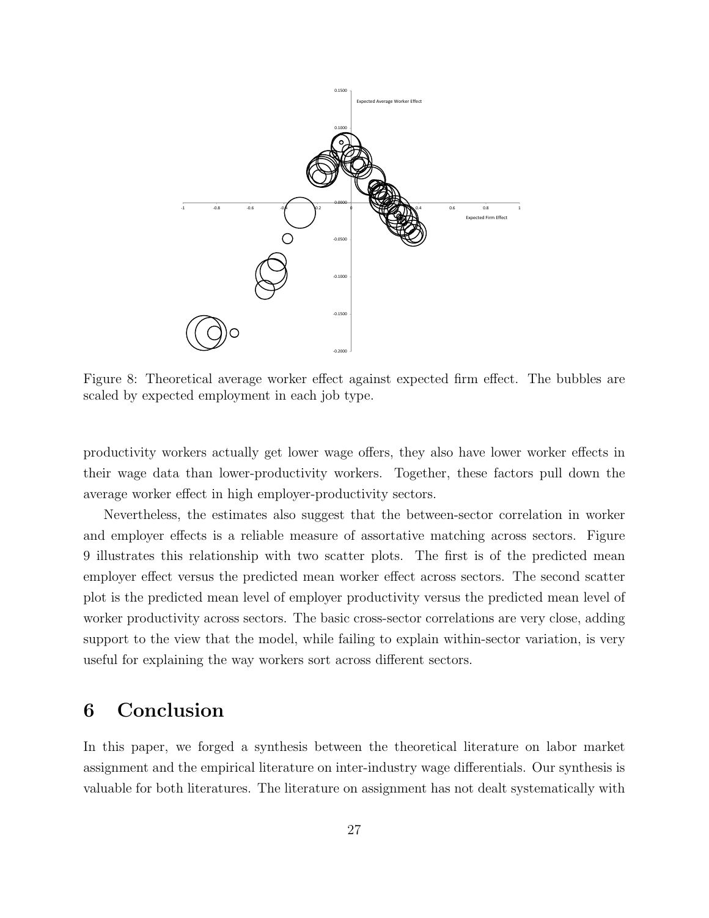Figure 8: Theoretical average worker effect against expected firm effect. The bubbles are scaled by expected employment in each job type.

productivity workers actually get lower wage offers, they also have lower worker effects in their wage data than lower-productivity workers. Together, these factors pull down the average worker effect in high employer-productivity sectors.

Nevertheless, the estimates also suggest that the between-sector correlation in worker and employer effects is a reliable measure of assortative matching across sectors. Figure 9 illustrates this relationship with two scatter plots. The first is of the predicted mean employer effect versus the predicted mean worker effect across sectors. The second scatter plot is the predicted mean level of employer productivity versus the predicted mean level of worker productivity across sectors. The basic cross-sector correlations are very close, adding support to the view that the model, while failing to explain within-sector variation, is very useful for explaining the way workers sort across different sectors.

# 6 Conclusion

In this paper, we forged a synthesis between the theoretical literature on labor market assignment and the empirical literature on inter-industry wage differentials. Our synthesis is valuable for both literatures. The literature on assignment has not dealt systematically with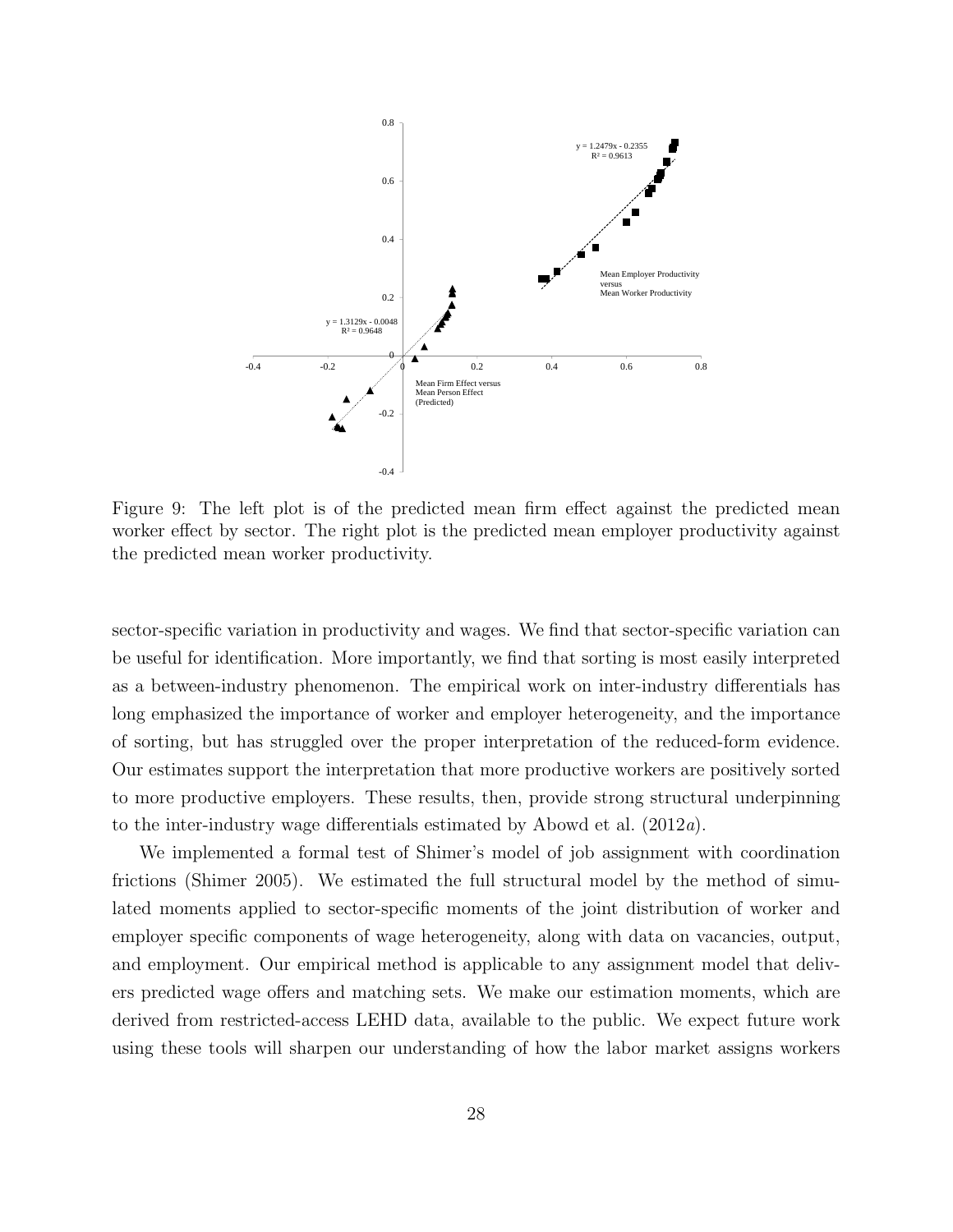Figure 9: The left plot is of the predicted mean firm effect against the predicted mean worker effect by sector. The right plot is the predicted mean employer productivity against the predicted mean worker productivity.

sector-specific variation in productivity and wages. We find that sector-specific variation can be useful for identification. More importantly, we find that sorting is most easily interpreted as a between-industry phenomenon. The empirical work on inter-industry differentials has long emphasized the importance of worker and employer heterogeneity, and the importance of sorting, but has struggled over the proper interpretation of the reduced-form evidence. Our estimates support the interpretation that more productive workers are positively sorted to more productive employers. These results, then, provide strong structural underpinning to the inter-industry wage differentials estimated by Abowd et al. (2012*a*).

We implemented a formal test of Shimer's model of job assignment with coordination frictions (Shimer 2005). We estimated the full structural model by the method of simulated moments applied to sector-specific moments of the joint distribution of worker and employer specific components of wage heterogeneity, along with data on vacancies, output, and employment. Our empirical method is applicable to any assignment model that delivers predicted wage offers and matching sets. We make our estimation moments, which are derived from restricted-access LEHD data, available to the public. We expect future work using these tools will sharpen our understanding of how the labor market assigns workers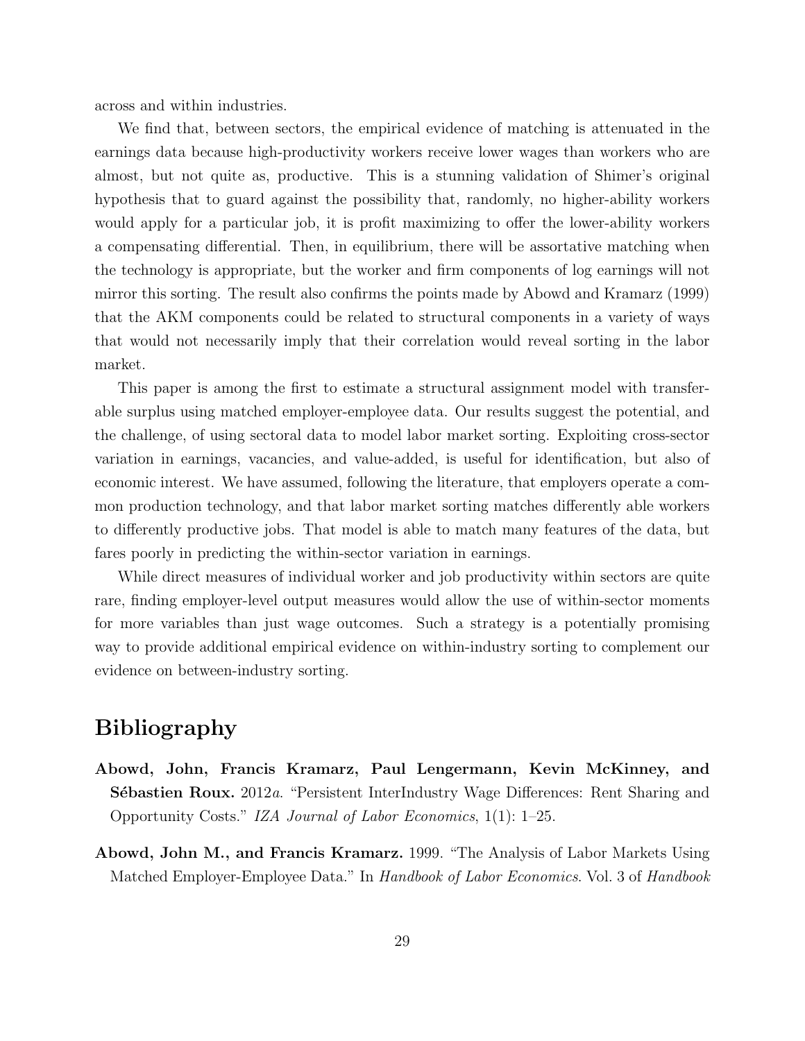across and within industries.

We find that, between sectors, the empirical evidence of matching is attenuated in the earnings data because high-productivity workers receive lower wages than workers who are almost, but not quite as, productive. This is a stunning validation of Shimer's original hypothesis that to guard against the possibility that, randomly, no higher-ability workers would apply for a particular job, it is profit maximizing to offer the lower-ability workers a compensating differential. Then, in equilibrium, there will be assortative matching when the technology is appropriate, but the worker and firm components of log earnings will not mirror this sorting. The result also confirms the points made by Abowd and Kramarz (1999) that the AKM components could be related to structural components in a variety of ways that would not necessarily imply that their correlation would reveal sorting in the labor market.

This paper is among the first to estimate a structural assignment model with transferable surplus using matched employer-employee data. Our results suggest the potential, and the challenge, of using sectoral data to model labor market sorting. Exploiting cross-sector variation in earnings, vacancies, and value-added, is useful for identification, but also of economic interest. We have assumed, following the literature, that employers operate a common production technology, and that labor market sorting matches differently able workers to differently productive jobs. That model is able to match many features of the data, but fares poorly in predicting the within-sector variation in earnings.

While direct measures of individual worker and job productivity within sectors are quite rare, finding employer-level output measures would allow the use of within-sector moments for more variables than just wage outcomes. Such a strategy is a potentially promising way to provide additional empirical evidence on within-industry sorting to complement our evidence on between-industry sorting.

# Bibliography

**Abowd, John, Francis Kramarz, Paul Lengermann, Kevin McKinney, and Sébastien Roux.** 2012*a*. "Persistent InterIndustry Wage Differences: Rent Sharing and Opportunity Costs." *IZA Journal of Labor Economics*, 1(1): 1–25.

**Abowd, John M., and Francis Kramarz.** 1999. "The Analysis of Labor Markets Using Matched Employer-Employee Data." In *Handbook of Labor Economics*. Vol. 3 of *Handbook*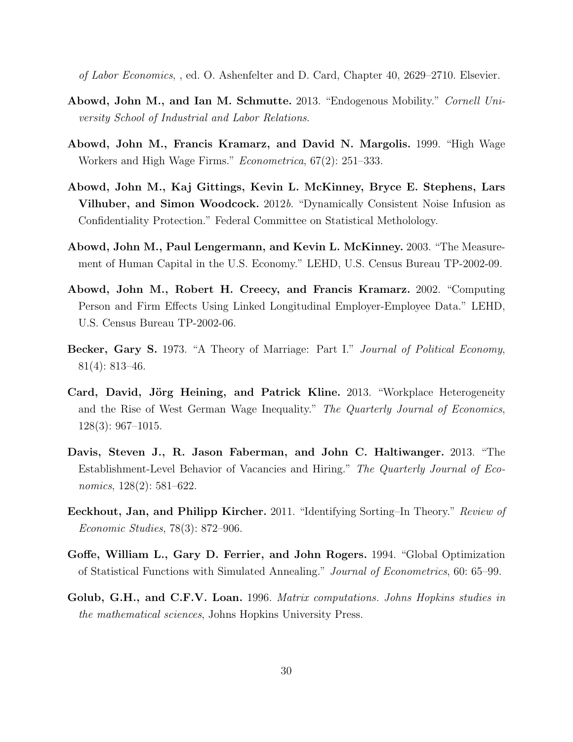*of Labor Economics*, , ed. O. Ashenfelter and D. Card, Chapter 40, 2629–2710. Elsevier.

**Abowd, John M., and Ian M. Schmutte.** 2013. "Endogenous Mobility." *Cornell University School of Industrial and Labor Relations*.

**Abowd, John M., Francis Kramarz, and David N. Margolis.** 1999. "High Wage Workers and High Wage Firms." *Econometrica*, 67(2): 251–333.

**Abowd, John M., Kaj Gittings, Kevin L. McKinney, Bryce E. Stephens, Lars Vilhuber, and Simon Woodcock.** 2012*b*. "Dynamically Consistent Noise Infusion as Confidentiality Protection." Federal Committee on Statistical Metholology.

**Abowd, John M., Paul Lengermann, and Kevin L. McKinney.** 2003. "The Measurement of Human Capital in the U.S. Economy." LEHD, U.S. Census Bureau TP-2002-09.

**Abowd, John M., Robert H. Creecy, and Francis Kramarz.** 2002. "Computing Person and Firm Effects Using Linked Longitudinal Employer-Employee Data." LEHD, U.S. Census Bureau TP-2002-06.

**Becker, Gary S.** 1973. "A Theory of Marriage: Part I." *Journal of Political Economy*, 81(4): 813–46.

**Card, David, Jörg Heining, and Patrick Kline.** 2013. "Workplace Heterogeneity and the Rise of West German Wage Inequality." *The Quarterly Journal of Economics*, 128(3): 967–1015.

**Davis, Steven J., R. Jason Faberman, and John C. Haltiwanger.** 2013. "The Establishment-Level Behavior of Vacancies and Hiring." *The Quarterly Journal of Economics*, 128(2): 581–622.

**Eeckhout, Jan, and Philipp Kircher.** 2011. "Identifying Sorting–In Theory." *Review of Economic Studies*, 78(3): 872–906.

**Goffe, William L., Gary D. Ferrier, and John Rogers.** 1994. "Global Optimization of Statistical Functions with Simulated Annealing." *Journal of Econometrics*, 60: 65–99.

**Golub, G.H., and C.F.V. Loan.** 1996. *Matrix computations. Johns Hopkins studies in the mathematical sciences*, Johns Hopkins University Press.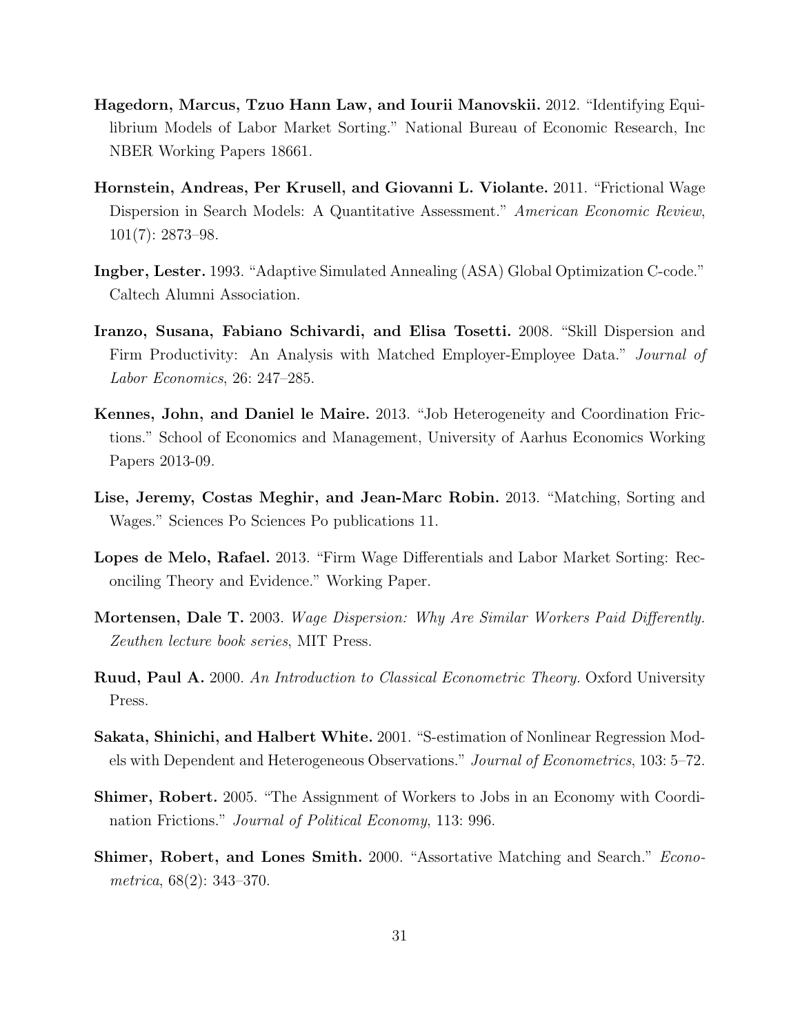**Hagedorn, Marcus, Tzuo Hann Law, and Iourii Manovskii.** 2012. "Identifying Equilibrium Models of Labor Market Sorting." National Bureau of Economic Research, Inc NBER Working Papers 18661.

**Hornstein, Andreas, Per Krusell, and Giovanni L. Violante.** 2011. "Frictional Wage Dispersion in Search Models: A Quantitative Assessment." *American Economic Review*, 101(7): 2873–98.

**Ingber, Lester.** 1993. "Adaptive Simulated Annealing (ASA) Global Optimization C-code." Caltech Alumni Association.

**Iranzo, Susana, Fabiano Schivardi, and Elisa Tosetti.** 2008. "Skill Dispersion and Firm Productivity: An Analysis with Matched Employer-Employee Data." *Journal of Labor Economics*, 26: 247–285.

**Kennes, John, and Daniel le Maire.** 2013. "Job Heterogeneity and Coordination Frictions." School of Economics and Management, University of Aarhus Economics Working Papers 2013-09.

**Lise, Jeremy, Costas Meghir, and Jean-Marc Robin.** 2013. "Matching, Sorting and Wages." Sciences Po Sciences Po publications 11.

**Lopes de Melo, Rafael.** 2013. "Firm Wage Differentials and Labor Market Sorting: Reconciling Theory and Evidence." Working Paper.

**Mortensen, Dale T.** 2003. *Wage Dispersion: Why Are Similar Workers Paid Differently. Zeuthen lecture book series*, MIT Press.

**Ruud, Paul A.** 2000. *An Introduction to Classical Econometric Theory.* Oxford University Press.

**Sakata, Shinichi, and Halbert White.** 2001. "S-estimation of Nonlinear Regression Models with Dependent and Heterogeneous Observations." *Journal of Econometrics*, 103: 5–72.

**Shimer, Robert.** 2005. "The Assignment of Workers to Jobs in an Economy with Coordination Frictions." *Journal of Political Economy*, 113: 996.

**Shimer, Robert, and Lones Smith.** 2000. "Assortative Matching and Search." *Econometrica*, 68(2): 343–370.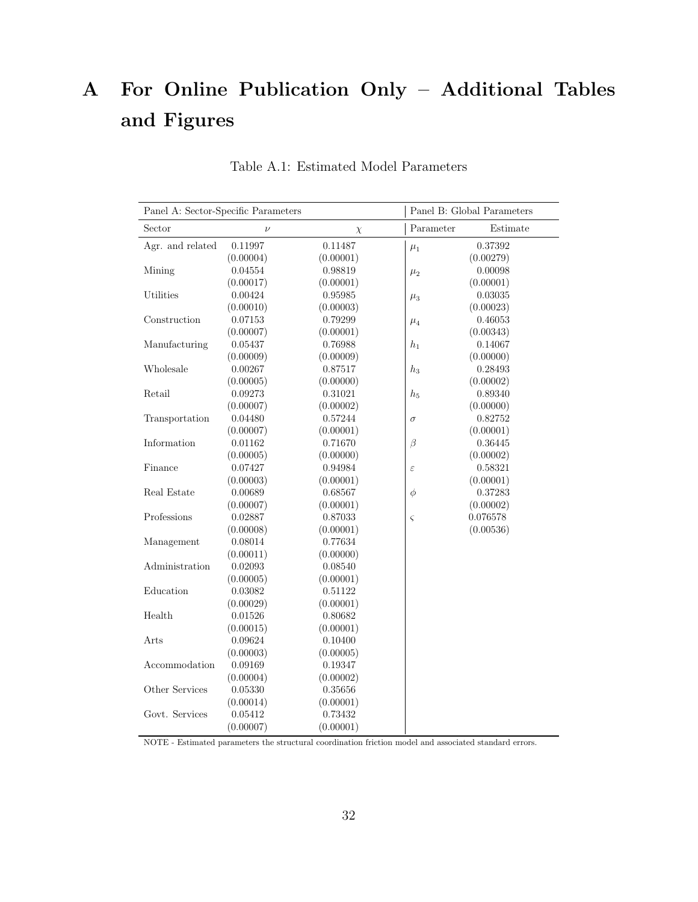# A For Online Publication Only – Additional Tables and Figures

Table A.1: Estimated Model Parameters

| Panel A: Sector-Specific Parameters | | | Panel B: Global Parameters | |
|---|---|---|---|---|
| Sector | $\nu$ | $\chi$ | Parameter | Estimate |
| Agr. and related | 0.11997 | 0.11487 | $\mu_1$ | 0.37392 |
| | (0.00004) | (0.00001) | | (0.00279) |
| Mining | 0.04554 | 0.98819 | $\mu_2$ | 0.00098 |
| | (0.00017) | (0.00001) | | (0.00001) |
| Utilities | 0.00424 | 0.95985 | $\mu_3$ | 0.03035 |
| | (0.00010) | (0.00003) | | (0.00023) |
| Construction | 0.07153 | 0.79299 | $\mu_4$ | 0.46053 |
| | (0.00007) | (0.00001) | | (0.00343) |
| Manufacturing | 0.05437 | 0.76988 | $h_1$ | 0.14067 |
| | (0.00009) | (0.00009) | | (0.00000) |
| Wholesale | 0.00267 | 0.87517 | $h_3$ | 0.28493 |
| | (0.00005) | (0.00000) | | (0.00002) |
| Retail | 0.09273 | 0.31021 | $h_5$ | 0.89340 |
| | (0.00007) | (0.00002) | | (0.00000) |
| Transportation | 0.04480 | 0.57244 | $\sigma$ | 0.82752 |
| | (0.00007) | (0.00001) | | (0.00001) |
| Information | 0.01162 | 0.71670 | $\beta$ | 0.36445 |
| | (0.00005) | (0.00000) | | (0.00002) |
| Finance | 0.07427 | 0.94984 | $\varepsilon$ | 0.58321 |
| | (0.00003) | (0.00001) | | (0.00001) |
| Real Estate | 0.00689 | 0.68567 | $\phi$ | 0.37283 |
| | (0.00007) | (0.00001) | | (0.00002) |
| Professions | 0.02887 | 0.87033 | $\varsigma$ | 0.076578 |
| | (0.00008) | (0.00001) | | (0.00536) |
| Management | 0.08014 | 0.77634 | | |
| | (0.00011) | (0.00000) | | |
| Administration | 0.02093 | 0.08540 | | |
| | (0.00005) | (0.00001) | | |
| Education | 0.03082 | 0.51122 | | |
| | (0.00029) | (0.00001) | | |
| Health | 0.01526 | 0.80682 | | |
| | (0.00015) | (0.00001) | | |
| Arts | 0.09624 | 0.10400 | | |
| | (0.00003) | (0.00005) | | |
| Accommodation | 0.09169 | 0.19347 | | |
| | (0.00004) | (0.00002) | | |
| Other Services | 0.05330 | 0.35656 | | |
| | (0.00014) | (0.00001) | | |
| Govt. Services | 0.05412 | 0.73432 | | |
| | (0.00007) | (0.00001) | | |

NOTE - Estimated parameters the structural coordination friction model and associated standard errors.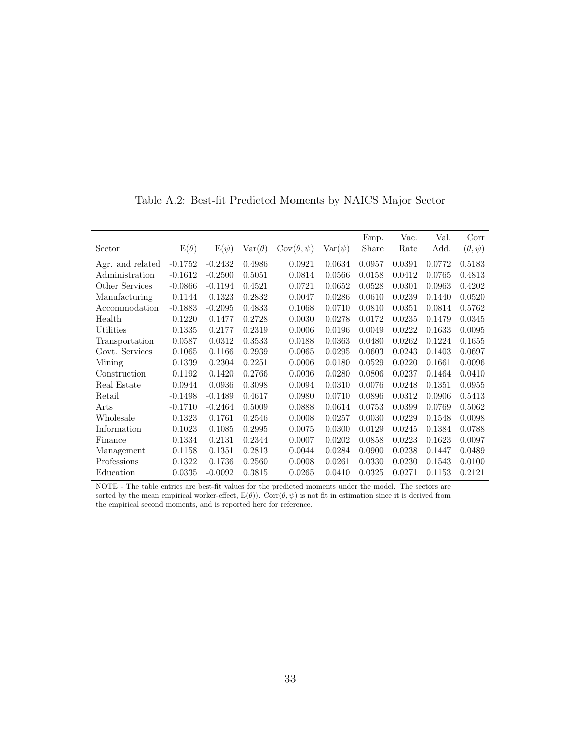Table A.2: Best-fit Predicted Moments by NAICS Major Sector

| Sector | $\mathrm{E}(\theta)$ | $\mathrm{E}(\psi)$ | $\mathrm{Var}(\theta)$ | $\mathrm{Cov}(\theta,\psi)$ | $\mathrm{Var}(\psi)$ | Emp. Share | Vac. Rate | Val. Add. | Corr $(\theta,\psi)$ |
|---|---|---|---|---|---|---|---|---|---|
| Agr. and related | -0.1752 | -0.2432 | 0.4986 | 0.0921 | 0.0634 | 0.0957 | 0.0391 | 0.0772 | 0.5183 |
| Administration | -0.1612 | -0.2500 | 0.5051 | 0.0814 | 0.0566 | 0.0158 | 0.0412 | 0.0765 | 0.4813 |
| Other Services | -0.0866 | -0.1194 | 0.4521 | 0.0721 | 0.0652 | 0.0528 | 0.0301 | 0.0963 | 0.4202 |
| Manufacturing | 0.1144 | 0.1323 | 0.2832 | 0.0047 | 0.0286 | 0.0610 | 0.0239 | 0.1440 | 0.0520 |
| Accommodation | -0.1883 | -0.2095 | 0.4833 | 0.1068 | 0.0710 | 0.0810 | 0.0351 | 0.0814 | 0.5762 |
| Health | 0.1220 | 0.1477 | 0.2728 | 0.0030 | 0.0278 | 0.0172 | 0.0235 | 0.1479 | 0.0345 |
| Utilities | 0.1335 | 0.2177 | 0.2319 | 0.0006 | 0.0196 | 0.0049 | 0.0222 | 0.1633 | 0.0095 |
| Transportation | 0.0587 | 0.0312 | 0.3533 | 0.0188 | 0.0363 | 0.0480 | 0.0262 | 0.1224 | 0.1655 |
| Govt. Services | 0.1065 | 0.1166 | 0.2939 | 0.0065 | 0.0295 | 0.0603 | 0.0243 | 0.1403 | 0.0697 |
| Mining | 0.1339 | 0.2304 | 0.2251 | 0.0006 | 0.0180 | 0.0529 | 0.0220 | 0.1661 | 0.0096 |
| Construction | 0.1192 | 0.1420 | 0.2766 | 0.0036 | 0.0280 | 0.0806 | 0.0237 | 0.1464 | 0.0410 |
| Real Estate | 0.0944 | 0.0936 | 0.3098 | 0.0094 | 0.0310 | 0.0076 | 0.0248 | 0.1351 | 0.0955 |
| Retail | -0.1498 | -0.1489 | 0.4617 | 0.0980 | 0.0710 | 0.0896 | 0.0312 | 0.0906 | 0.5413 |
| Arts | -0.1710 | -0.2464 | 0.5009 | 0.0888 | 0.0614 | 0.0753 | 0.0399 | 0.0769 | 0.5062 |
| Wholesale | 0.1323 | 0.1761 | 0.2546 | 0.0008 | 0.0257 | 0.0030 | 0.0229 | 0.1548 | 0.0098 |
| Information | 0.1023 | 0.1085 | 0.2995 | 0.0075 | 0.0300 | 0.0129 | 0.0245 | 0.1384 | 0.0788 |
| Finance | 0.1334 | 0.2131 | 0.2344 | 0.0007 | 0.0202 | 0.0858 | 0.0223 | 0.1623 | 0.0097 |
| Management | 0.1158 | 0.1351 | 0.2813 | 0.0044 | 0.0284 | 0.0900 | 0.0238 | 0.1447 | 0.0489 |
| Professions | 0.1322 | 0.1736 | 0.2560 | 0.0008 | 0.0261 | 0.0330 | 0.0230 | 0.1543 | 0.0100 |
| Education | 0.0335 | -0.0092 | 0.3815 | 0.0265 | 0.0410 | 0.0325 | 0.0271 | 0.1153 | 0.2121 |

NOTE - The table entries are best-fit values for the predicted moments under the model. The sectors are sorted by the mean empirical worker-effect, $\mathrm{E}(\theta)$). $\mathrm{Corr}(\theta,\psi)$ is not fit in estimation since it is derived from the empirical second moments, and is reported here for reference.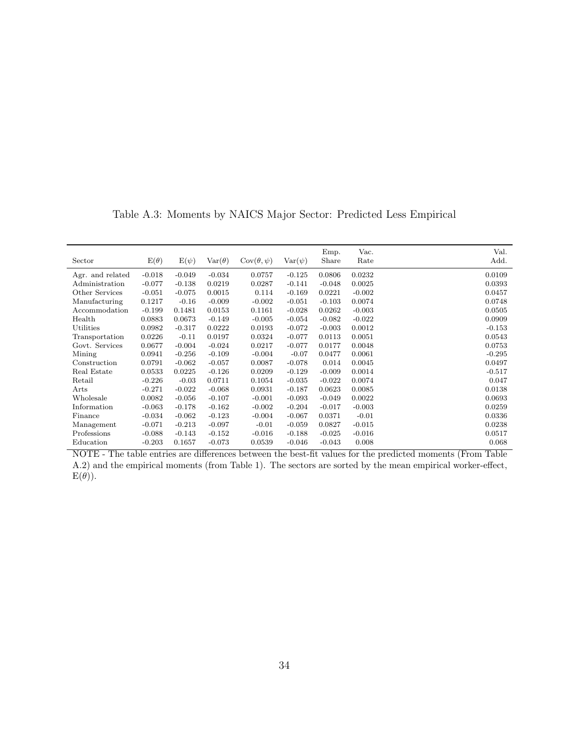Table A.3: Moments by NAICS Major Sector: Predicted Less Empirical

| Sector | $E(\theta)$ | $E(\psi)$ | $Var(\theta)$ | $Cov(\theta, \psi)$ | $Var(\psi)$ | Emp. Share | Vac. Rate | Val. Add. |
|---|---|---|---|---|---|---|---|---|
| Agr. and related | -0.018 | -0.049 | -0.034 | 0.0757 | -0.125 | 0.0806 | 0.0232 | 0.0109 |
| Administration | -0.077 | -0.138 | 0.0219 | 0.0287 | -0.141 | -0.048 | 0.0025 | 0.0393 |
| Other Services | -0.051 | -0.075 | 0.0015 | 0.114 | -0.169 | 0.0221 | -0.002 | 0.0457 |
| Manufacturing | 0.1217 | -0.16 | -0.009 | -0.002 | -0.051 | -0.103 | 0.0074 | 0.0748 |
| Accommodation | -0.199 | 0.1481 | 0.0153 | 0.1161 | -0.028 | 0.0262 | -0.003 | 0.0505 |
| Health | 0.0883 | 0.0673 | -0.149 | -0.005 | -0.054 | -0.082 | -0.022 | 0.0909 |
| Utilities | 0.0982 | -0.317 | 0.0222 | 0.0193 | -0.072 | -0.003 | 0.0012 | -0.153 |
| Transportation | 0.0226 | -0.11 | 0.0197 | 0.0324 | -0.077 | 0.0113 | 0.0051 | 0.0543 |
| Govt. Services | 0.0677 | -0.004 | -0.024 | 0.0217 | -0.077 | 0.0177 | 0.0048 | 0.0753 |
| Mining | 0.0941 | -0.256 | -0.109 | -0.004 | -0.07 | 0.0477 | 0.0061 | -0.295 |
| Construction | 0.0791 | -0.062 | -0.057 | 0.0087 | -0.078 | 0.014 | 0.0045 | 0.0497 |
| Real Estate | 0.0533 | 0.0225 | -0.126 | 0.0209 | -0.129 | -0.009 | 0.0014 | -0.517 |
| Retail | -0.226 | -0.03 | 0.0711 | 0.1054 | -0.035 | -0.022 | 0.0074 | 0.047 |
| Arts | -0.271 | -0.022 | -0.068 | 0.0931 | -0.187 | 0.0623 | 0.0085 | 0.0138 |
| Wholesale | 0.0082 | -0.056 | -0.107 | -0.001 | -0.093 | -0.049 | 0.0022 | 0.0693 |
| Information | -0.063 | -0.178 | -0.162 | -0.002 | -0.204 | -0.017 | -0.003 | 0.0259 |
| Finance | -0.034 | -0.062 | -0.123 | -0.004 | -0.067 | 0.0371 | -0.01 | 0.0336 |
| Management | -0.071 | -0.213 | -0.097 | -0.01 | -0.059 | 0.0827 | -0.015 | 0.0238 |
| Professions | -0.088 | -0.143 | -0.152 | -0.016 | -0.188 | -0.025 | -0.016 | 0.0517 |
| Education | -0.203 | 0.1657 | -0.073 | 0.0539 | -0.046 | -0.043 | 0.008 | 0.068 |

NOTE - The table entries are differences between the best-fit values for the predicted moments (From Table A.2) and the empirical moments (from Table 1). The sectors are sorted by the mean empirical worker-effect, $E(\theta)$).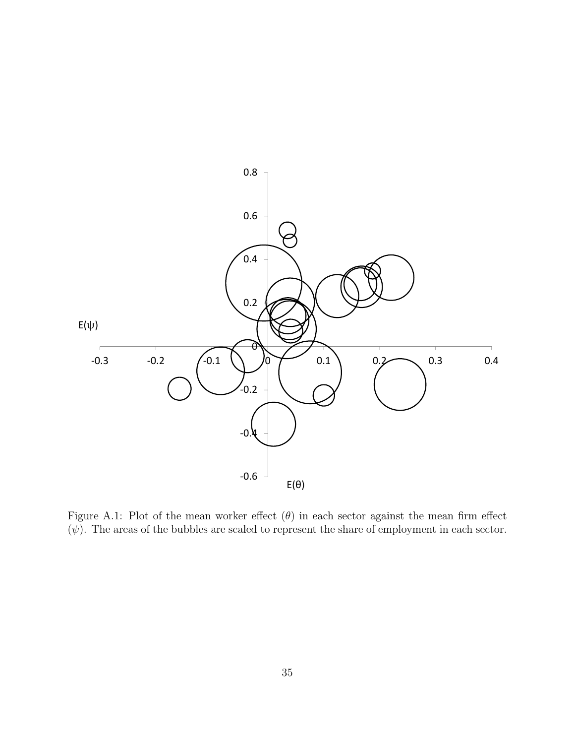Figure A.1: Plot of the mean worker effect ($\theta$) in each sector against the mean firm effect ($\psi$). The areas of the bubbles are scaled to represent the share of employment in each sector.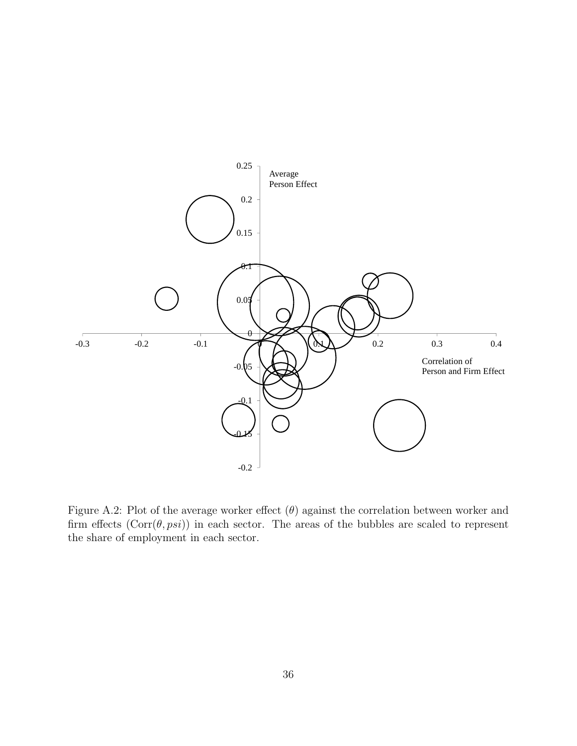Figure A.2: Plot of the average worker effect ($\theta$) against the correlation between worker and firm effects ($\text{Corr}(\theta, psi)$) in each sector. The areas of the bubbles are scaled to represent the share of employment in each sector.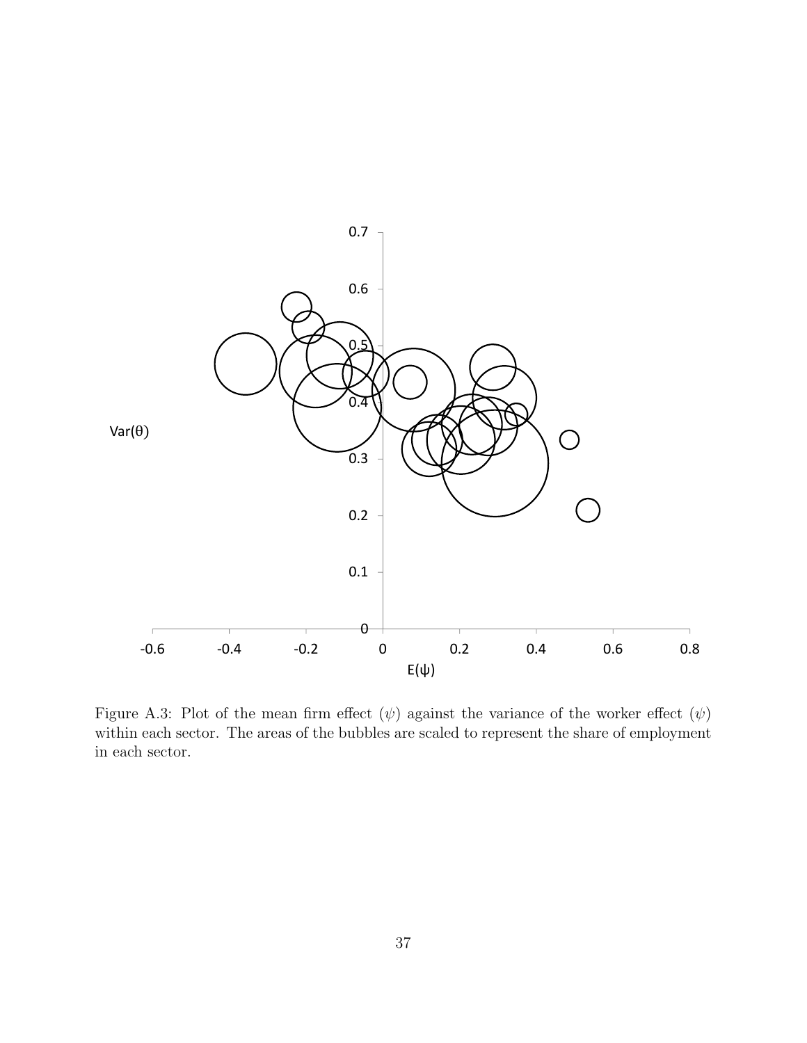Figure A.3: Plot of the mean firm effect ($\psi$) against the variance of the worker effect ($\psi$) within each sector. The areas of the bubbles are scaled to represent the share of employment in each sector.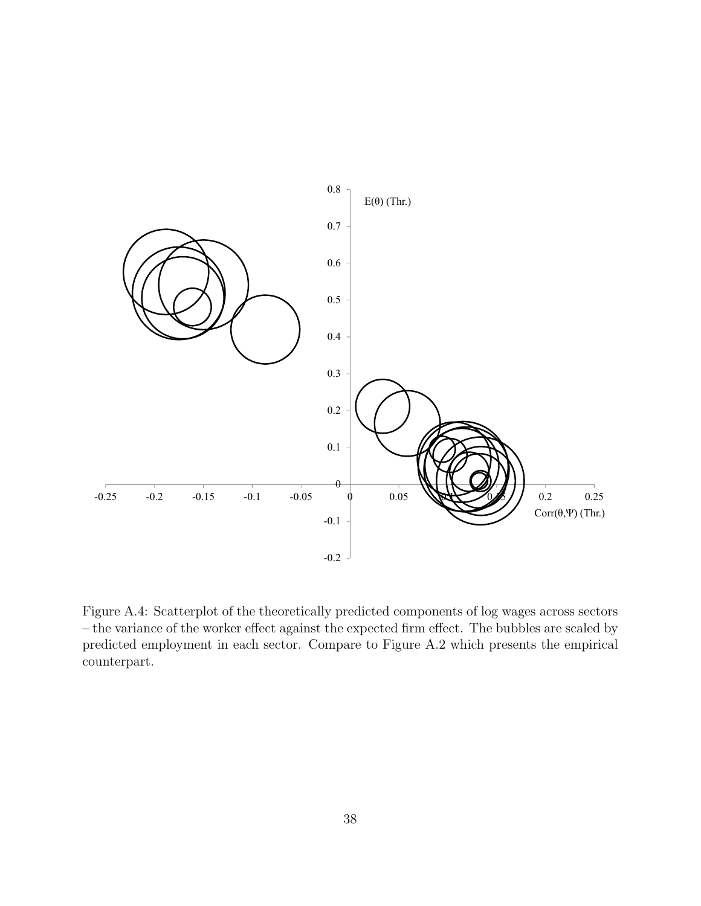Figure A.4: Scatterplot of the theoretically predicted components of log wages across sectors – the variance of the worker effect against the expected firm effect. The bubbles are scaled by predicted employment in each sector. Compare to Figure A.2 which presents the empirical counterpart.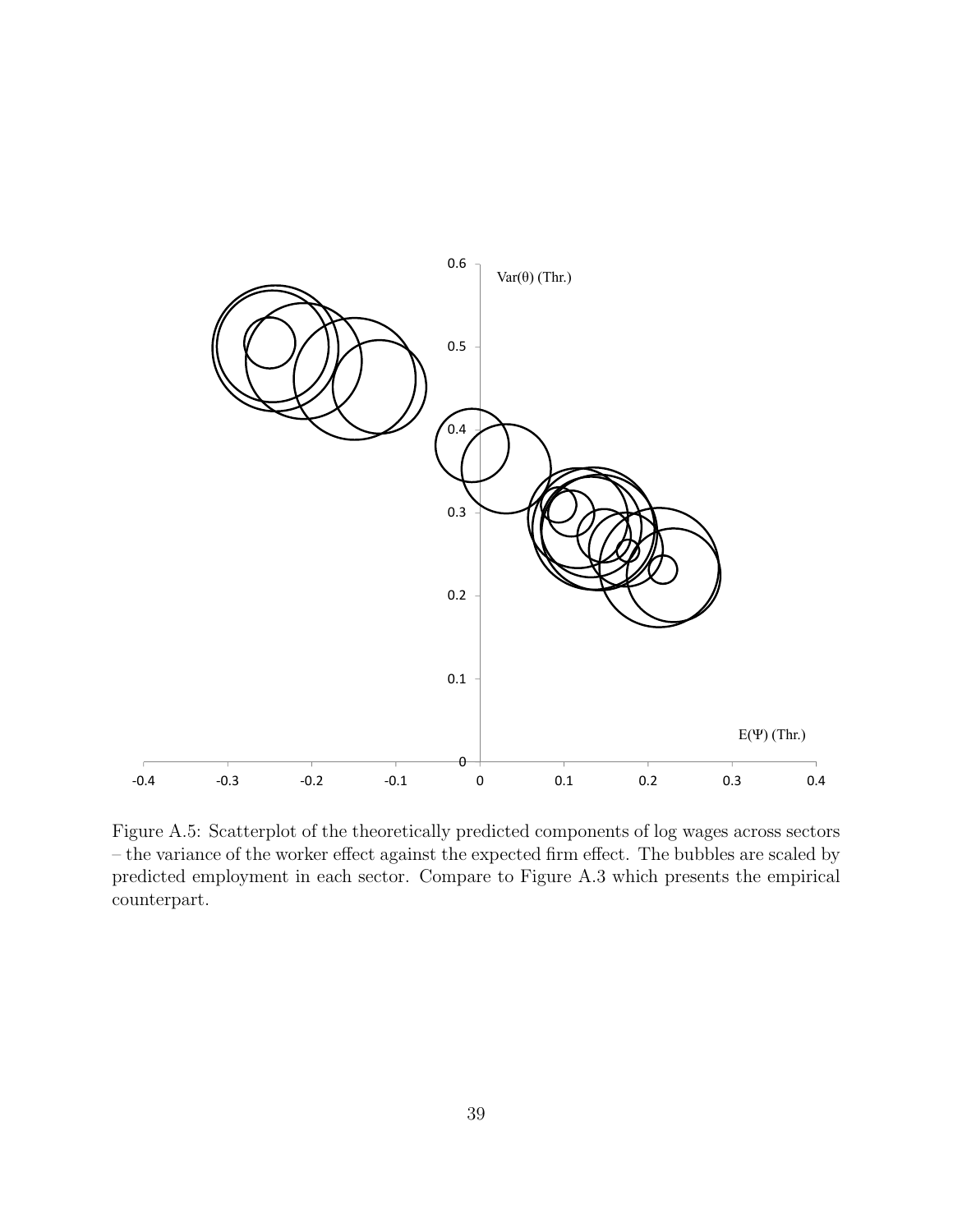Figure A.5: Scatterplot of the theoretically predicted components of log wages across sectors – the variance of the worker effect against the expected firm effect. The bubbles are scaled by predicted employment in each sector. Compare to Figure A.3 which presents the empirical counterpart.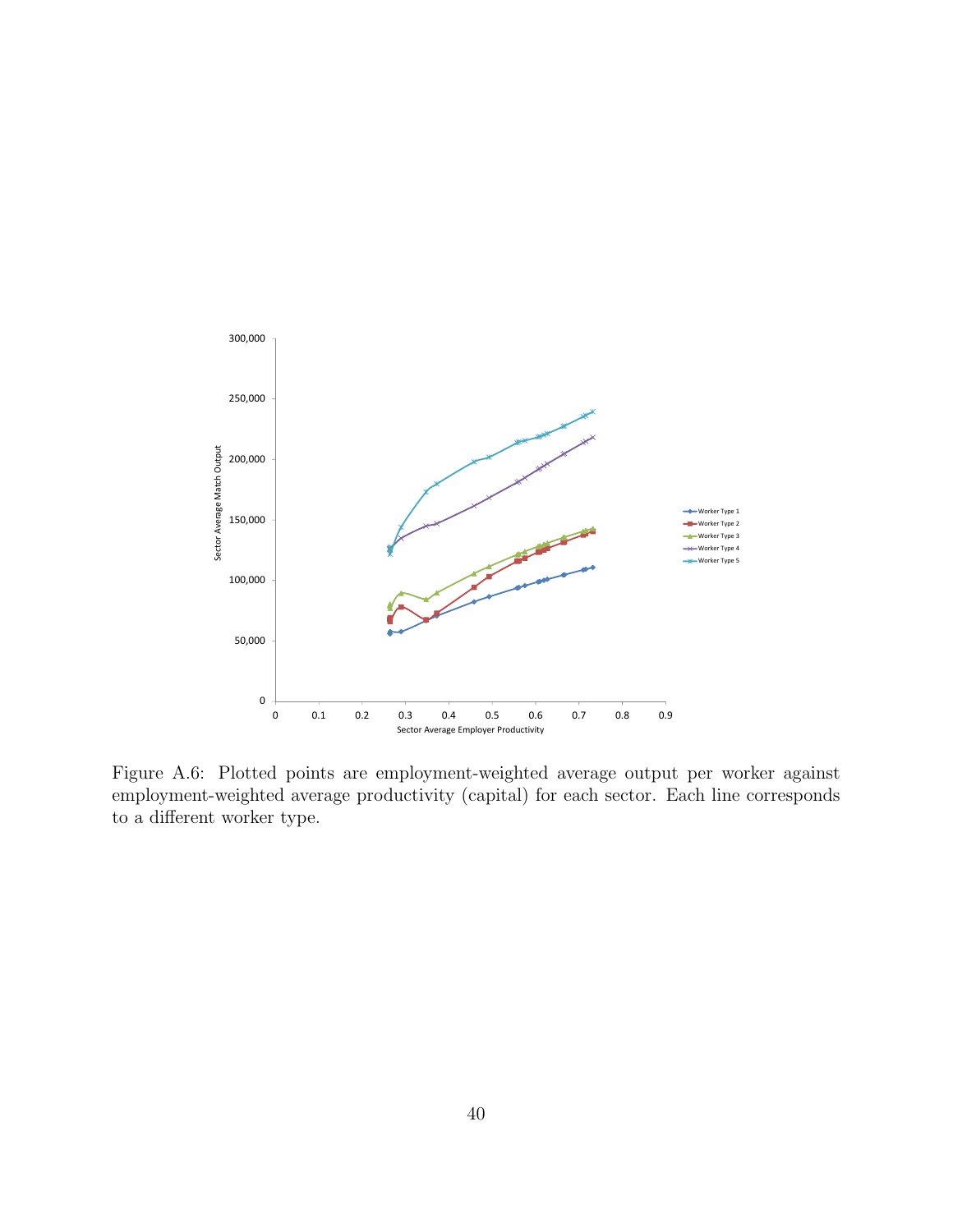Figure A.6: Plotted points are employment-weighted average output per worker against employment-weighted average productivity (capital) for each sector. Each line corresponds to a different worker type.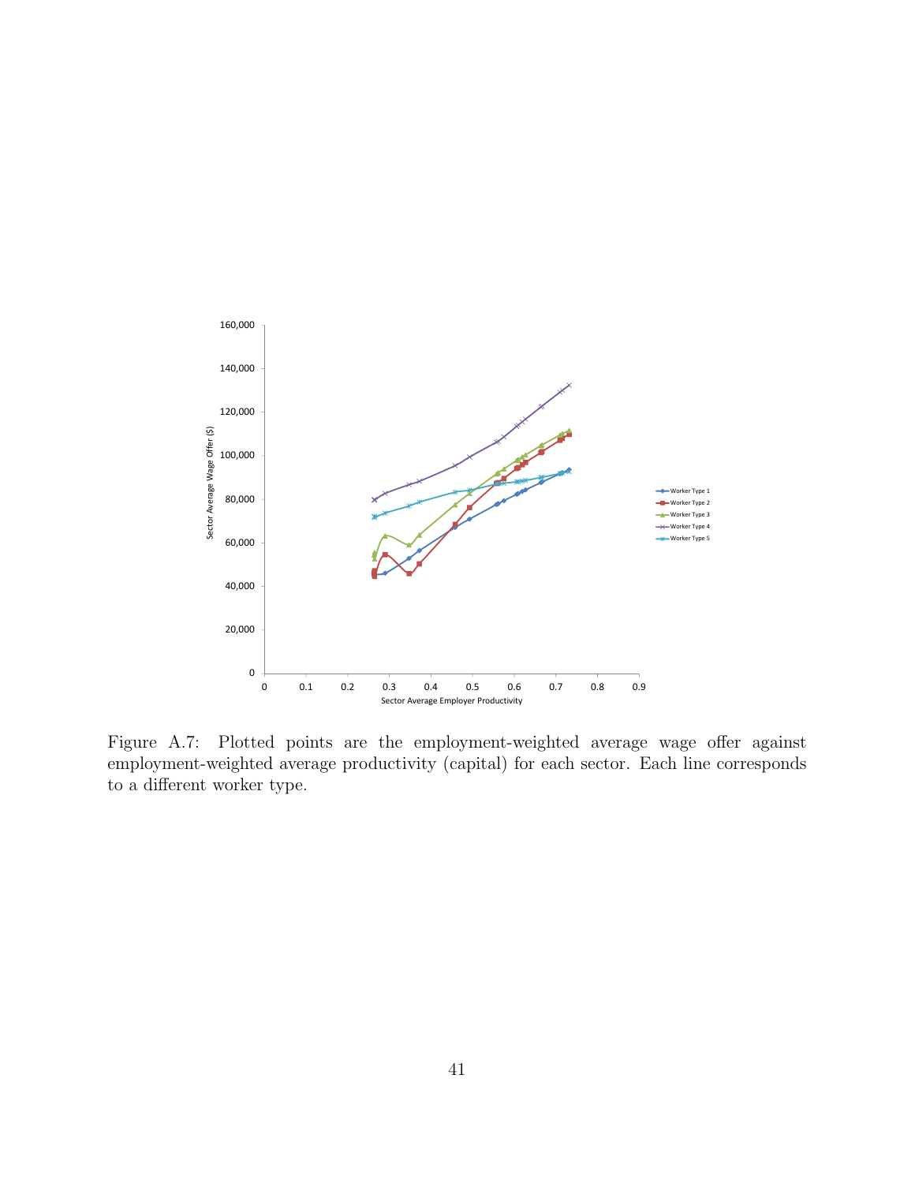Figure A.7: Plotted points are the employment-weighted average wage offer against employment-weighted average productivity (capital) for each sector. Each line corresponds to a different worker type.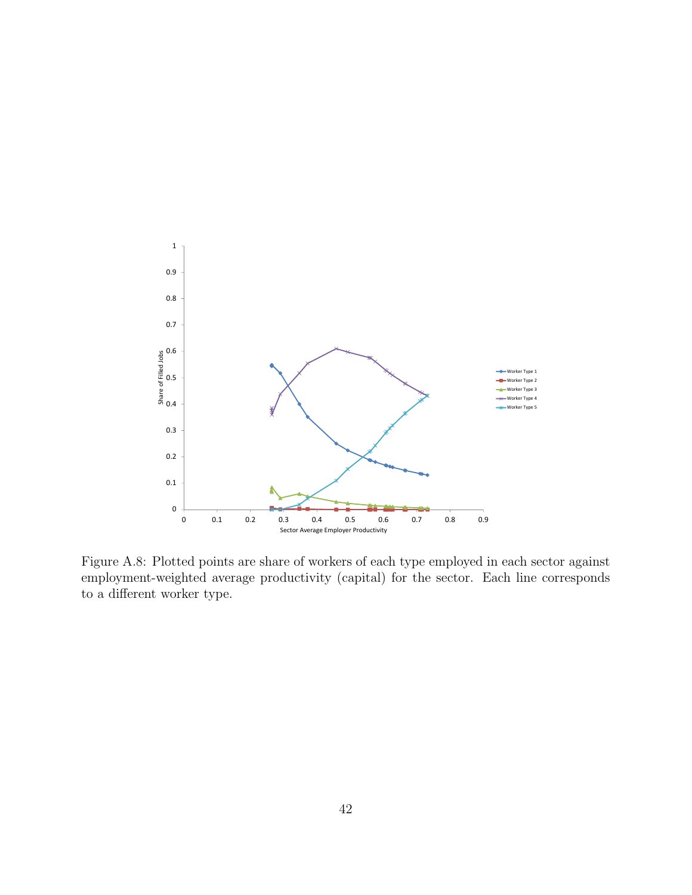Figure A.8: Plotted points are share of workers of each type employed in each sector against employment-weighted average productivity (capital) for the sector. Each line corresponds to a different worker type.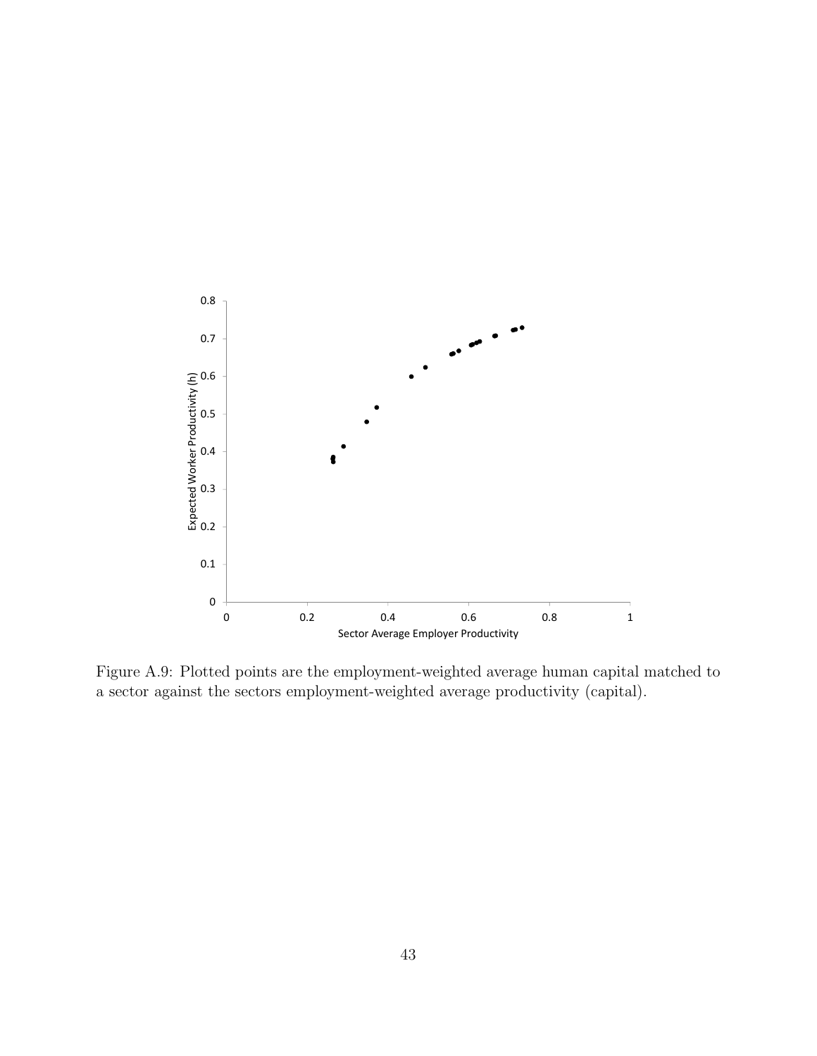Figure A.9: Plotted points are the employment-weighted average human capital matched to a sector against the sectors employment-weighted average productivity (capital).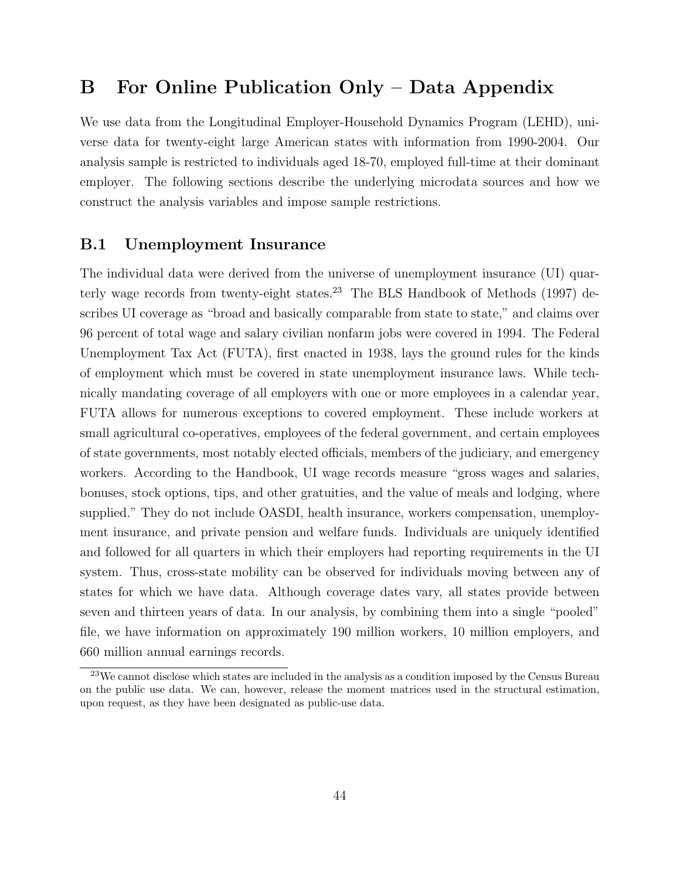# B For Online Publication Only – Data Appendix

We use data from the Longitudinal Employer-Household Dynamics Program (LEHD), universe data for twenty-eight large American states with information from 1990-2004. Our analysis sample is restricted to individuals aged 18-70, employed full-time at their dominant employer. The following sections describe the underlying microdata sources and how we construct the analysis variables and impose sample restrictions.

## B.1 Unemployment Insurance

The individual data were derived from the universe of unemployment insurance (UI) quarterly wage records from twenty-eight states.[23] The BLS Handbook of Methods (1997) describes UI coverage as "broad and basically comparable from state to state," and claims over 96 percent of total wage and salary civilian nonfarm jobs were covered in 1994. The Federal Unemployment Tax Act (FUTA), first enacted in 1938, lays the ground rules for the kinds of employment which must be covered in state unemployment insurance laws. While technically mandating coverage of all employers with one or more employees in a calendar year, FUTA allows for numerous exceptions to covered employment. These include workers at small agricultural co-operatives, employees of the federal government, and certain employees of state governments, most notably elected officials, members of the judiciary, and emergency workers. According to the Handbook, UI wage records measure "gross wages and salaries, bonuses, stock options, tips, and other gratuities, and the value of meals and lodging, where supplied." They do not include OASDI, health insurance, workers compensation, unemployment insurance, and private pension and welfare funds. Individuals are uniquely identified and followed for all quarters in which their employers had reporting requirements in the UI system. Thus, cross-state mobility can be observed for individuals moving between any of states for which we have data. Although coverage dates vary, all states provide between seven and thirteen years of data. In our analysis, by combining them into a single "pooled" file, we have information on approximately 190 million workers, 10 million employers, and 660 million annual earnings records.

[23] We cannot disclose which states are included in the analysis as a condition imposed by the Census Bureau on the public use data. We can, however, release the moment matrices used in the structural estimation, upon request, as they have been designated as public-use data.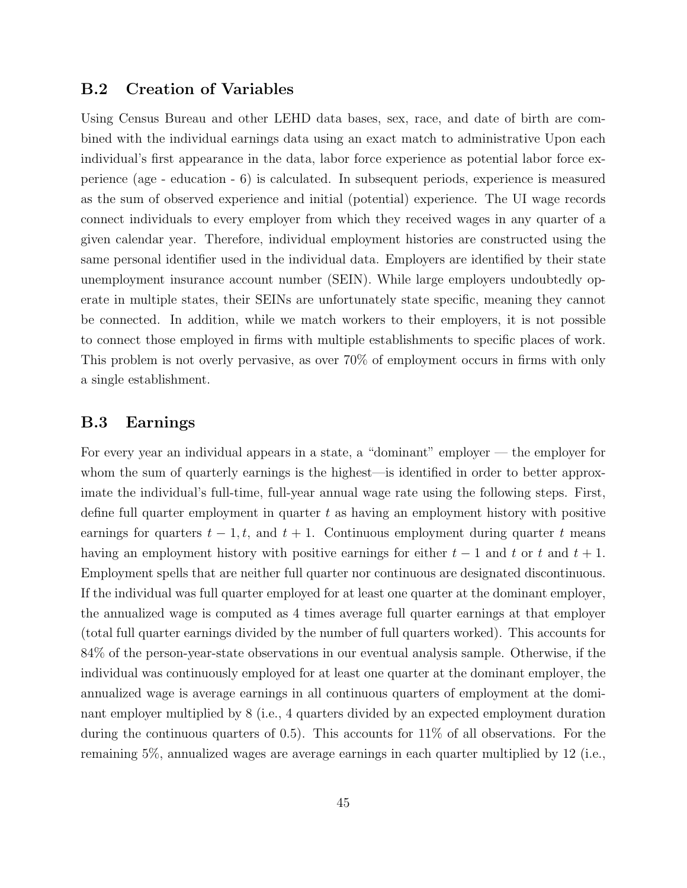## B.2 Creation of Variables

Using Census Bureau and other LEHD data bases, sex, race, and date of birth are combined with the individual earnings data using an exact match to administrative Upon each individual's first appearance in the data, labor force experience as potential labor force experience (age - education - 6) is calculated. In subsequent periods, experience is measured as the sum of observed experience and initial (potential) experience. The UI wage records connect individuals to every employer from which they received wages in any quarter of a given calendar year. Therefore, individual employment histories are constructed using the same personal identifier used in the individual data. Employers are identified by their state unemployment insurance account number (SEIN). While large employers undoubtedly operate in multiple states, their SEINs are unfortunately state specific, meaning they cannot be connected. In addition, while we match workers to their employers, it is not possible to connect those employed in firms with multiple establishments to specific places of work. This problem is not overly pervasive, as over 70% of employment occurs in firms with only a single establishment.

## B.3 Earnings

For every year an individual appears in a state, a "dominant" employer — the employer for whom the sum of quarterly earnings is the highest—is identified in order to better approximate the individual's full-time, full-year annual wage rate using the following steps. First, define full quarter employment in quarter $t$ as having an employment history with positive earnings for quarters $t-1, t$, and $t+1$. Continuous employment during quarter $t$ means having an employment history with positive earnings for either $t-1$ and $t$ or $t$ and $t+1$. Employment spells that are neither full quarter nor continuous are designated discontinuous. If the individual was full quarter employed for at least one quarter at the dominant employer, the annualized wage is computed as 4 times average full quarter earnings at that employer (total full quarter earnings divided by the number of full quarters worked). This accounts for 84% of the person-year-state observations in our eventual analysis sample. Otherwise, if the individual was continuously employed for at least one quarter at the dominant employer, the annualized wage is average earnings in all continuous quarters of employment at the dominant employer multiplied by 8 (i.e., 4 quarters divided by an expected employment duration during the continuous quarters of 0.5). This accounts for 11% of all observations. For the remaining 5%, annualized wages are average earnings in each quarter multiplied by 12 (i.e.,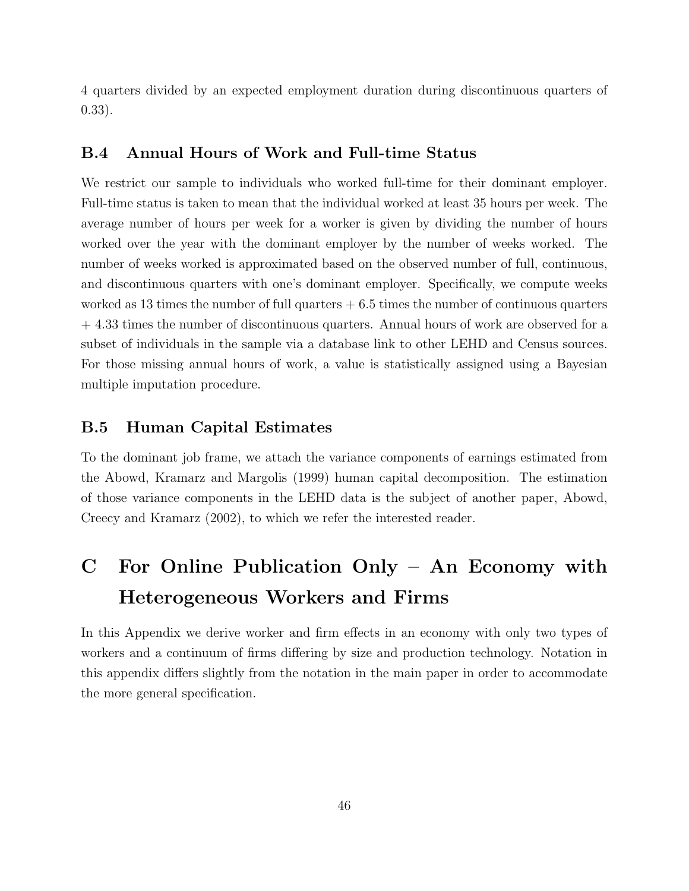4 quarters divided by an expected employment duration during discontinuous quarters of 0.33).

### B.4 Annual Hours of Work and Full-time Status

We restrict our sample to individuals who worked full-time for their dominant employer. Full-time status is taken to mean that the individual worked at least 35 hours per week. The average number of hours per week for a worker is given by dividing the number of hours worked over the year with the dominant employer by the number of weeks worked. The number of weeks worked is approximated based on the observed number of full, continuous, and discontinuous quarters with one's dominant employer. Specifically, we compute weeks worked as 13 times the number of full quarters + 6.5 times the number of continuous quarters + 4.33 times the number of discontinuous quarters. Annual hours of work are observed for a subset of individuals in the sample via a database link to other LEHD and Census sources. For those missing annual hours of work, a value is statistically assigned using a Bayesian multiple imputation procedure.

### B.5 Human Capital Estimates

To the dominant job frame, we attach the variance components of earnings estimated from the Abowd, Kramarz and Margolis (1999) human capital decomposition. The estimation of those variance components in the LEHD data is the subject of another paper, Abowd, Creecy and Kramarz (2002), to which we refer the interested reader.

## C For Online Publication Only – An Economy with Heterogeneous Workers and Firms

In this Appendix we derive worker and firm effects in an economy with only two types of workers and a continuum of firms differing by size and production technology. Notation in this appendix differs slightly from the notation in the main paper in order to accommodate the more general specification.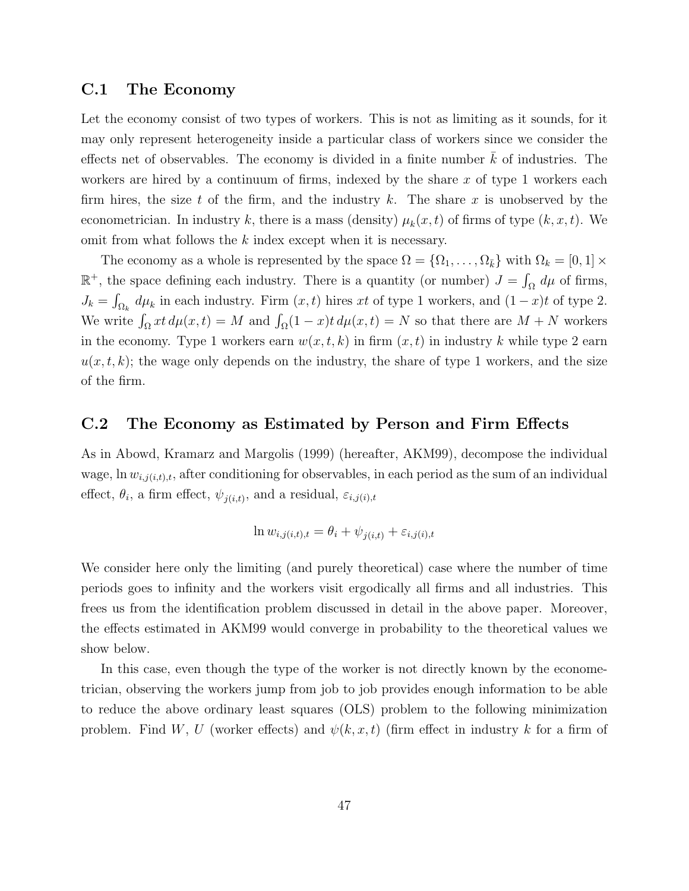## C.1 The Economy

Let the economy consist of two types of workers. This is not as limiting as it sounds, for it may only represent heterogeneity inside a particular class of workers since we consider the effects net of observables. The economy is divided in a finite number $\bar{k}$ of industries. The workers are hired by a continuum of firms, indexed by the share $x$ of type 1 workers each firm hires, the size $t$ of the firm, and the industry $k$. The share $x$ is unobserved by the econometrician. In industry $k$, there is a mass (density) $\mu_k(x,t)$ of firms of type $(k,x,t)$. We omit from what follows the $k$ index except when it is necessary.

The economy as a whole is represented by the space $\Omega = \{\Omega_1, \ldots, \Omega_{\bar{k}}\}$ with $\Omega_k = [0,1] \times \mathbb{R}^+$, the space defining each industry. There is a quantity (or number) $J = \int_\Omega d\mu$ of firms, $J_k = \int_{\Omega_k} d\mu_k$ in each industry. Firm $(x,t)$ hires $xt$ of type 1 workers, and $(1-x)t$ of type 2. We write $\int_\Omega xt\, d\mu(x,t) = M$ and $\int_\Omega (1-x)t\, d\mu(x,t) = N$ so that there are $M+N$ workers in the economy. Type 1 workers earn $w(x,t,k)$ in firm $(x,t)$ in industry $k$ while type 2 earn $u(x,t,k)$; the wage only depends on the industry, the share of type 1 workers, and the size of the firm.

## C.2 The Economy as Estimated by Person and Firm Effects

As in Abowd, Kramarz and Margolis (1999) (hereafter, AKM99), decompose the individual wage, $\ln w_{i,j(i,t),t}$, after conditioning for observables, in each period as the sum of an individual effect, $\theta_i$, a firm effect, $\psi_{j(i,t)}$, and a residual, $\varepsilon_{i,j(i),t}$

$$\ln w_{i,j(i,t),t} = \theta_i + \psi_{j(i,t)} + \varepsilon_{i,j(i),t}$$

We consider here only the limiting (and purely theoretical) case where the number of time periods goes to infinity and the workers visit ergodically all firms and all industries. This frees us from the identification problem discussed in detail in the above paper. Moreover, the effects estimated in AKM99 would converge in probability to the theoretical values we show below.

In this case, even though the type of the worker is not directly known by the econometrician, observing the workers jump from job to job provides enough information to be able to reduce the above ordinary least squares (OLS) problem to the following minimization problem. Find $W$, $U$ (worker effects) and $\psi(k,x,t)$ (firm effect in industry $k$ for a firm of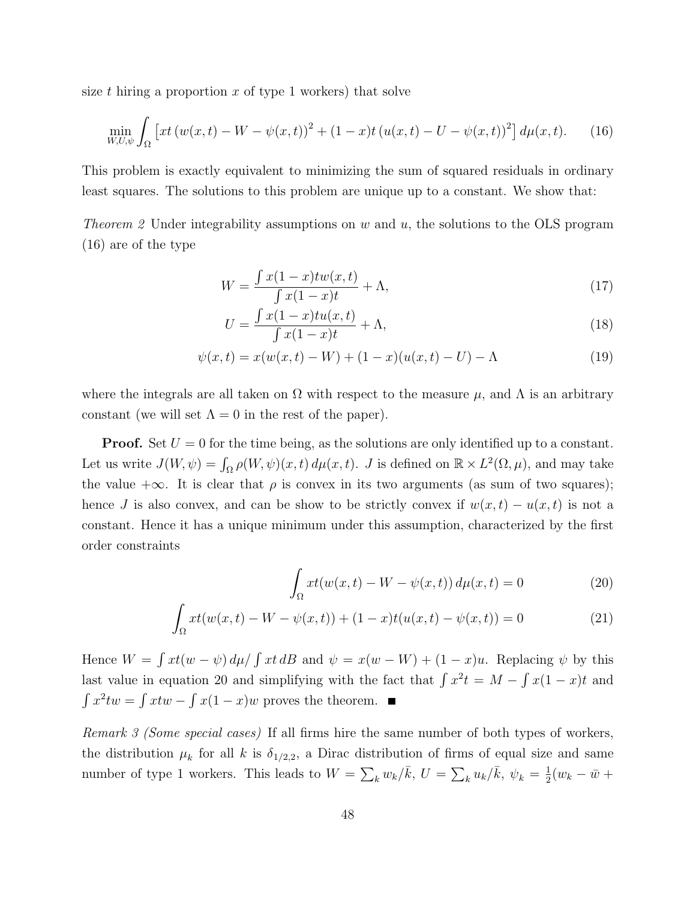size $t$ hiring a proportion $x$ of type 1 workers) that solve

$$\min_{W,U,\psi} \int_{\Omega} \left[ xt \left(w(x,t) - W - \psi(x,t)\right)^2 + (1-x)t \left(u(x,t) - U - \psi(x,t)\right)^2 \right] d\mu(x,t). \tag{16}$$

This problem is exactly equivalent to minimizing the sum of squared residuals in ordinary least squares. The solutions to this problem are unique up to a constant. We show that:

*Theorem 2* Under integrability assumptions on $w$ and $u$, the solutions to the OLS program (16) are of the type

$$W = \frac{\int x(1-x)tw(x,t)}{\int x(1-x)t} + \Lambda, \tag{17}$$

$$U = \frac{\int x(1-x)tu(x,t)}{\int x(1-x)t} + \Lambda, \tag{18}$$

$$\psi(x,t) = x(w(x,t) - W) + (1-x)(u(x,t) - U) - \Lambda \tag{19}$$

where the integrals are all taken on $\Omega$ with respect to the measure $\mu$, and $\Lambda$ is an arbitrary constant (we will set $\Lambda = 0$ in the rest of the paper).

**Proof.** Set $U = 0$ for the time being, as the solutions are only identified up to a constant. Let us write $J(W,\psi) = \int_{\Omega} \rho(W,\psi)(x,t)\, d\mu(x,t)$. $J$ is defined on $\mathbb{R} \times L^2(\Omega,\mu)$, and may take the value $+\infty$. It is clear that $\rho$ is convex in its two arguments (as sum of two squares); hence $J$ is also convex, and can be show to be strictly convex if $w(x,t) - u(x,t)$ is not a constant. Hence it has a unique minimum under this assumption, characterized by the first order constraints

$$\int_{\Omega} xt(w(x,t) - W - \psi(x,t))\, d\mu(x,t) = 0 \tag{20}$$

$$\int_{\Omega} xt(w(x,t) - W - \psi(x,t)) + (1-x)t(u(x,t) - \psi(x,t)) = 0 \tag{21}$$

Hence $W = \int xt(w-\psi)\, d\mu / \int xt\, dB$ and $\psi = x(w - W) + (1-x)u$. Replacing $\psi$ by this last value in equation 20 and simplifying with the fact that $\int x^2 t = M - \int x(1-x)t$ and $\int x^2 tw = \int xtw - \int x(1-x)w$ proves the theorem. ■

*Remark 3 (Some special cases)* If all firms hire the same number of both types of workers, the distribution $\mu_k$ for all $k$ is $\delta_{1/2,2}$, a Dirac distribution of firms of equal size and same number of type 1 workers. This leads to $W = \sum_k w_k/\bar{k}$, $U = \sum_k u_k/\bar{k}$, $\psi_k = \frac{1}{2}(w_k - \bar{w} +$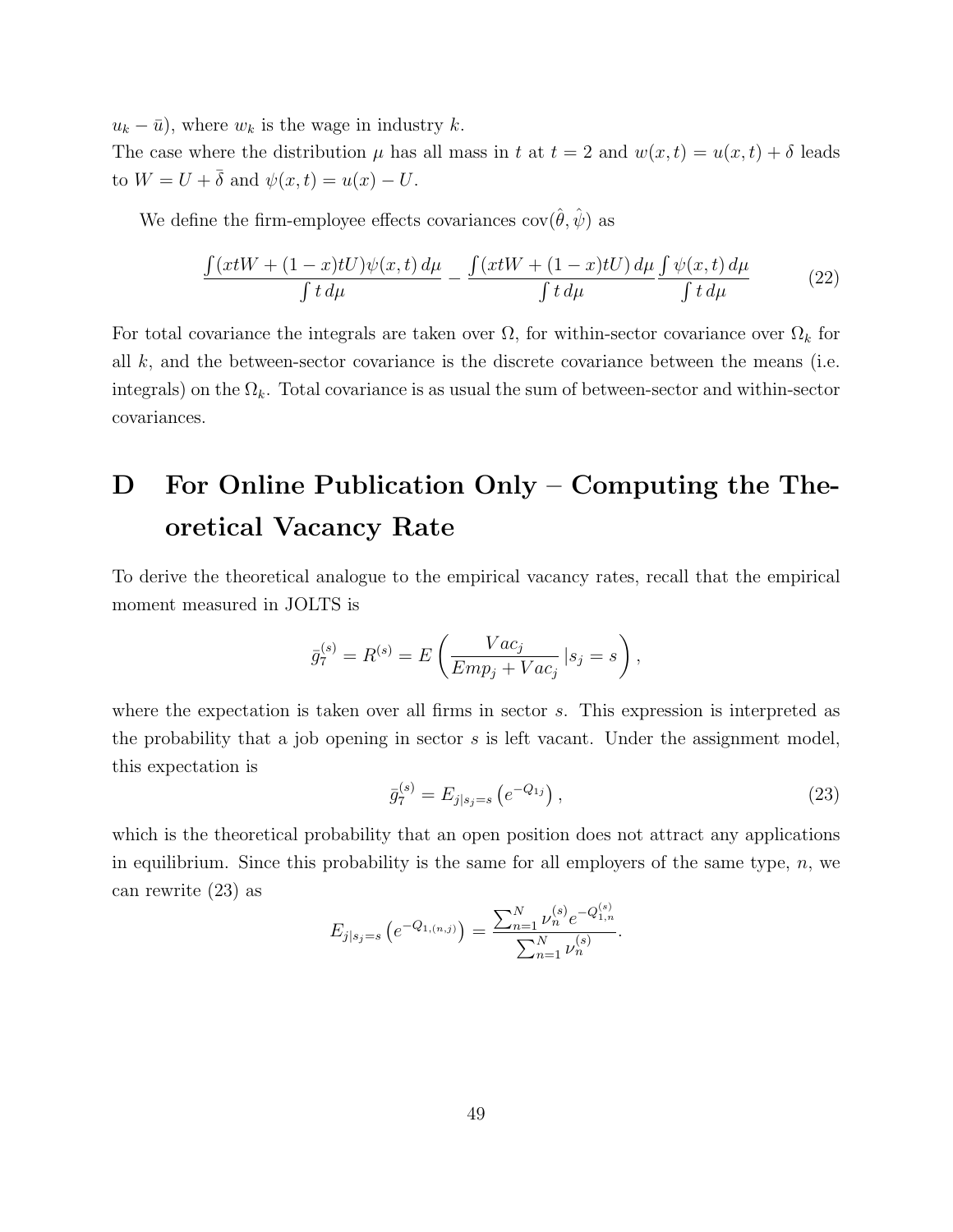$u_k - \bar{u}$), where $w_k$ is the wage in industry $k$.
The case where the distribution $\mu$ has all mass in $t$ at $t = 2$ and $w(x,t) = u(x,t) + \delta$ leads to $W = U + \bar{\delta}$ and $\psi(x,t) = u(x) - U$.

We define the firm-employee effects covariances $\mathrm{cov}(\hat{\theta}, \hat{\psi})$ as

$$\frac{\int (xtW + (1-x)tU)\psi(x,t)\, d\mu}{\int t\, d\mu} - \frac{\int (xtW + (1-x)tU)\, d\mu}{\int t\, d\mu} \frac{\int \psi(x,t)\, d\mu}{\int t\, d\mu} \tag{22}$$

For total covariance the integrals are taken over $\Omega$, for within-sector covariance over $\Omega_k$ for all $k$, and the between-sector covariance is the discrete covariance between the means (i.e. integrals) on the $\Omega_k$. Total covariance is as usual the sum of between-sector and within-sector covariances.

# D For Online Publication Only – Computing the Theoretical Vacancy Rate

To derive the theoretical analogue to the empirical vacancy rates, recall that the empirical moment measured in JOLTS is

$$\bar{g}_7^{(s)} = R^{(s)} = E\left(\frac{Vac_j}{Emp_j + Vac_j} \,|s_j = s\right),$$

where the expectation is taken over all firms in sector $s$. This expression is interpreted as the probability that a job opening in sector $s$ is left vacant. Under the assignment model, this expectation is

$$\bar{g}_7^{(s)} = E_{j|s_j=s}\left(e^{-Q_{1j}}\right), \tag{23}$$

which is the theoretical probability that an open position does not attract any applications in equilibrium. Since this probability is the same for all employers of the same type, $n$, we can rewrite (23) as

$$E_{j|s_j=s}\left(e^{-Q_{1,(n,j)}}\right) = \frac{\sum_{n=1}^{N} \nu_n^{(s)} e^{-Q_{1,n}^{(s)}}}{\sum_{n=1}^{N} \nu_n^{(s)}}.$$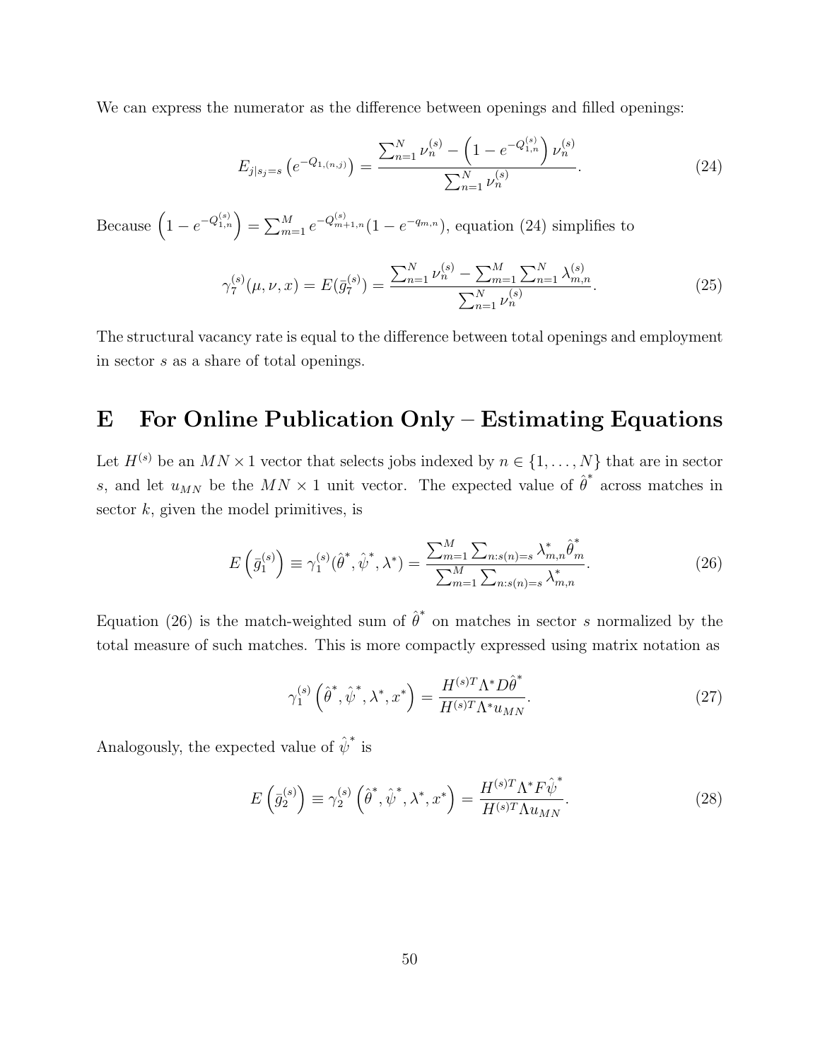We can express the numerator as the difference between openings and filled openings:

$$E_{j|s_j=s}\left(e^{-Q_{1,(n,j)}}\right) = \frac{\sum_{n=1}^{N} \nu_n^{(s)} - \left(1 - e^{-Q_{1,n}^{(s)}}\right)\nu_n^{(s)}}{\sum_{n=1}^{N} \nu_n^{(s)}}. \tag{24}$$

Because $\left(1 - e^{-Q_{1,n}^{(s)}}\right) = \sum_{m=1}^{M} e^{-Q_{m+1,n}^{(s)}}(1 - e^{-q_{m,n}})$, equation (24) simplifies to

$$\gamma_7^{(s)}(\mu, \nu, x) = E(\bar{g}_7^{(s)}) = \frac{\sum_{n=1}^{N} \nu_n^{(s)} - \sum_{m=1}^{M}\sum_{n=1}^{N} \lambda_{m,n}^{(s)}}{\sum_{n=1}^{N} \nu_n^{(s)}}. \tag{25}$$

The structural vacancy rate is equal to the difference between total openings and employment in sector $s$ as a share of total openings.

# E For Online Publication Only – Estimating Equations

Let $H^{(s)}$ be an $MN \times 1$ vector that selects jobs indexed by $n \in \{1, \dots, N\}$ that are in sector $s$, and let $u_{MN}$ be the $MN \times 1$ unit vector. The expected value of $\hat{\theta}^*$ across matches in sector $k$, given the model primitives, is

$$E\left(\bar{g}_1^{(s)}\right) \equiv \gamma_1^{(s)}(\hat{\theta}^*, \hat{\psi}^*, \lambda^*) = \frac{\sum_{m=1}^{M}\sum_{n:s(n)=s} \lambda_{m,n}^* \hat{\theta}_m^*}{\sum_{m=1}^{M}\sum_{n:s(n)=s} \lambda_{m,n}^*}. \tag{26}$$

Equation (26) is the match-weighted sum of $\hat{\theta}^*$ on matches in sector $s$ normalized by the total measure of such matches. This is more compactly expressed using matrix notation as

$$\gamma_1^{(s)}\left(\hat{\theta}^*, \hat{\psi}^*, \lambda^*, x^*\right) = \frac{H^{(s)T}\Lambda^* D\hat{\theta}^*}{H^{(s)T}\Lambda^* u_{MN}}. \tag{27}$$

Analogously, the expected value of $\hat{\psi}^*$ is

$$E\left(\bar{g}_2^{(s)}\right) \equiv \gamma_2^{(s)}\left(\hat{\theta}^*, \hat{\psi}^*, \lambda^*, x^*\right) = \frac{H^{(s)T}\Lambda^* F\hat{\psi}^*}{H^{(s)T}\Lambda u_{MN}}. \tag{28}$$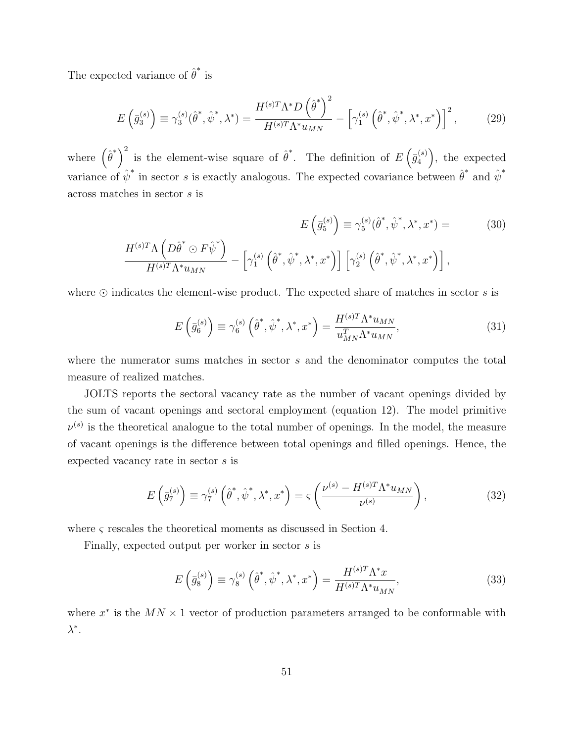The expected variance of $\hat{\theta}^*$ is

$$E\left(\bar{g}_3^{(s)}\right) \equiv \gamma_3^{(s)}(\hat{\theta}^*, \hat{\psi}^*, \lambda^*) = \frac{H^{(s)T}\Lambda^* D\left(\hat{\theta}^*\right)^2}{H^{(s)T}\Lambda^* u_{MN}} - \left[\gamma_1^{(s)}\left(\hat{\theta}^*, \hat{\psi}^*, \lambda^*, x^*\right)\right]^2, \tag{29}$$

where $\left(\hat{\theta}^*\right)^2$ is the element-wise square of $\hat{\theta}^*$. The definition of $E\left(\bar{g}_4^{(s)}\right)$, the expected variance of $\hat{\psi}^*$ in sector $s$ is exactly analogous. The expected covariance between $\hat{\theta}^*$ and $\hat{\psi}^*$ across matches in sector $s$ is

$$E\left(\bar{g}_5^{(s)}\right) \equiv \gamma_5^{(s)}(\hat{\theta}^*, \hat{\psi}^*, \lambda^*, x^*) = \tag{30}$$

$$\frac{H^{(s)T}\Lambda\left(D\hat{\theta}^* \odot F\hat{\psi}^*\right)}{H^{(s)T}\Lambda^* u_{MN}} - \left[\gamma_1^{(s)}\left(\hat{\theta}^*, \hat{\psi}^*, \lambda^*, x^*\right)\right]\left[\gamma_2^{(s)}\left(\hat{\theta}^*, \hat{\psi}^*, \lambda^*, x^*\right)\right],$$

where $\odot$ indicates the element-wise product. The expected share of matches in sector $s$ is

$$E\left(\bar{g}_6^{(s)}\right) \equiv \gamma_6^{(s)}\left(\hat{\theta}^*, \hat{\psi}^*, \lambda^*, x^*\right) = \frac{H^{(s)T}\Lambda^* u_{MN}}{u_{MN}^T\Lambda^* u_{MN}}, \tag{31}$$

where the numerator sums matches in sector $s$ and the denominator computes the total measure of realized matches.

JOLTS reports the sectoral vacancy rate as the number of vacant openings divided by the sum of vacant openings and sectoral employment (equation 12). The model primitive $\nu^{(s)}$ is the theoretical analogue to the total number of openings. In the model, the measure of vacant openings is the difference between total openings and filled openings. Hence, the expected vacancy rate in sector $s$ is

$$E\left(\bar{g}_7^{(s)}\right) \equiv \gamma_7^{(s)}\left(\hat{\theta}^*, \hat{\psi}^*, \lambda^*, x^*\right) = \varsigma\left(\frac{\nu^{(s)} - H^{(s)T}\Lambda^* u_{MN}}{\nu^{(s)}}\right), \tag{32}$$

where $\varsigma$ rescales the theoretical moments as discussed in Section 4.

Finally, expected output per worker in sector $s$ is

$$E\left(\bar{g}_8^{(s)}\right) \equiv \gamma_8^{(s)}\left(\hat{\theta}^*, \hat{\psi}^*, \lambda^*, x^*\right) = \frac{H^{(s)T}\Lambda^* x}{H^{(s)T}\Lambda^* u_{MN}}, \tag{33}$$

where $x^*$ is the $MN \times 1$ vector of production parameters arranged to be conformable with $\lambda^*$.